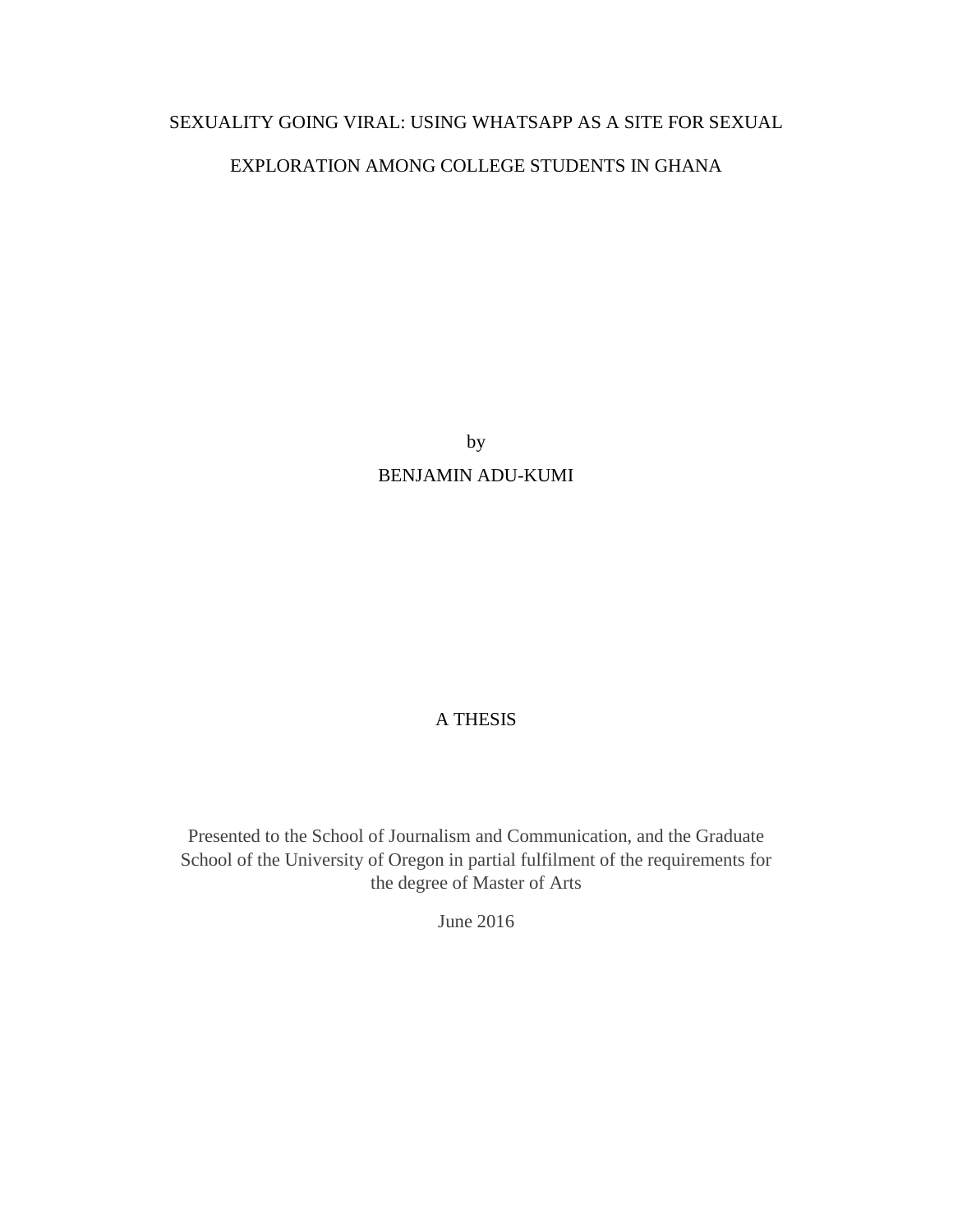# SEXUALITY GOING VIRAL: USING WHATSAPP AS A SITE FOR SEXUAL EXPLORATION AMONG COLLEGE STUDENTS IN GHANA

by

BENJAMIN ADU-KUMI

A THESIS

Presented to the School of Journalism and Communication, and the Graduate School of the University of Oregon in partial fulfilment of the requirements for the degree of Master of Arts

June 2016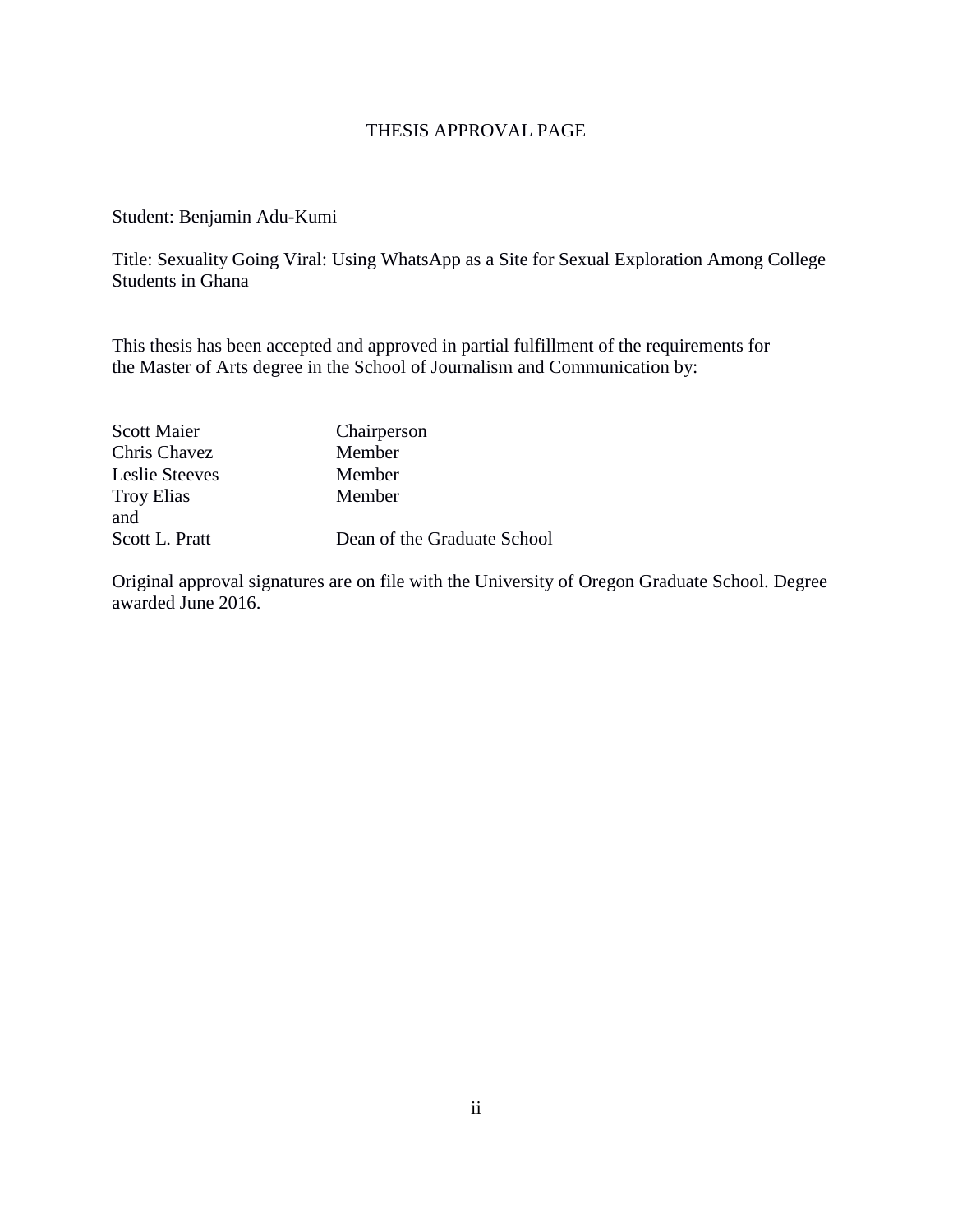THESIS APPROVAL PAGE

Student: Benjamin Adu-Kumi

Title: Sexuality Going Viral: Using WhatsApp as a Site for Sexual Exploration Among College Students in Ghana

This thesis has been accepted and approved in partial fulfillment of the requirements for the Master of Arts degree in the School of Journalism and Communication by:

| | |
|---|---|
| Scott Maier | Chairperson |
| Chris Chavez | Member |
| Leslie Steeves | Member |
| Troy Elias | Member |
| and | |
| Scott L. Pratt | Dean of the Graduate School |

Original approval signatures are on file with the University of Oregon Graduate School. Degree awarded June 2016.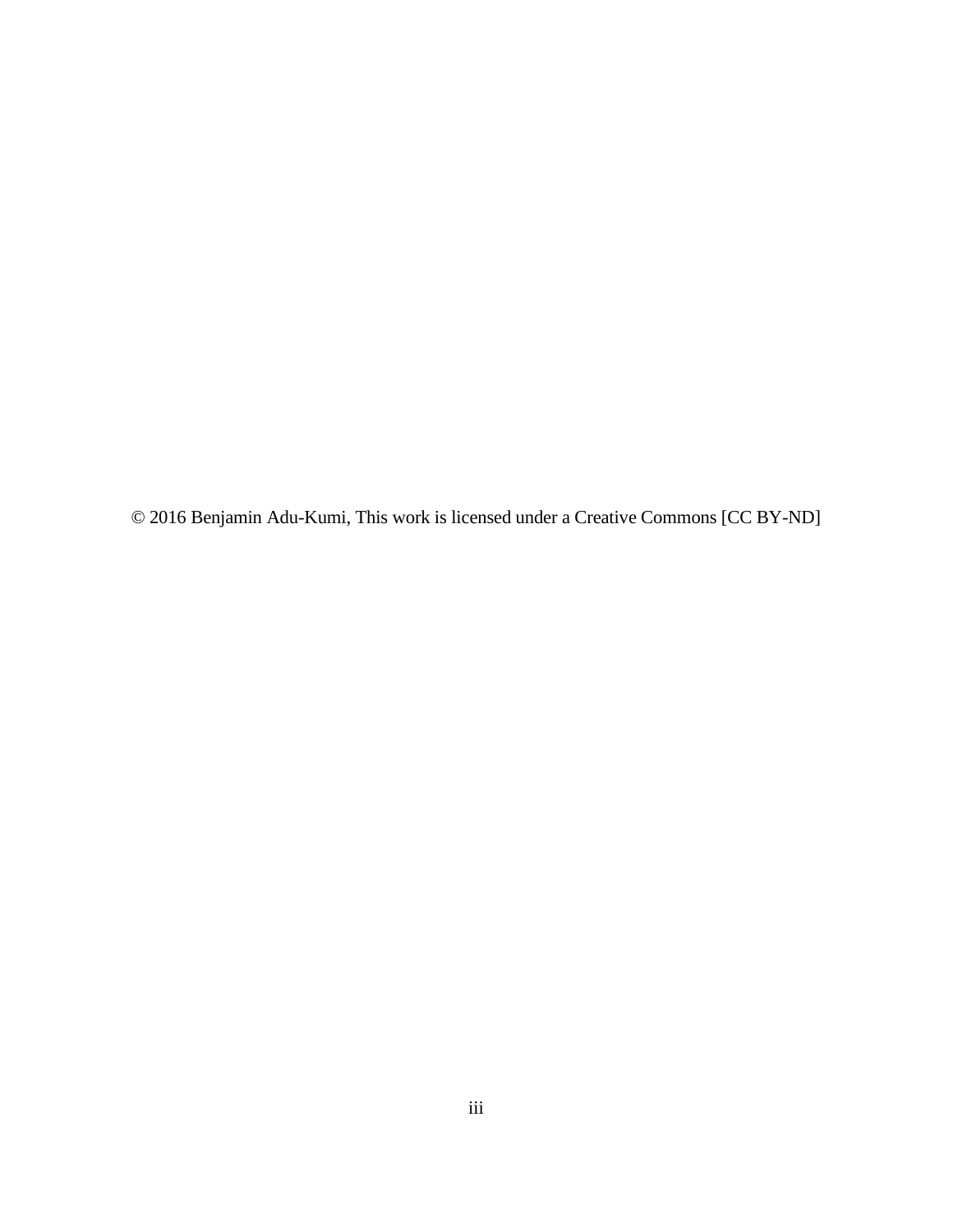© 2016 Benjamin Adu-Kumi, This work is licensed under a Creative Commons [CC BY-ND]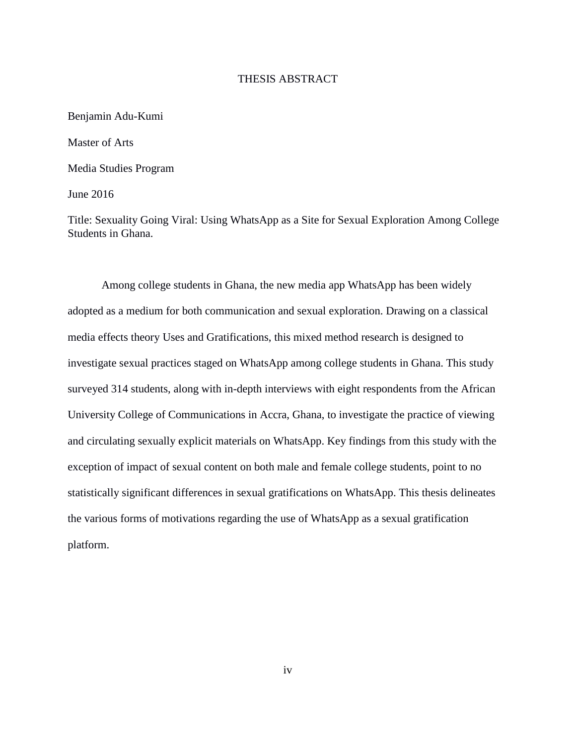# THESIS ABSTRACT

Benjamin Adu-Kumi

Master of Arts

Media Studies Program

June 2016

Title: Sexuality Going Viral: Using WhatsApp as a Site for Sexual Exploration Among College Students in Ghana.

Among college students in Ghana, the new media app WhatsApp has been widely adopted as a medium for both communication and sexual exploration. Drawing on a classical media effects theory Uses and Gratifications, this mixed method research is designed to investigate sexual practices staged on WhatsApp among college students in Ghana. This study surveyed 314 students, along with in-depth interviews with eight respondents from the African University College of Communications in Accra, Ghana, to investigate the practice of viewing and circulating sexually explicit materials on WhatsApp. Key findings from this study with the exception of impact of sexual content on both male and female college students, point to no statistically significant differences in sexual gratifications on WhatsApp. This thesis delineates the various forms of motivations regarding the use of WhatsApp as a sexual gratification platform.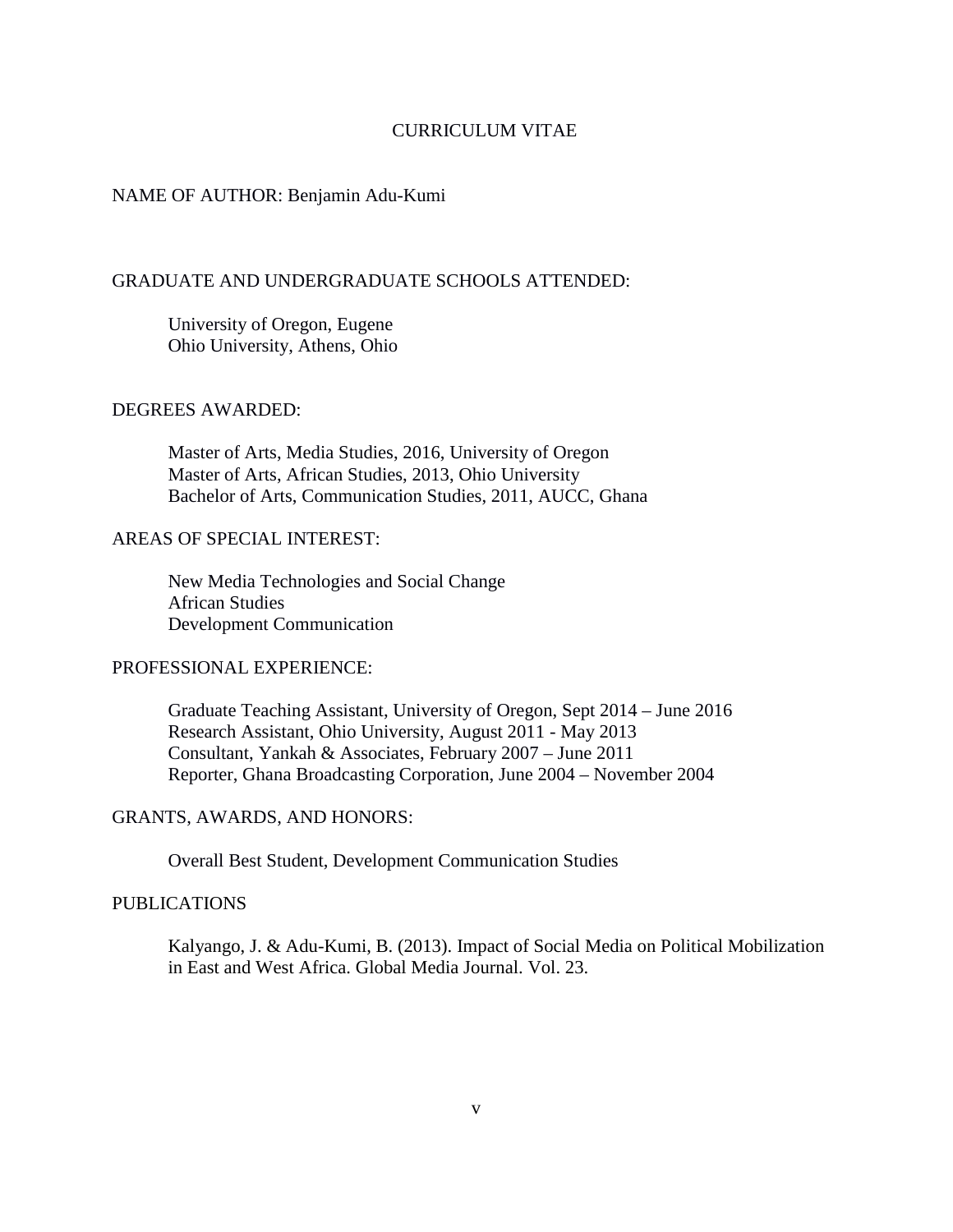# CURRICULUM VITAE

NAME OF AUTHOR: Benjamin Adu-Kumi

## GRADUATE AND UNDERGRADUATE SCHOOLS ATTENDED:

University of Oregon, Eugene
Ohio University, Athens, Ohio

## DEGREES AWARDED:

Master of Arts, Media Studies, 2016, University of Oregon
Master of Arts, African Studies, 2013, Ohio University
Bachelor of Arts, Communication Studies, 2011, AUCC, Ghana

## AREAS OF SPECIAL INTEREST:

New Media Technologies and Social Change
African Studies
Development Communication

## PROFESSIONAL EXPERIENCE:

Graduate Teaching Assistant, University of Oregon, Sept 2014 – June 2016
Research Assistant, Ohio University, August 2011 - May 2013
Consultant, Yankah & Associates, February 2007 – June 2011
Reporter, Ghana Broadcasting Corporation, June 2004 – November 2004

## GRANTS, AWARDS, AND HONORS:

Overall Best Student, Development Communication Studies

## PUBLICATIONS

Kalyango, J. & Adu-Kumi, B. (2013). Impact of Social Media on Political Mobilization in East and West Africa. Global Media Journal. Vol. 23.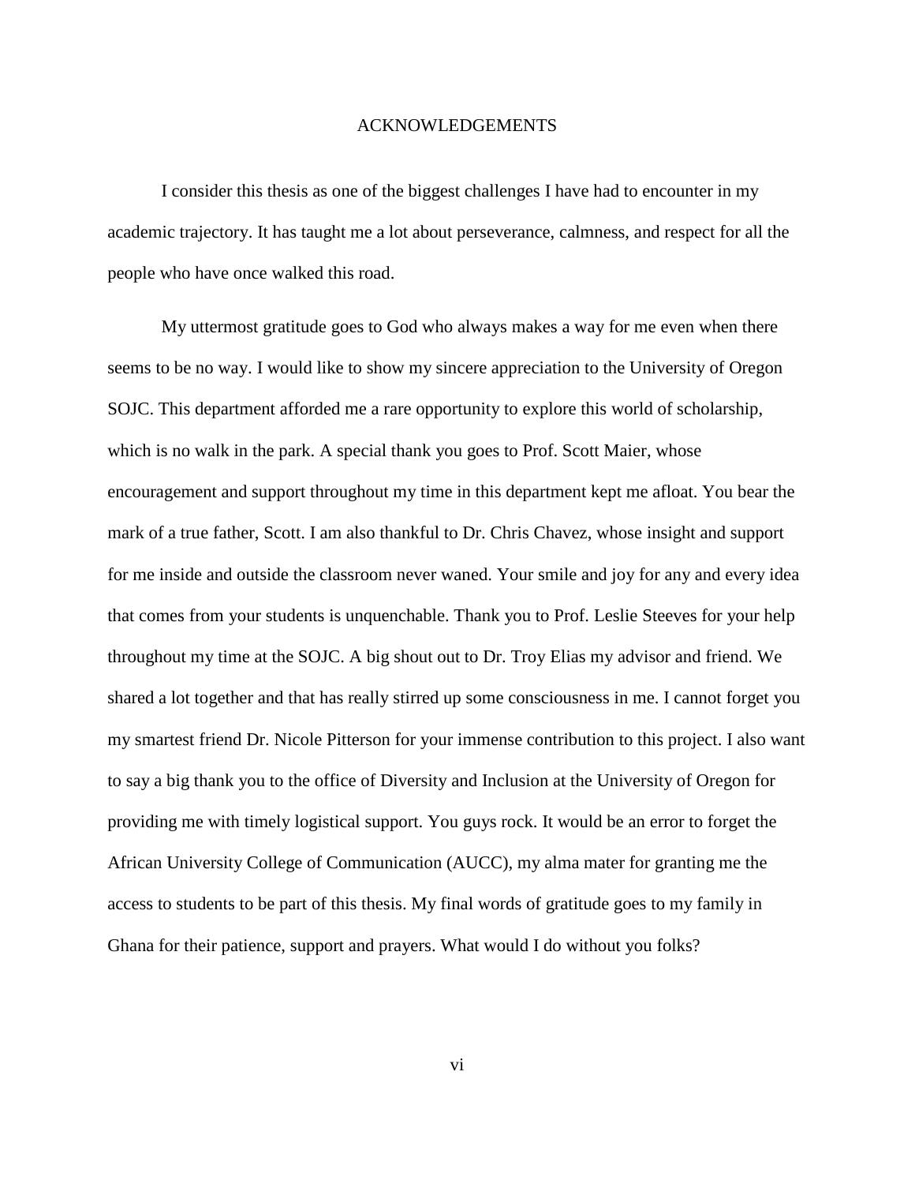# ACKNOWLEDGEMENTS

I consider this thesis as one of the biggest challenges I have had to encounter in my academic trajectory. It has taught me a lot about perseverance, calmness, and respect for all the people who have once walked this road.

My uttermost gratitude goes to God who always makes a way for me even when there seems to be no way. I would like to show my sincere appreciation to the University of Oregon SOJC. This department afforded me a rare opportunity to explore this world of scholarship, which is no walk in the park. A special thank you goes to Prof. Scott Maier, whose encouragement and support throughout my time in this department kept me afloat. You bear the mark of a true father, Scott. I am also thankful to Dr. Chris Chavez, whose insight and support for me inside and outside the classroom never waned. Your smile and joy for any and every idea that comes from your students is unquenchable. Thank you to Prof. Leslie Steeves for your help throughout my time at the SOJC. A big shout out to Dr. Troy Elias my advisor and friend. We shared a lot together and that has really stirred up some consciousness in me. I cannot forget you my smartest friend Dr. Nicole Pitterson for your immense contribution to this project. I also want to say a big thank you to the office of Diversity and Inclusion at the University of Oregon for providing me with timely logistical support. You guys rock. It would be an error to forget the African University College of Communication (AUCC), my alma mater for granting me the access to students to be part of this thesis. My final words of gratitude goes to my family in Ghana for their patience, support and prayers. What would I do without you folks?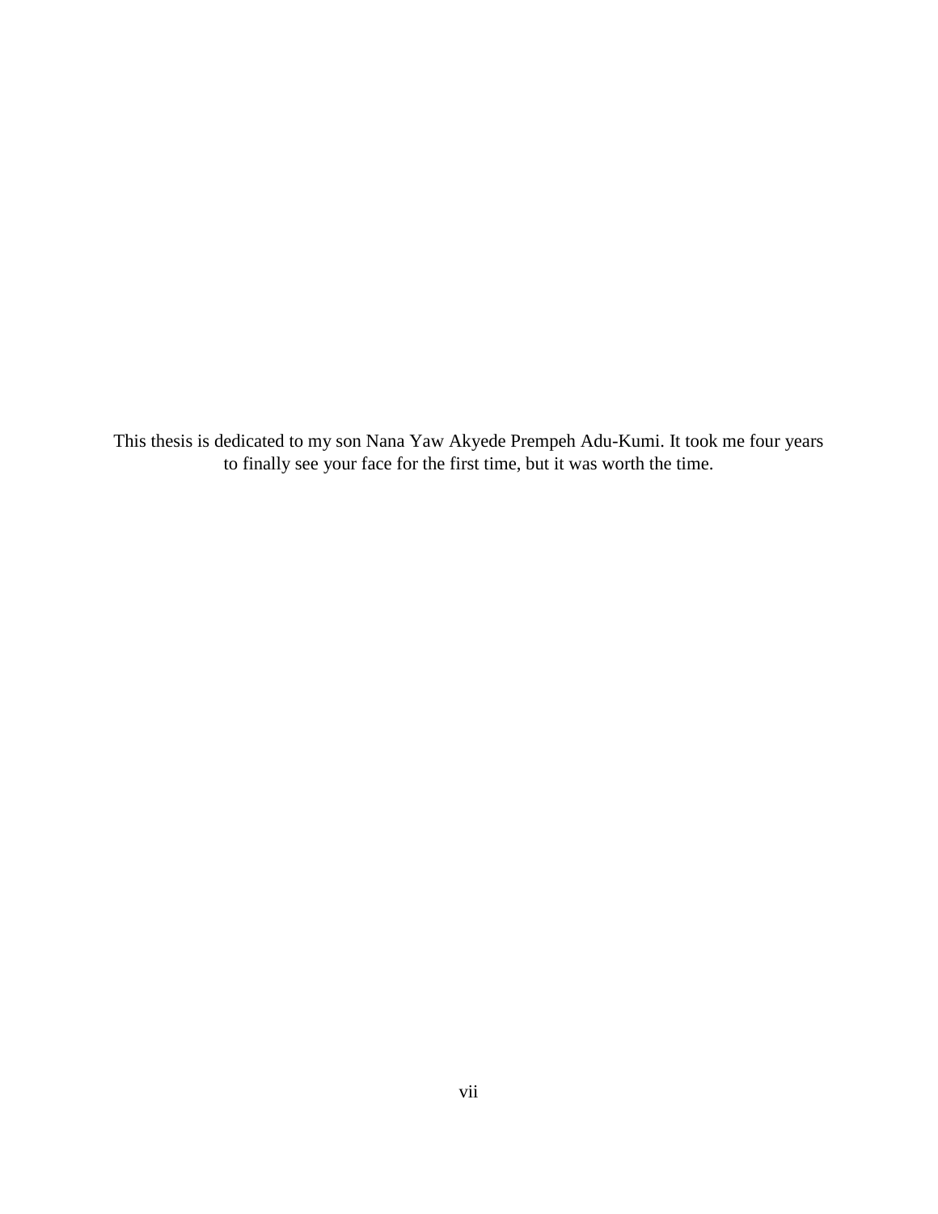This thesis is dedicated to my son Nana Yaw Akyede Prempeh Adu-Kumi. It took me four years to finally see your face for the first time, but it was worth the time.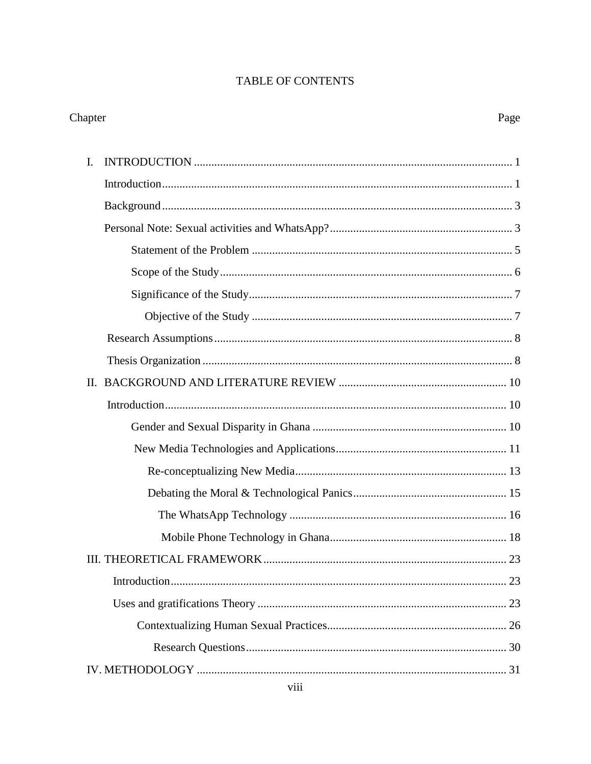# TABLE OF CONTENTS

| Chapter | Page |
|---|---|
| I. INTRODUCTION | 1 |
| Introduction | 1 |
| Background | 3 |
| Personal Note: Sexual activities and WhatsApp? | 3 |
| Statement of the Problem | 5 |
| Scope of the Study | 6 |
| Significance of the Study | 7 |
| Objective of the Study | 7 |
| Research Assumptions | 8 |
| Thesis Organization | 8 |
| II. BACKGROUND AND LITERATURE REVIEW | 10 |
| Introduction | 10 |
| Gender and Sexual Disparity in Ghana | 10 |
| New Media Technologies and Applications | 11 |
| Re-conceptualizing New Media | 13 |
| Debating the Moral & Technological Panics | 15 |
| The WhatsApp Technology | 16 |
| Mobile Phone Technology in Ghana | 18 |
| III. THEORETICAL FRAMEWORK | 23 |
| Introduction | 23 |
| Uses and gratifications Theory | 23 |
| Contextualizing Human Sexual Practices | 26 |
| Research Questions | 30 |
| IV. METHODOLOGY | 31 |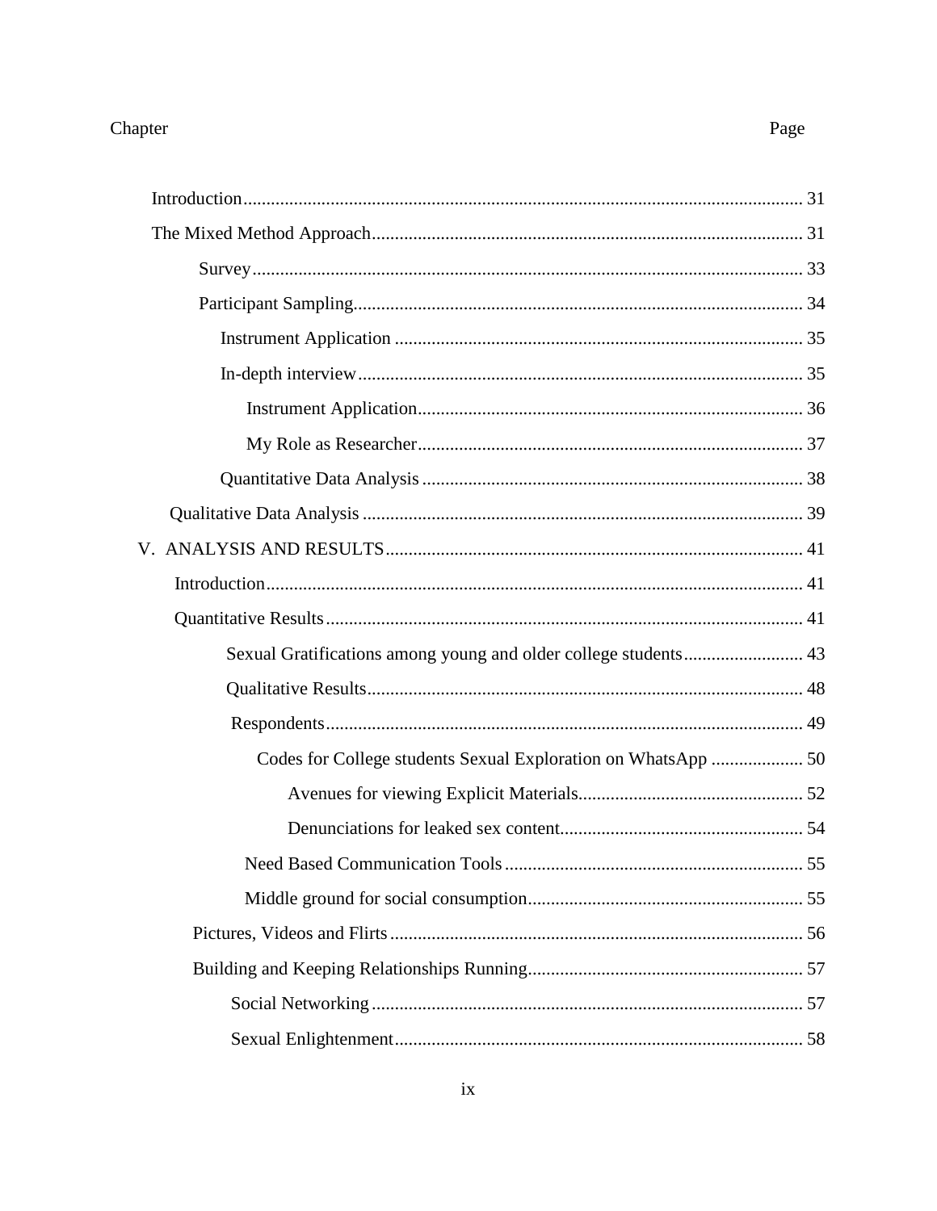Chapter | Page

Introduction ........................................................................................................ 31

The Mixed Method Approach ............................................................................ 31

Survey ........................................................................................................ 33

Participant Sampling ................................................................................. 34

Instrument Application ......................................................................... 35

In-depth interview .................................................................................. 35

Instrument Application .................................................................... 36

My Role as Researcher .................................................................... 37

Quantitative Data Analysis .................................................................. 38

Qualitative Data Analysis ............................................................................... 39

V. ANALYSIS AND RESULTS ......................................................................... 41

Introduction .................................................................................................... 41

Quantitative Results ...................................................................................... 41

Sexual Gratifications among young and older college students .......................... 43

Qualitative Results ............................................................................. 48

Respondents ....................................................................................... 49

Codes for College students Sexual Exploration on WhatsApp .................... 50

Avenues for viewing Explicit Materials ................................................ 52

Denunciations for leaked sex content .................................................... 54

Need Based Communication Tools ................................................................ 55

Middle ground for social consumption ........................................................... 55

Pictures, Videos and Flirts .......................................................................... 56

Building and Keeping Relationships Running ........................................................... 57

Social Networking ............................................................................. 57

Sexual Enlightenment ........................................................................ 58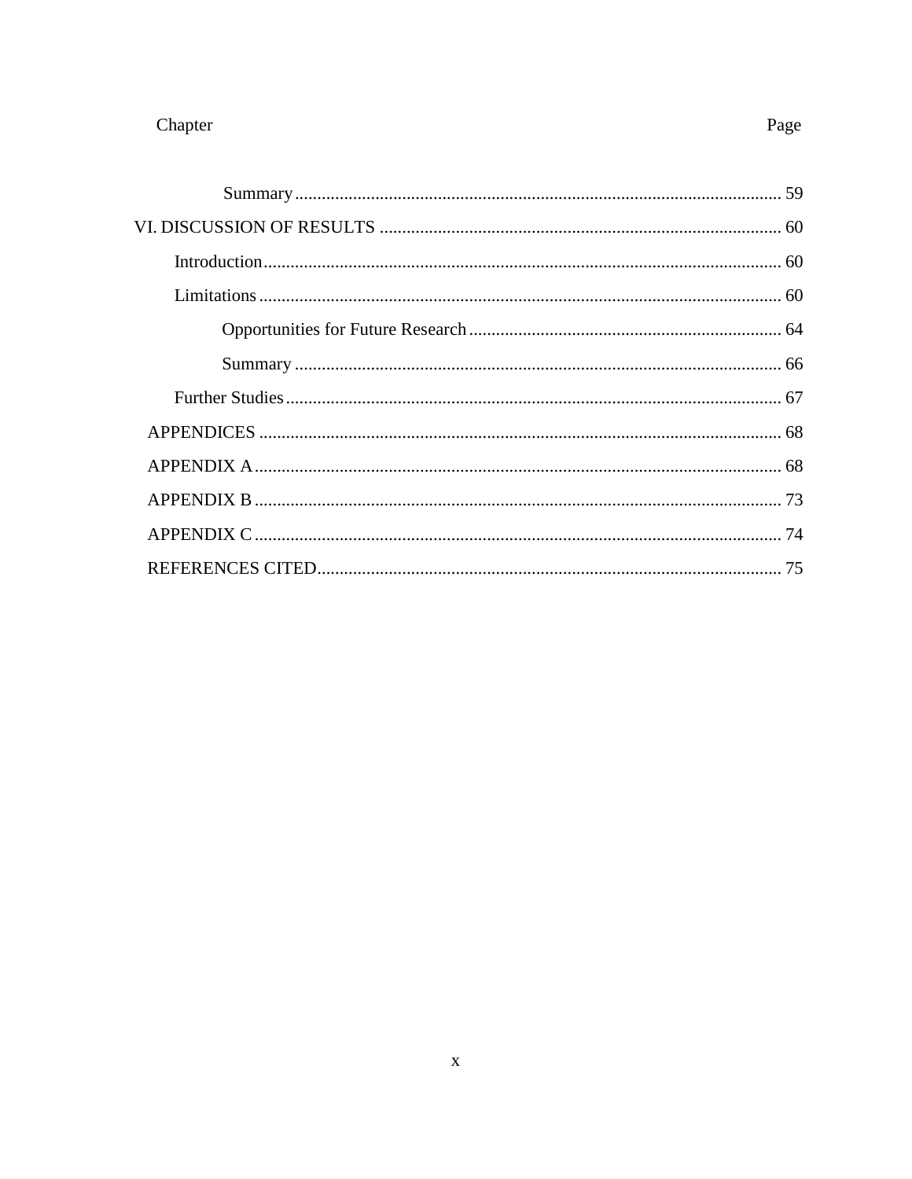| Chapter | Page |
|---|---|
| Summary | 59 |
| VI. DISCUSSION OF RESULTS | 60 |
| Introduction | 60 |
| Limitations | 60 |
| Opportunities for Future Research | 64 |
| Summary | 66 |
| Further Studies | 67 |
| APPENDICES | 68 |
| APPENDIX A | 68 |
| APPENDIX B | 73 |
| APPENDIX C | 74 |
| REFERENCES CITED | 75 |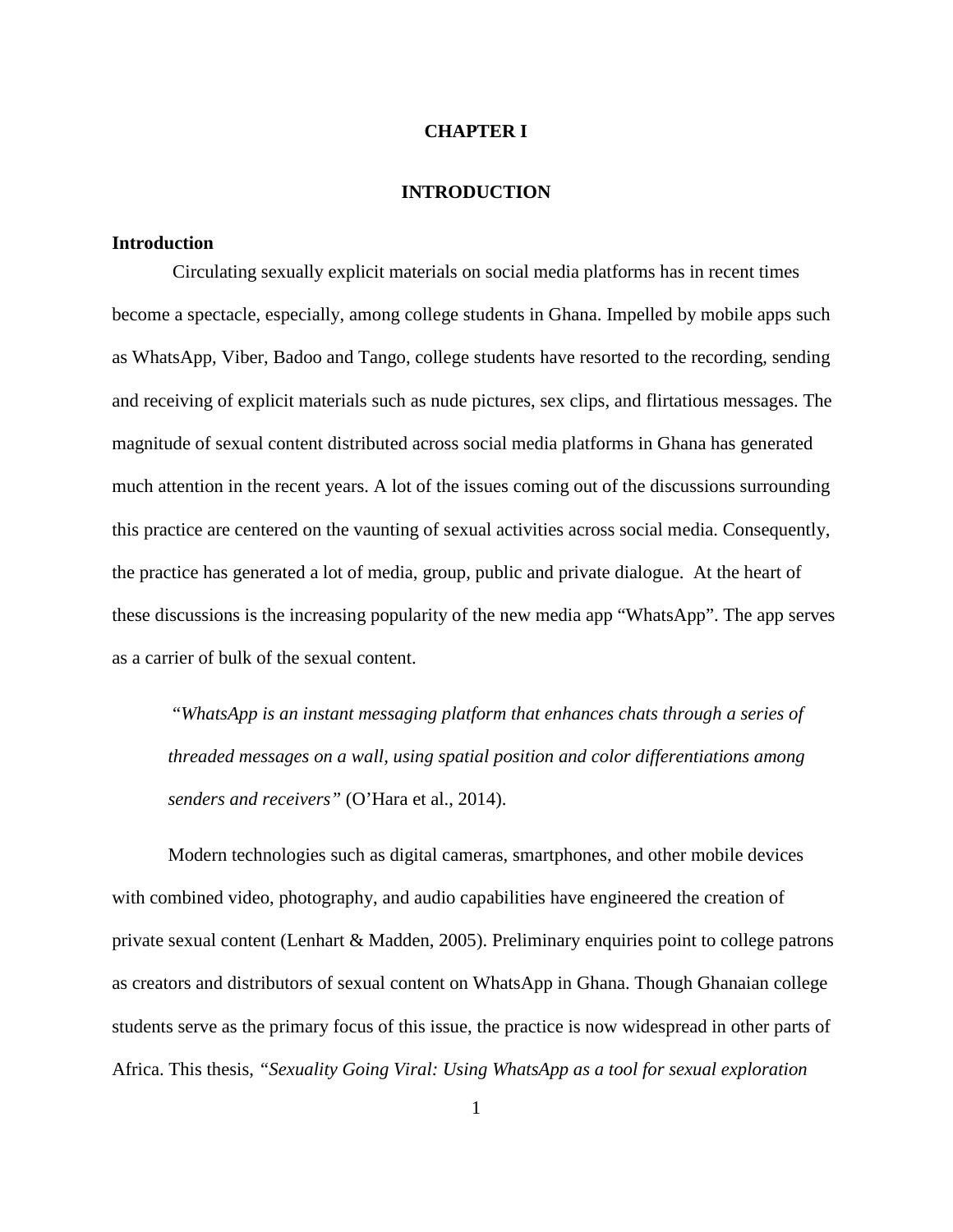# CHAPTER I

# INTRODUCTION

## Introduction

Circulating sexually explicit materials on social media platforms has in recent times become a spectacle, especially, among college students in Ghana. Impelled by mobile apps such as WhatsApp, Viber, Badoo and Tango, college students have resorted to the recording, sending and receiving of explicit materials such as nude pictures, sex clips, and flirtatious messages. The magnitude of sexual content distributed across social media platforms in Ghana has generated much attention in the recent years. A lot of the issues coming out of the discussions surrounding this practice are centered on the vaunting of sexual activities across social media. Consequently, the practice has generated a lot of media, group, public and private dialogue. At the heart of these discussions is the increasing popularity of the new media app "WhatsApp". The app serves as a carrier of bulk of the sexual content.

> *"WhatsApp is an instant messaging platform that enhances chats through a series of threaded messages on a wall, using spatial position and color differentiations among senders and receivers"* (O'Hara et al., 2014).

Modern technologies such as digital cameras, smartphones, and other mobile devices with combined video, photography, and audio capabilities have engineered the creation of private sexual content (Lenhart & Madden, 2005). Preliminary enquiries point to college patrons as creators and distributors of sexual content on WhatsApp in Ghana. Though Ghanaian college students serve as the primary focus of this issue, the practice is now widespread in other parts of Africa. This thesis, *"Sexuality Going Viral: Using WhatsApp as a tool for sexual exploration*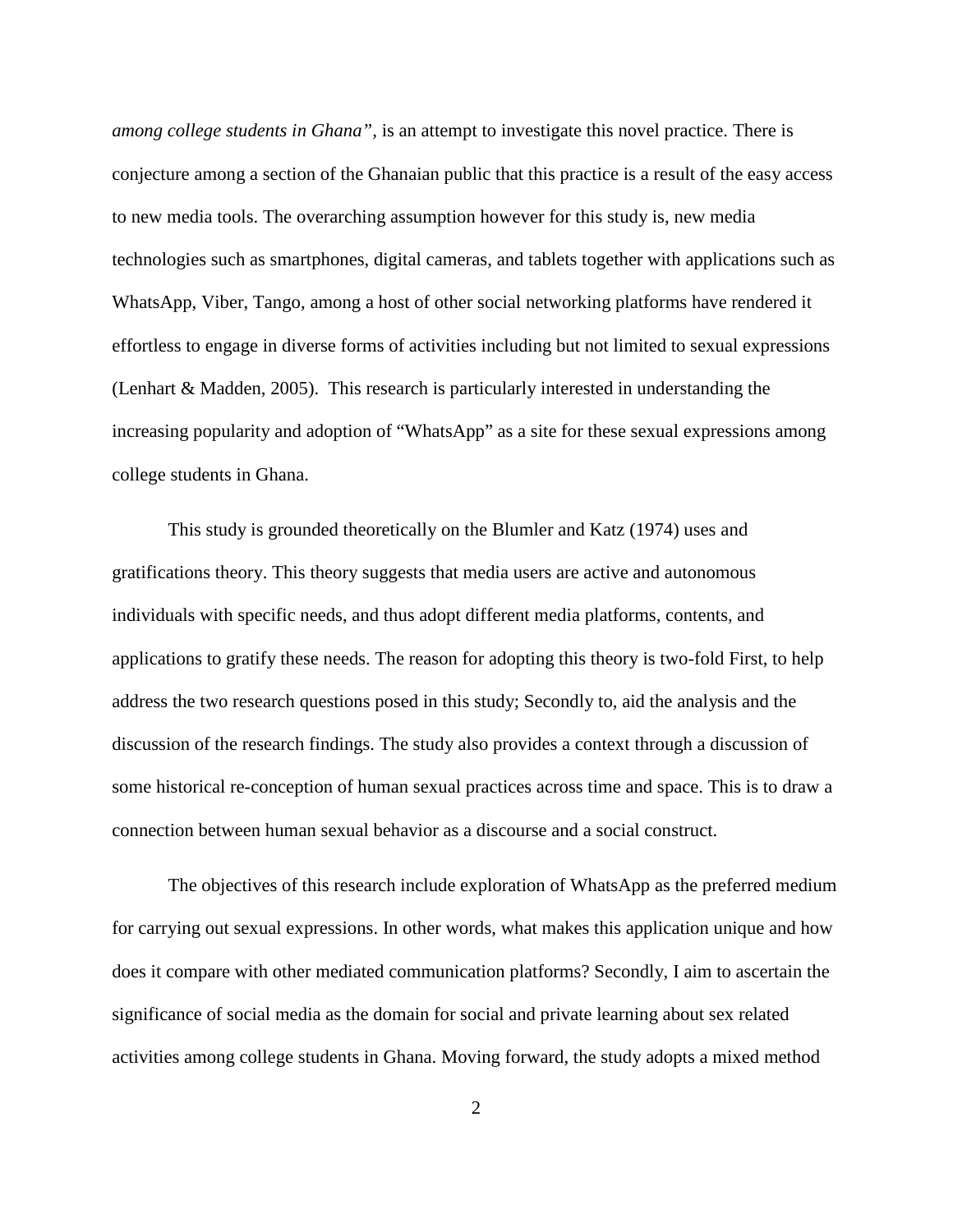*among college students in Ghana"*, is an attempt to investigate this novel practice. There is conjecture among a section of the Ghanaian public that this practice is a result of the easy access to new media tools. The overarching assumption however for this study is, new media technologies such as smartphones, digital cameras, and tablets together with applications such as WhatsApp, Viber, Tango, among a host of other social networking platforms have rendered it effortless to engage in diverse forms of activities including but not limited to sexual expressions (Lenhart & Madden, 2005). This research is particularly interested in understanding the increasing popularity and adoption of "WhatsApp" as a site for these sexual expressions among college students in Ghana.

This study is grounded theoretically on the Blumler and Katz (1974) uses and gratifications theory. This theory suggests that media users are active and autonomous individuals with specific needs, and thus adopt different media platforms, contents, and applications to gratify these needs. The reason for adopting this theory is two-fold First, to help address the two research questions posed in this study; Secondly to, aid the analysis and the discussion of the research findings. The study also provides a context through a discussion of some historical re-conception of human sexual practices across time and space. This is to draw a connection between human sexual behavior as a discourse and a social construct.

The objectives of this research include exploration of WhatsApp as the preferred medium for carrying out sexual expressions. In other words, what makes this application unique and how does it compare with other mediated communication platforms? Secondly, I aim to ascertain the significance of social media as the domain for social and private learning about sex related activities among college students in Ghana. Moving forward, the study adopts a mixed method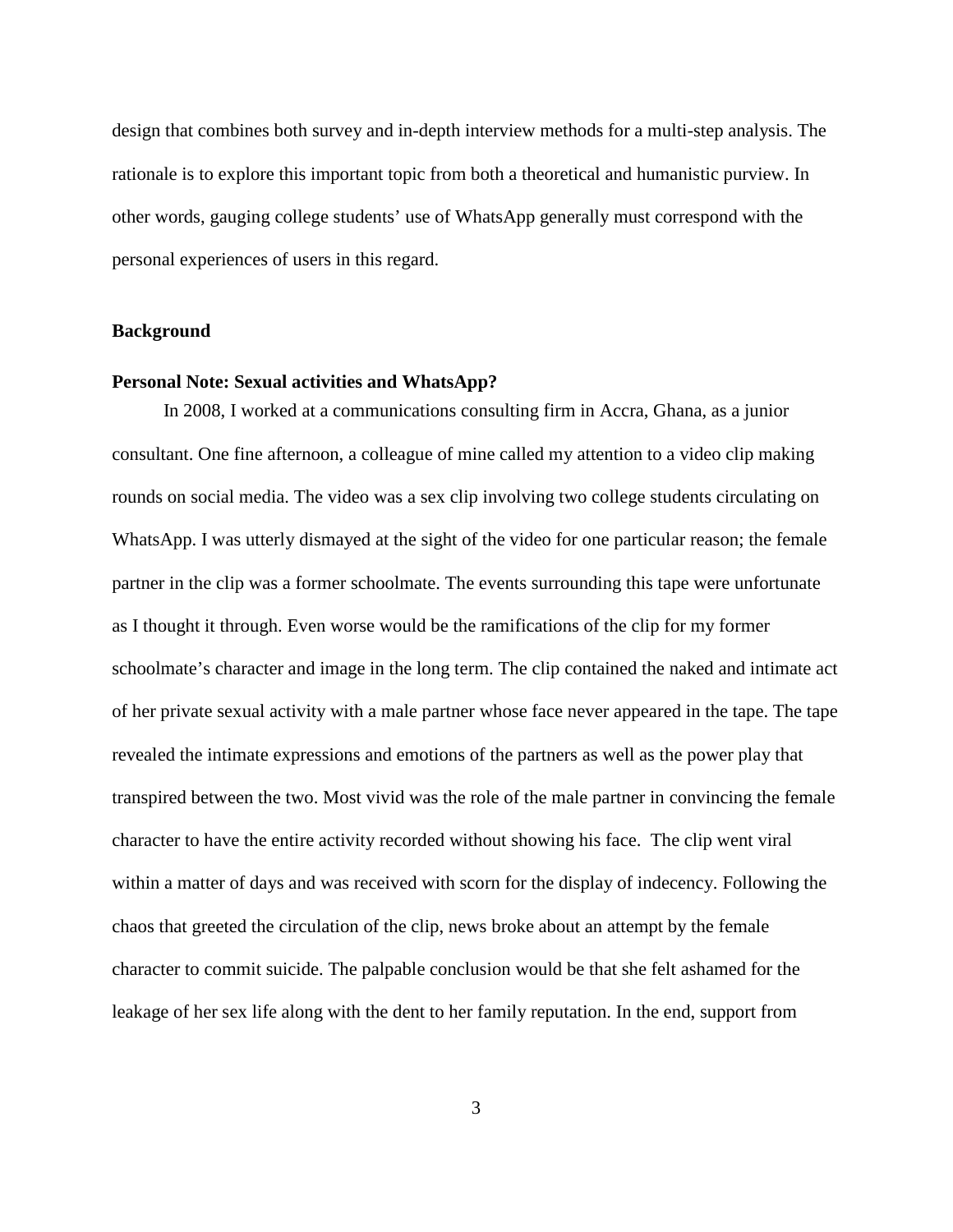design that combines both survey and in-depth interview methods for a multi-step analysis. The rationale is to explore this important topic from both a theoretical and humanistic purview. In other words, gauging college students' use of WhatsApp generally must correspond with the personal experiences of users in this regard.

## Background

### Personal Note: Sexual activities and WhatsApp?

In 2008, I worked at a communications consulting firm in Accra, Ghana, as a junior consultant. One fine afternoon, a colleague of mine called my attention to a video clip making rounds on social media. The video was a sex clip involving two college students circulating on WhatsApp. I was utterly dismayed at the sight of the video for one particular reason; the female partner in the clip was a former schoolmate. The events surrounding this tape were unfortunate as I thought it through. Even worse would be the ramifications of the clip for my former schoolmate's character and image in the long term. The clip contained the naked and intimate act of her private sexual activity with a male partner whose face never appeared in the tape. The tape revealed the intimate expressions and emotions of the partners as well as the power play that transpired between the two. Most vivid was the role of the male partner in convincing the female character to have the entire activity recorded without showing his face. The clip went viral within a matter of days and was received with scorn for the display of indecency. Following the chaos that greeted the circulation of the clip, news broke about an attempt by the female character to commit suicide. The palpable conclusion would be that she felt ashamed for the leakage of her sex life along with the dent to her family reputation. In the end, support from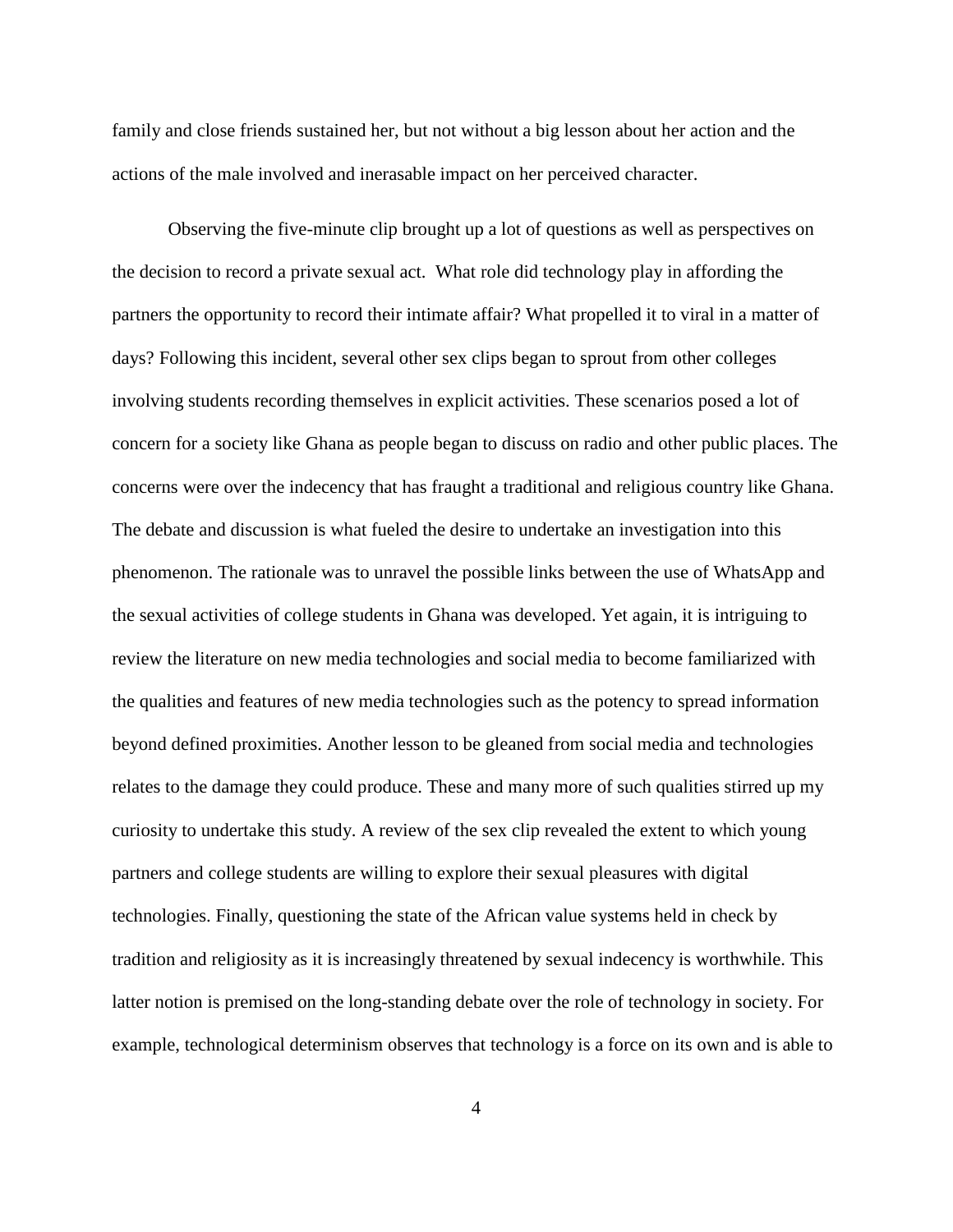family and close friends sustained her, but not without a big lesson about her action and the actions of the male involved and inerasable impact on her perceived character.

Observing the five-minute clip brought up a lot of questions as well as perspectives on the decision to record a private sexual act.  What role did technology play in affording the partners the opportunity to record their intimate affair? What propelled it to viral in a matter of days? Following this incident, several other sex clips began to sprout from other colleges involving students recording themselves in explicit activities. These scenarios posed a lot of concern for a society like Ghana as people began to discuss on radio and other public places. The concerns were over the indecency that has fraught a traditional and religious country like Ghana. The debate and discussion is what fueled the desire to undertake an investigation into this phenomenon. The rationale was to unravel the possible links between the use of WhatsApp and the sexual activities of college students in Ghana was developed. Yet again, it is intriguing to review the literature on new media technologies and social media to become familiarized with the qualities and features of new media technologies such as the potency to spread information beyond defined proximities. Another lesson to be gleaned from social media and technologies relates to the damage they could produce. These and many more of such qualities stirred up my curiosity to undertake this study. A review of the sex clip revealed the extent to which young partners and college students are willing to explore their sexual pleasures with digital technologies. Finally, questioning the state of the African value systems held in check by tradition and religiosity as it is increasingly threatened by sexual indecency is worthwhile. This latter notion is premised on the long-standing debate over the role of technology in society. For example, technological determinism observes that technology is a force on its own and is able to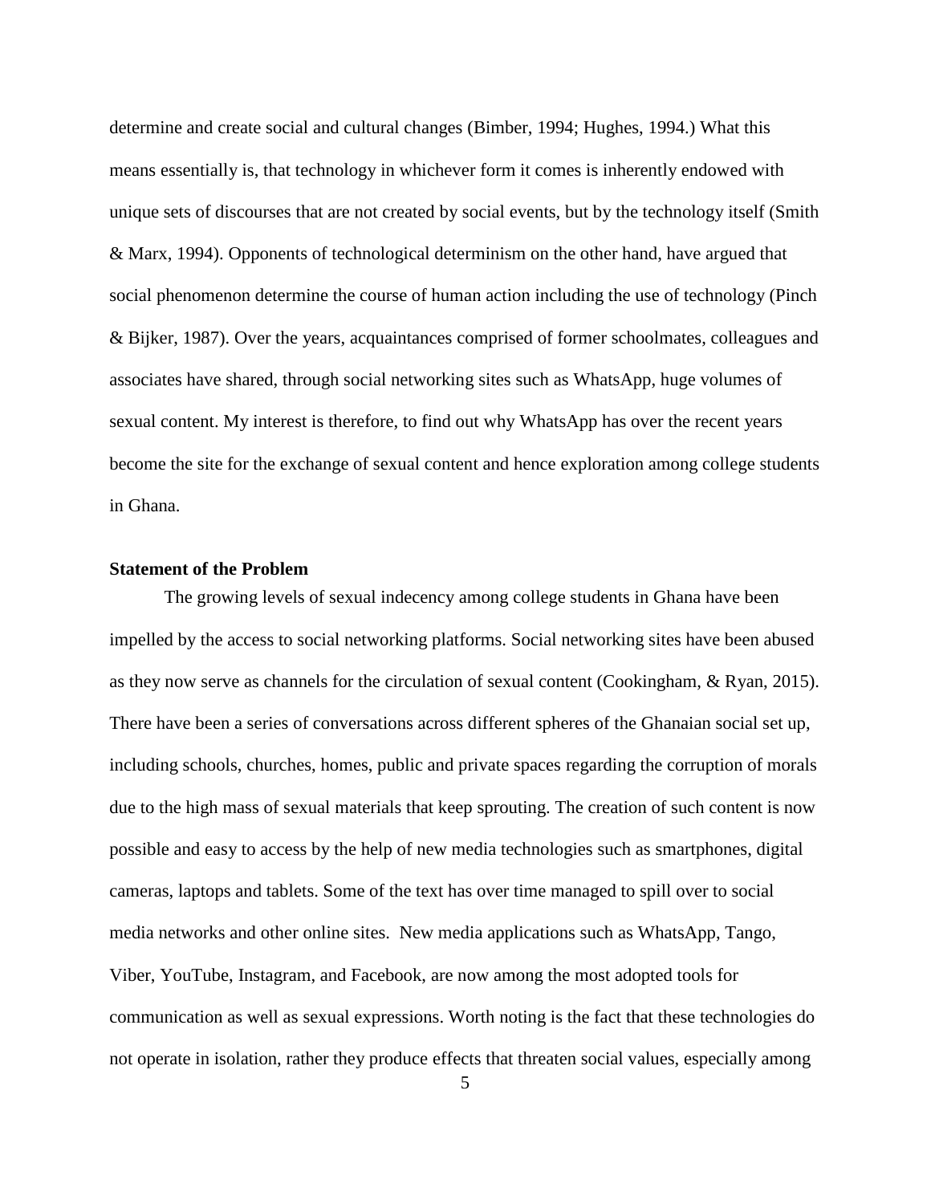determine and create social and cultural changes (Bimber, 1994; Hughes, 1994.) What this means essentially is, that technology in whichever form it comes is inherently endowed with unique sets of discourses that are not created by social events, but by the technology itself (Smith & Marx, 1994). Opponents of technological determinism on the other hand, have argued that social phenomenon determine the course of human action including the use of technology (Pinch & Bijker, 1987). Over the years, acquaintances comprised of former schoolmates, colleagues and associates have shared, through social networking sites such as WhatsApp, huge volumes of sexual content. My interest is therefore, to find out why WhatsApp has over the recent years become the site for the exchange of sexual content and hence exploration among college students in Ghana.

**Statement of the Problem**

The growing levels of sexual indecency among college students in Ghana have been impelled by the access to social networking platforms. Social networking sites have been abused as they now serve as channels for the circulation of sexual content (Cookingham, & Ryan, 2015). There have been a series of conversations across different spheres of the Ghanaian social set up, including schools, churches, homes, public and private spaces regarding the corruption of morals due to the high mass of sexual materials that keep sprouting. The creation of such content is now possible and easy to access by the help of new media technologies such as smartphones, digital cameras, laptops and tablets. Some of the text has over time managed to spill over to social media networks and other online sites. New media applications such as WhatsApp, Tango, Viber, YouTube, Instagram, and Facebook, are now among the most adopted tools for communication as well as sexual expressions. Worth noting is the fact that these technologies do not operate in isolation, rather they produce effects that threaten social values, especially among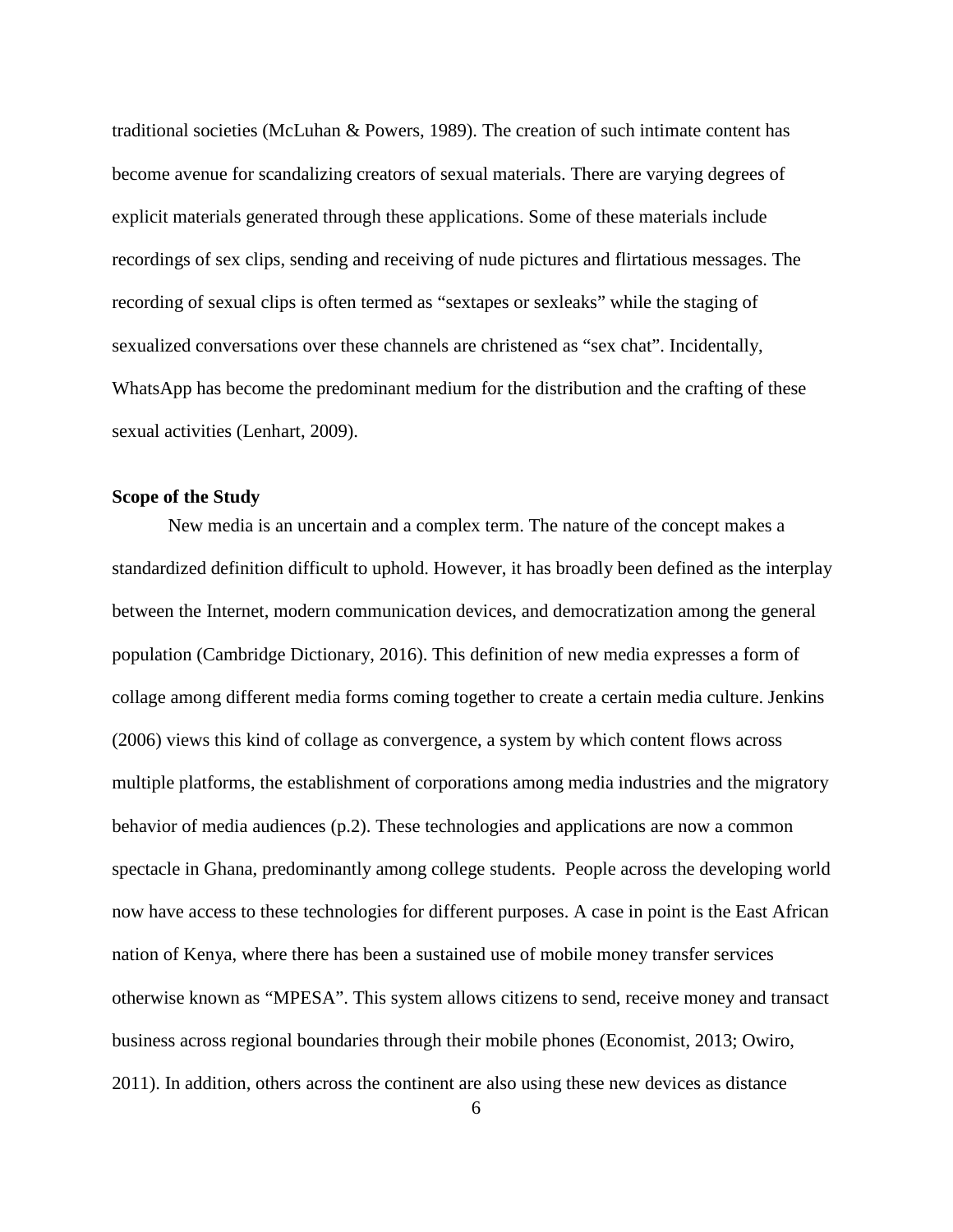traditional societies (McLuhan & Powers, 1989). The creation of such intimate content has become avenue for scandalizing creators of sexual materials. There are varying degrees of explicit materials generated through these applications. Some of these materials include recordings of sex clips, sending and receiving of nude pictures and flirtatious messages. The recording of sexual clips is often termed as “sextapes or sexleaks” while the staging of sexualized conversations over these channels are christened as “sex chat”. Incidentally, WhatsApp has become the predominant medium for the distribution and the crafting of these sexual activities (Lenhart, 2009).

**Scope of the Study**

New media is an uncertain and a complex term. The nature of the concept makes a standardized definition difficult to uphold. However, it has broadly been defined as the interplay between the Internet, modern communication devices, and democratization among the general population (Cambridge Dictionary, 2016). This definition of new media expresses a form of collage among different media forms coming together to create a certain media culture. Jenkins (2006) views this kind of collage as convergence, a system by which content flows across multiple platforms, the establishment of corporations among media industries and the migratory behavior of media audiences (p.2). These technologies and applications are now a common spectacle in Ghana, predominantly among college students. People across the developing world now have access to these technologies for different purposes. A case in point is the East African nation of Kenya, where there has been a sustained use of mobile money transfer services otherwise known as “MPESA”. This system allows citizens to send, receive money and transact business across regional boundaries through their mobile phones (Economist, 2013; Owiro, 2011). In addition, others across the continent are also using these new devices as distance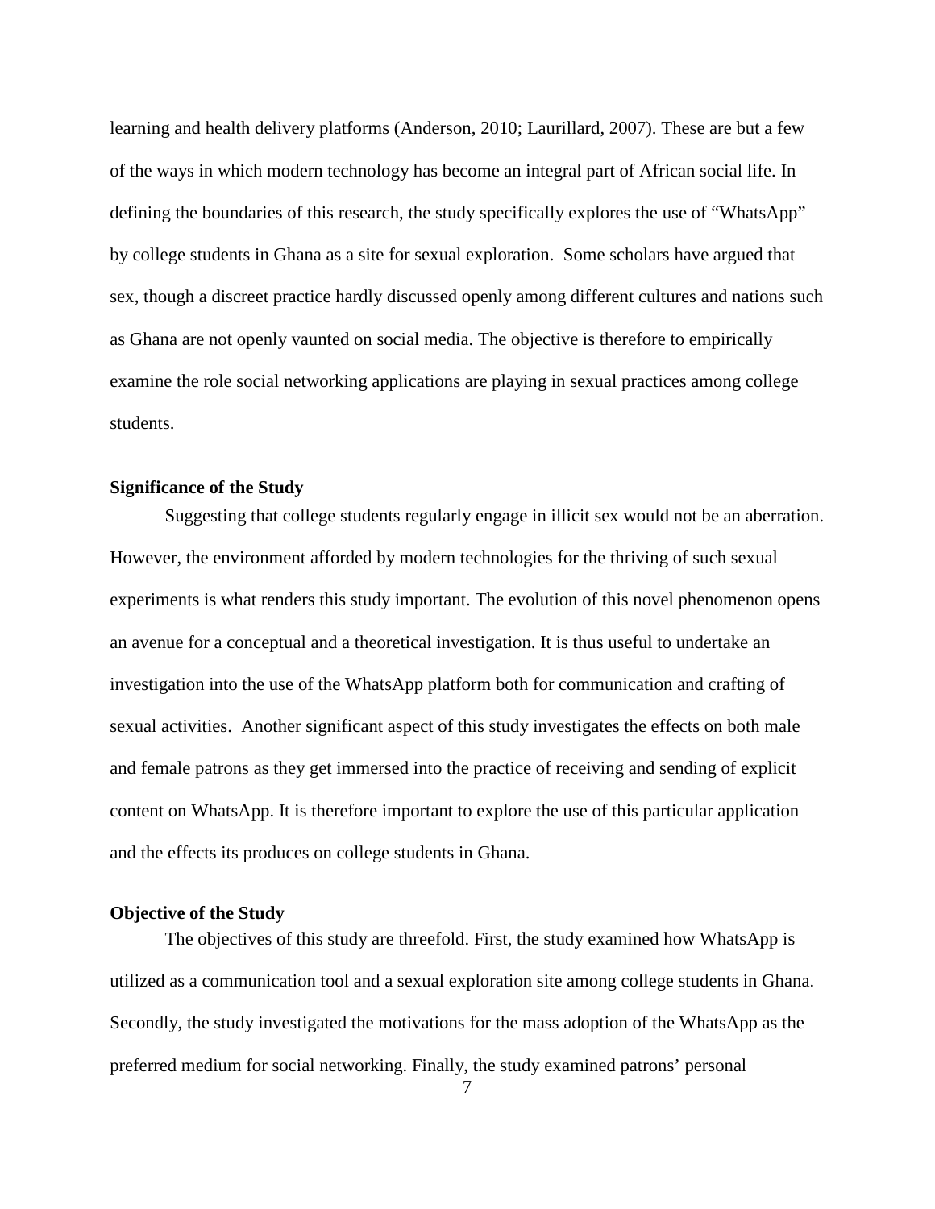learning and health delivery platforms (Anderson, 2010; Laurillard, 2007). These are but a few of the ways in which modern technology has become an integral part of African social life. In defining the boundaries of this research, the study specifically explores the use of "WhatsApp" by college students in Ghana as a site for sexual exploration. Some scholars have argued that sex, though a discreet practice hardly discussed openly among different cultures and nations such as Ghana are not openly vaunted on social media. The objective is therefore to empirically examine the role social networking applications are playing in sexual practices among college students.

### Significance of the Study

Suggesting that college students regularly engage in illicit sex would not be an aberration. However, the environment afforded by modern technologies for the thriving of such sexual experiments is what renders this study important. The evolution of this novel phenomenon opens an avenue for a conceptual and a theoretical investigation. It is thus useful to undertake an investigation into the use of the WhatsApp platform both for communication and crafting of sexual activities. Another significant aspect of this study investigates the effects on both male and female patrons as they get immersed into the practice of receiving and sending of explicit content on WhatsApp. It is therefore important to explore the use of this particular application and the effects its produces on college students in Ghana.

### Objective of the Study

The objectives of this study are threefold. First, the study examined how WhatsApp is utilized as a communication tool and a sexual exploration site among college students in Ghana. Secondly, the study investigated the motivations for the mass adoption of the WhatsApp as the preferred medium for social networking. Finally, the study examined patrons' personal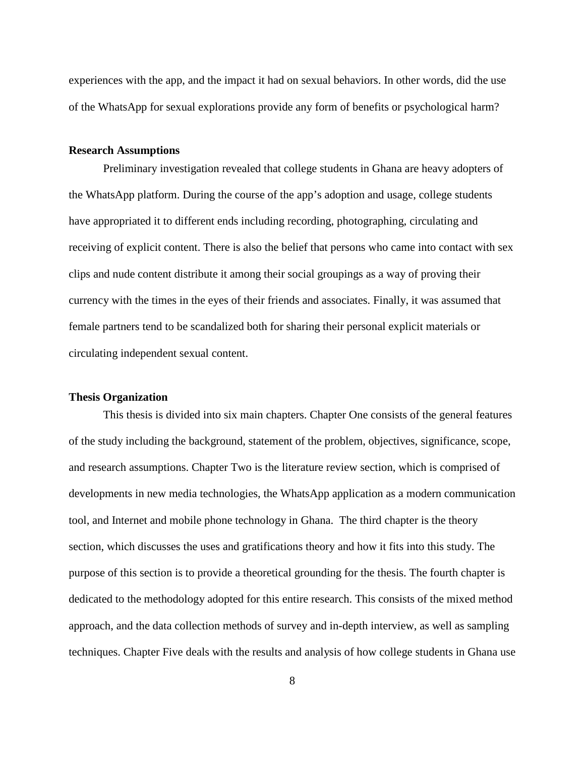experiences with the app, and the impact it had on sexual behaviors. In other words, did the use of the WhatsApp for sexual explorations provide any form of benefits or psychological harm?

**Research Assumptions**

Preliminary investigation revealed that college students in Ghana are heavy adopters of the WhatsApp platform. During the course of the app's adoption and usage, college students have appropriated it to different ends including recording, photographing, circulating and receiving of explicit content. There is also the belief that persons who came into contact with sex clips and nude content distribute it among their social groupings as a way of proving their currency with the times in the eyes of their friends and associates. Finally, it was assumed that female partners tend to be scandalized both for sharing their personal explicit materials or circulating independent sexual content.

**Thesis Organization**

This thesis is divided into six main chapters. Chapter One consists of the general features of the study including the background, statement of the problem, objectives, significance, scope, and research assumptions. Chapter Two is the literature review section, which is comprised of developments in new media technologies, the WhatsApp application as a modern communication tool, and Internet and mobile phone technology in Ghana. The third chapter is the theory section, which discusses the uses and gratifications theory and how it fits into this study. The purpose of this section is to provide a theoretical grounding for the thesis. The fourth chapter is dedicated to the methodology adopted for this entire research. This consists of the mixed method approach, and the data collection methods of survey and in-depth interview, as well as sampling techniques. Chapter Five deals with the results and analysis of how college students in Ghana use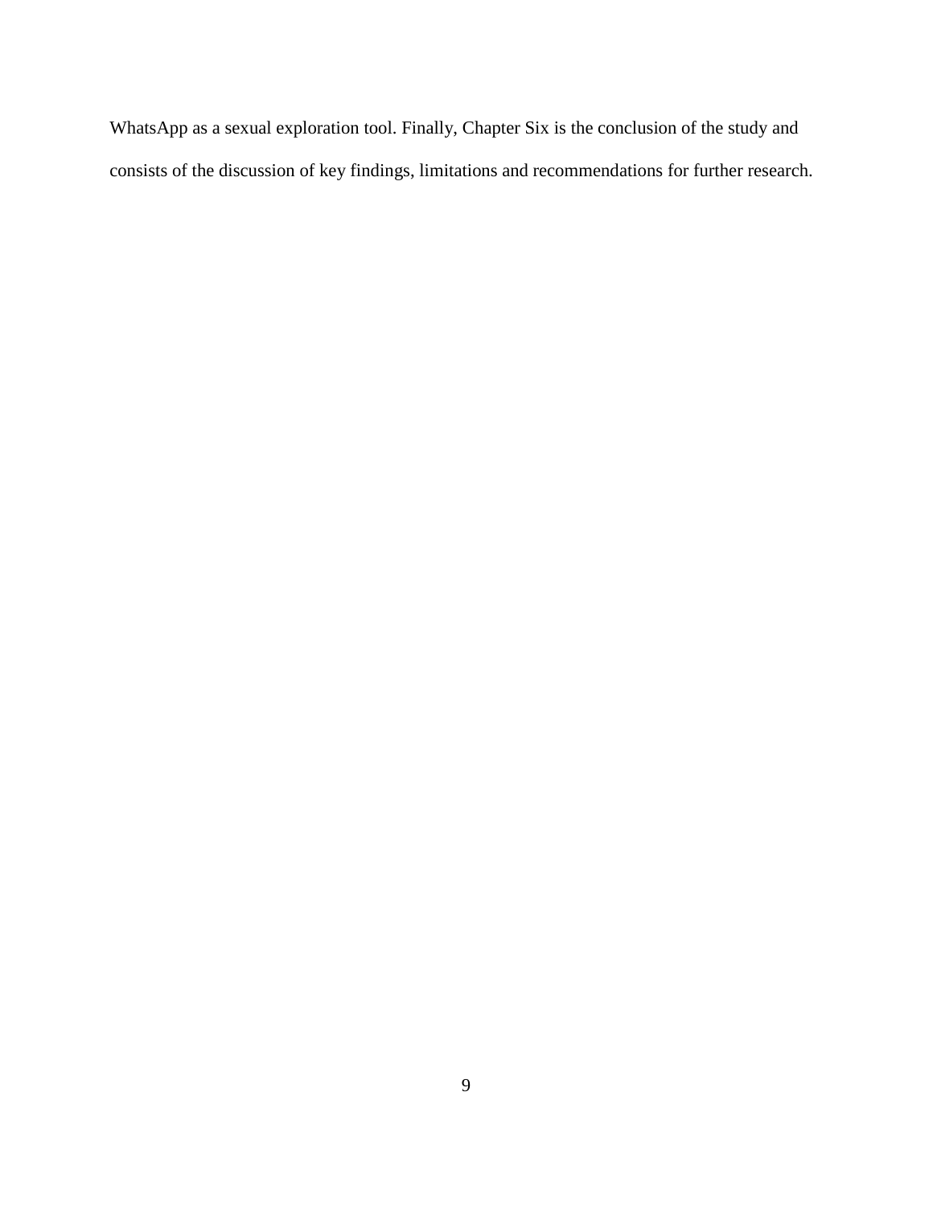WhatsApp as a sexual exploration tool. Finally, Chapter Six is the conclusion of the study and consists of the discussion of key findings, limitations and recommendations for further research.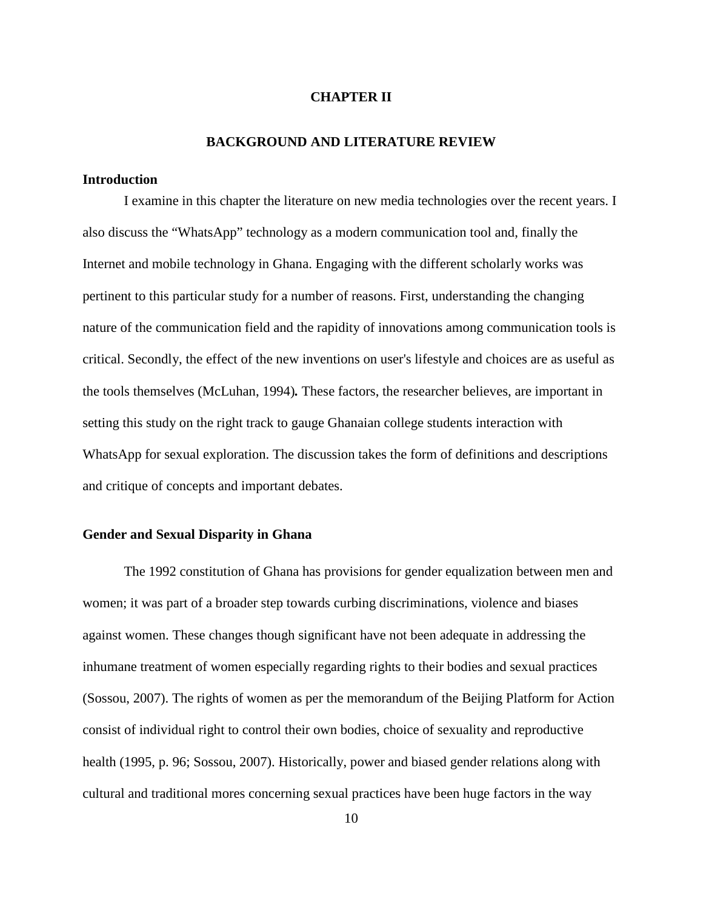# CHAPTER II

## BACKGROUND AND LITERATURE REVIEW

### Introduction

I examine in this chapter the literature on new media technologies over the recent years. I also discuss the "WhatsApp" technology as a modern communication tool and, finally the Internet and mobile technology in Ghana. Engaging with the different scholarly works was pertinent to this particular study for a number of reasons. First, understanding the changing nature of the communication field and the rapidity of innovations among communication tools is critical. Secondly, the effect of the new inventions on user's lifestyle and choices are as useful as the tools themselves (McLuhan, 1994)**.** These factors, the researcher believes, are important in setting this study on the right track to gauge Ghanaian college students interaction with WhatsApp for sexual exploration. The discussion takes the form of definitions and descriptions and critique of concepts and important debates.

### Gender and Sexual Disparity in Ghana

The 1992 constitution of Ghana has provisions for gender equalization between men and women; it was part of a broader step towards curbing discriminations, violence and biases against women. These changes though significant have not been adequate in addressing the inhumane treatment of women especially regarding rights to their bodies and sexual practices (Sossou, 2007). The rights of women as per the memorandum of the Beijing Platform for Action consist of individual right to control their own bodies, choice of sexuality and reproductive health (1995, p. 96; Sossou, 2007). Historically, power and biased gender relations along with cultural and traditional mores concerning sexual practices have been huge factors in the way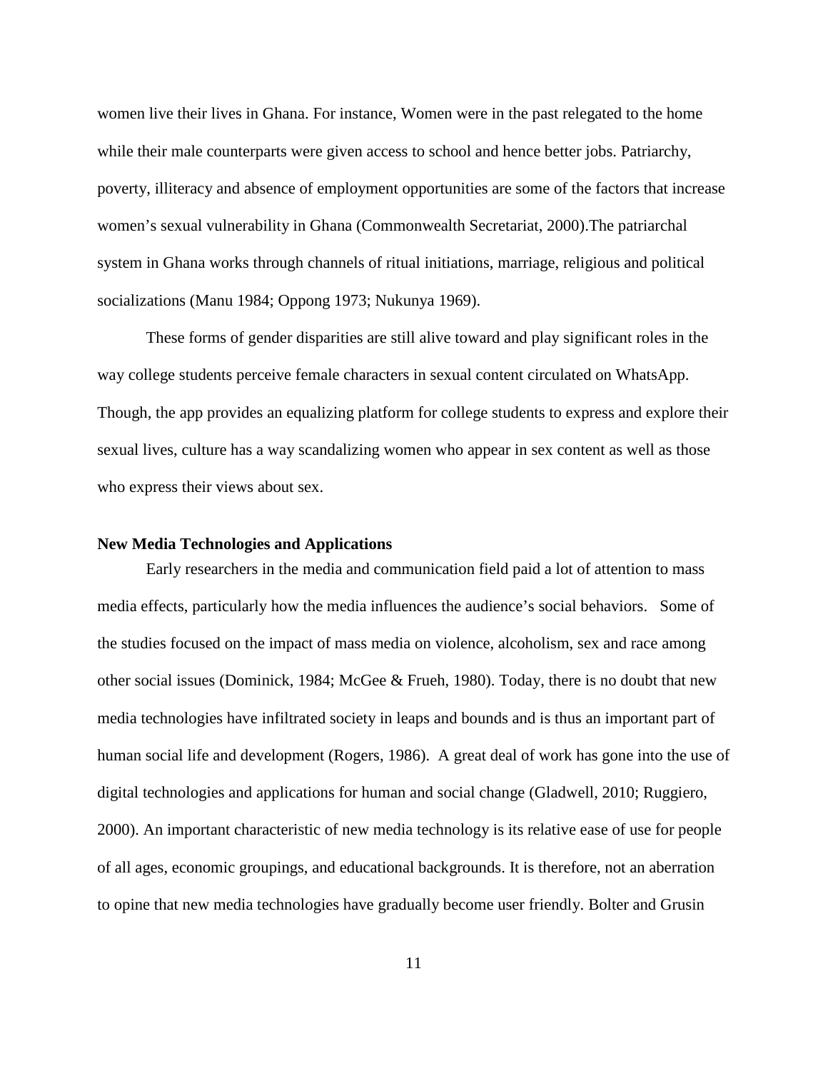women live their lives in Ghana. For instance, Women were in the past relegated to the home while their male counterparts were given access to school and hence better jobs. Patriarchy, poverty, illiteracy and absence of employment opportunities are some of the factors that increase women's sexual vulnerability in Ghana (Commonwealth Secretariat, 2000).The patriarchal system in Ghana works through channels of ritual initiations, marriage, religious and political socializations (Manu 1984; Oppong 1973; Nukunya 1969).

These forms of gender disparities are still alive toward and play significant roles in the way college students perceive female characters in sexual content circulated on WhatsApp. Though, the app provides an equalizing platform for college students to express and explore their sexual lives, culture has a way scandalizing women who appear in sex content as well as those who express their views about sex.

### New Media Technologies and Applications

Early researchers in the media and communication field paid a lot of attention to mass media effects, particularly how the media influences the audience's social behaviors. Some of the studies focused on the impact of mass media on violence, alcoholism, sex and race among other social issues (Dominick, 1984; McGee & Frueh, 1980). Today, there is no doubt that new media technologies have infiltrated society in leaps and bounds and is thus an important part of human social life and development (Rogers, 1986). A great deal of work has gone into the use of digital technologies and applications for human and social change (Gladwell, 2010; Ruggiero, 2000). An important characteristic of new media technology is its relative ease of use for people of all ages, economic groupings, and educational backgrounds. It is therefore, not an aberration to opine that new media technologies have gradually become user friendly. Bolter and Grusin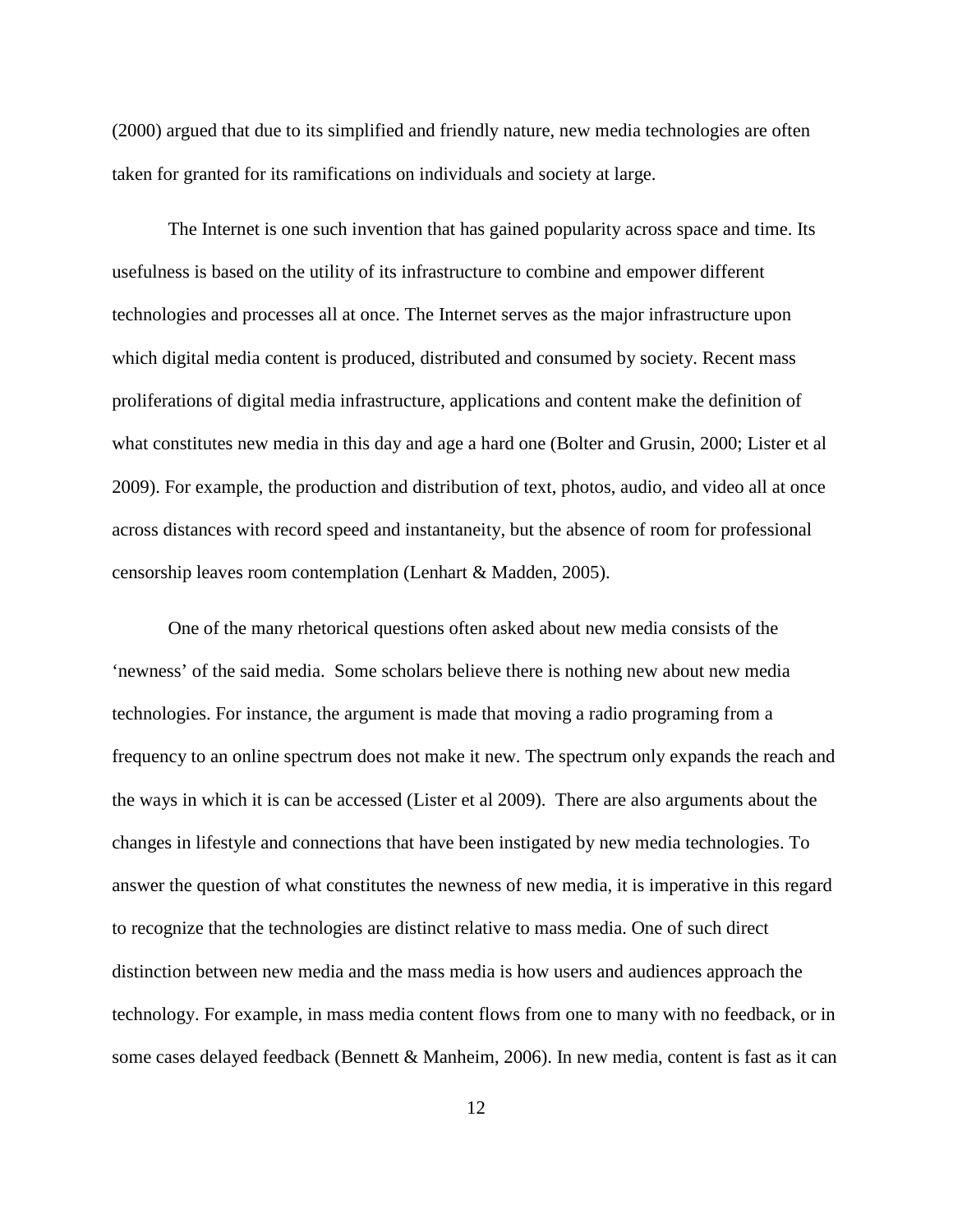(2000) argued that due to its simplified and friendly nature, new media technologies are often taken for granted for its ramifications on individuals and society at large.

The Internet is one such invention that has gained popularity across space and time. Its usefulness is based on the utility of its infrastructure to combine and empower different technologies and processes all at once. The Internet serves as the major infrastructure upon which digital media content is produced, distributed and consumed by society. Recent mass proliferations of digital media infrastructure, applications and content make the definition of what constitutes new media in this day and age a hard one (Bolter and Grusin, 2000; Lister et al 2009). For example, the production and distribution of text, photos, audio, and video all at once across distances with record speed and instantaneity, but the absence of room for professional censorship leaves room contemplation (Lenhart & Madden, 2005).

One of the many rhetorical questions often asked about new media consists of the 'newness' of the said media. Some scholars believe there is nothing new about new media technologies. For instance, the argument is made that moving a radio programing from a frequency to an online spectrum does not make it new. The spectrum only expands the reach and the ways in which it is can be accessed (Lister et al 2009). There are also arguments about the changes in lifestyle and connections that have been instigated by new media technologies. To answer the question of what constitutes the newness of new media, it is imperative in this regard to recognize that the technologies are distinct relative to mass media. One of such direct distinction between new media and the mass media is how users and audiences approach the technology. For example, in mass media content flows from one to many with no feedback, or in some cases delayed feedback (Bennett & Manheim, 2006). In new media, content is fast as it can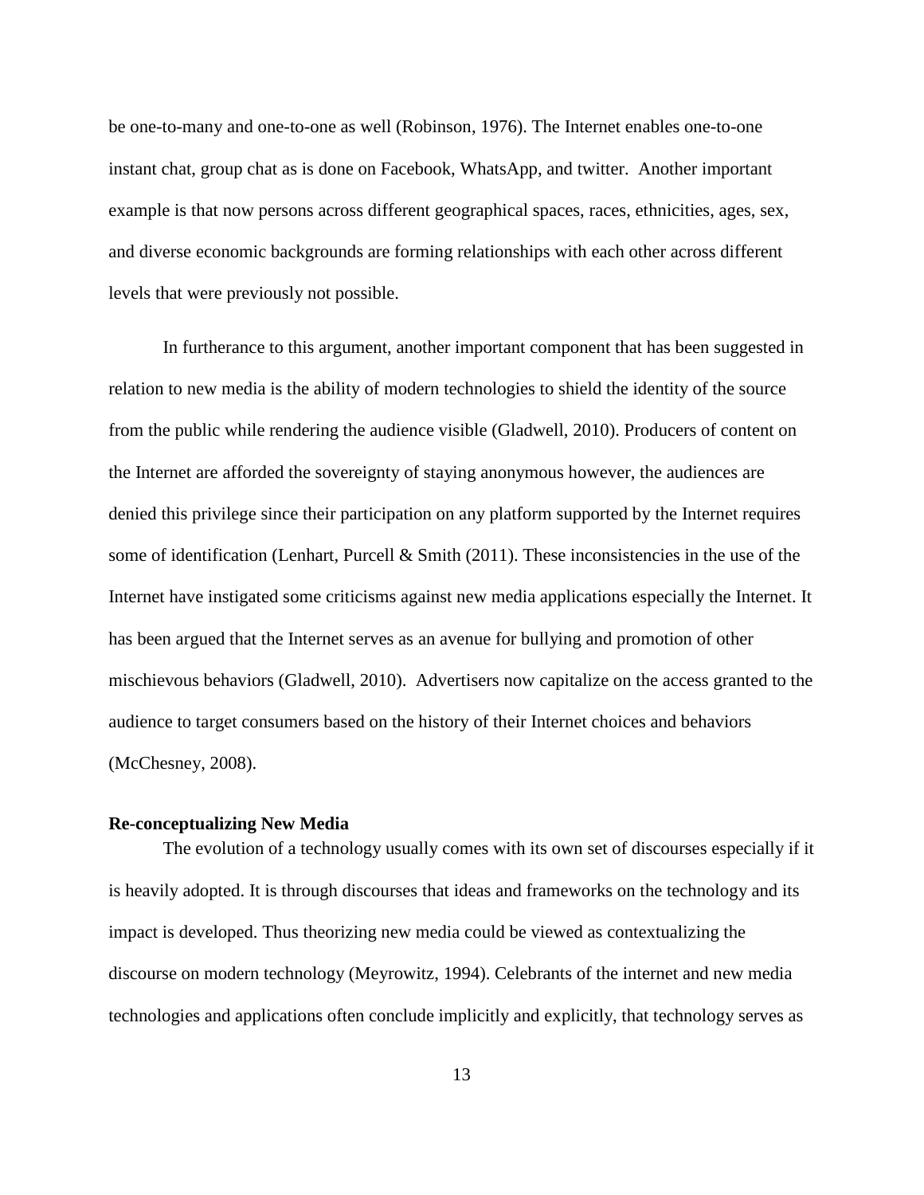be one-to-many and one-to-one as well (Robinson, 1976). The Internet enables one-to-one instant chat, group chat as is done on Facebook, WhatsApp, and twitter. Another important example is that now persons across different geographical spaces, races, ethnicities, ages, sex, and diverse economic backgrounds are forming relationships with each other across different levels that were previously not possible.

In furtherance to this argument, another important component that has been suggested in relation to new media is the ability of modern technologies to shield the identity of the source from the public while rendering the audience visible (Gladwell, 2010). Producers of content on the Internet are afforded the sovereignty of staying anonymous however, the audiences are denied this privilege since their participation on any platform supported by the Internet requires some of identification (Lenhart, Purcell & Smith (2011). These inconsistencies in the use of the Internet have instigated some criticisms against new media applications especially the Internet. It has been argued that the Internet serves as an avenue for bullying and promotion of other mischievous behaviors (Gladwell, 2010). Advertisers now capitalize on the access granted to the audience to target consumers based on the history of their Internet choices and behaviors (McChesney, 2008).

**Re-conceptualizing New Media**

The evolution of a technology usually comes with its own set of discourses especially if it is heavily adopted. It is through discourses that ideas and frameworks on the technology and its impact is developed. Thus theorizing new media could be viewed as contextualizing the discourse on modern technology (Meyrowitz, 1994). Celebrants of the internet and new media technologies and applications often conclude implicitly and explicitly, that technology serves as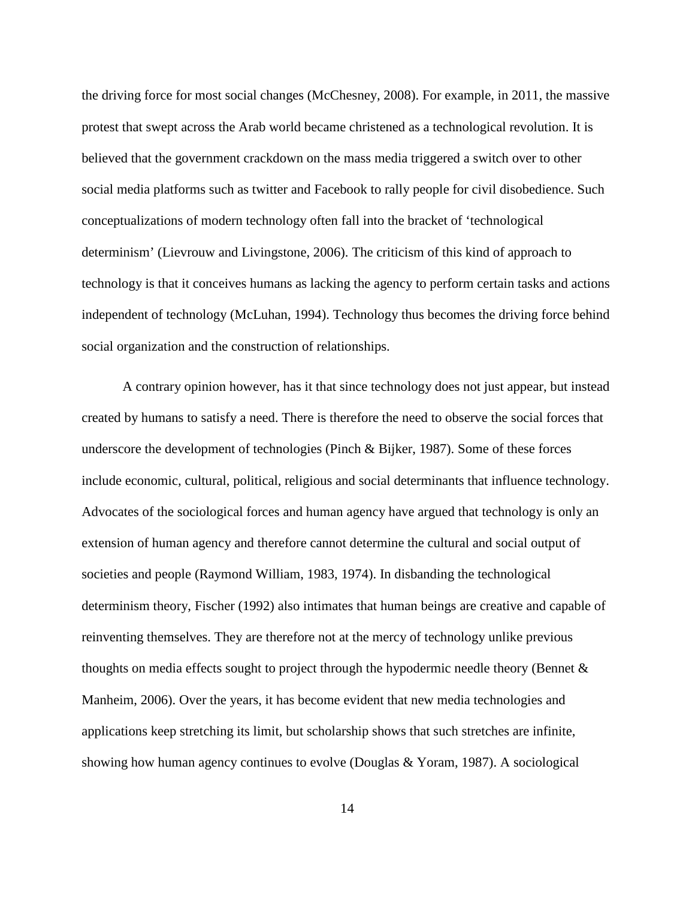the driving force for most social changes (McChesney, 2008). For example, in 2011, the massive protest that swept across the Arab world became christened as a technological revolution. It is believed that the government crackdown on the mass media triggered a switch over to other social media platforms such as twitter and Facebook to rally people for civil disobedience. Such conceptualizations of modern technology often fall into the bracket of 'technological determinism' (Lievrouw and Livingstone, 2006). The criticism of this kind of approach to technology is that it conceives humans as lacking the agency to perform certain tasks and actions independent of technology (McLuhan, 1994). Technology thus becomes the driving force behind social organization and the construction of relationships.

A contrary opinion however, has it that since technology does not just appear, but instead created by humans to satisfy a need. There is therefore the need to observe the social forces that underscore the development of technologies (Pinch & Bijker, 1987). Some of these forces include economic, cultural, political, religious and social determinants that influence technology. Advocates of the sociological forces and human agency have argued that technology is only an extension of human agency and therefore cannot determine the cultural and social output of societies and people (Raymond William, 1983, 1974). In disbanding the technological determinism theory, Fischer (1992) also intimates that human beings are creative and capable of reinventing themselves. They are therefore not at the mercy of technology unlike previous thoughts on media effects sought to project through the hypodermic needle theory (Bennet & Manheim, 2006). Over the years, it has become evident that new media technologies and applications keep stretching its limit, but scholarship shows that such stretches are infinite, showing how human agency continues to evolve (Douglas & Yoram, 1987). A sociological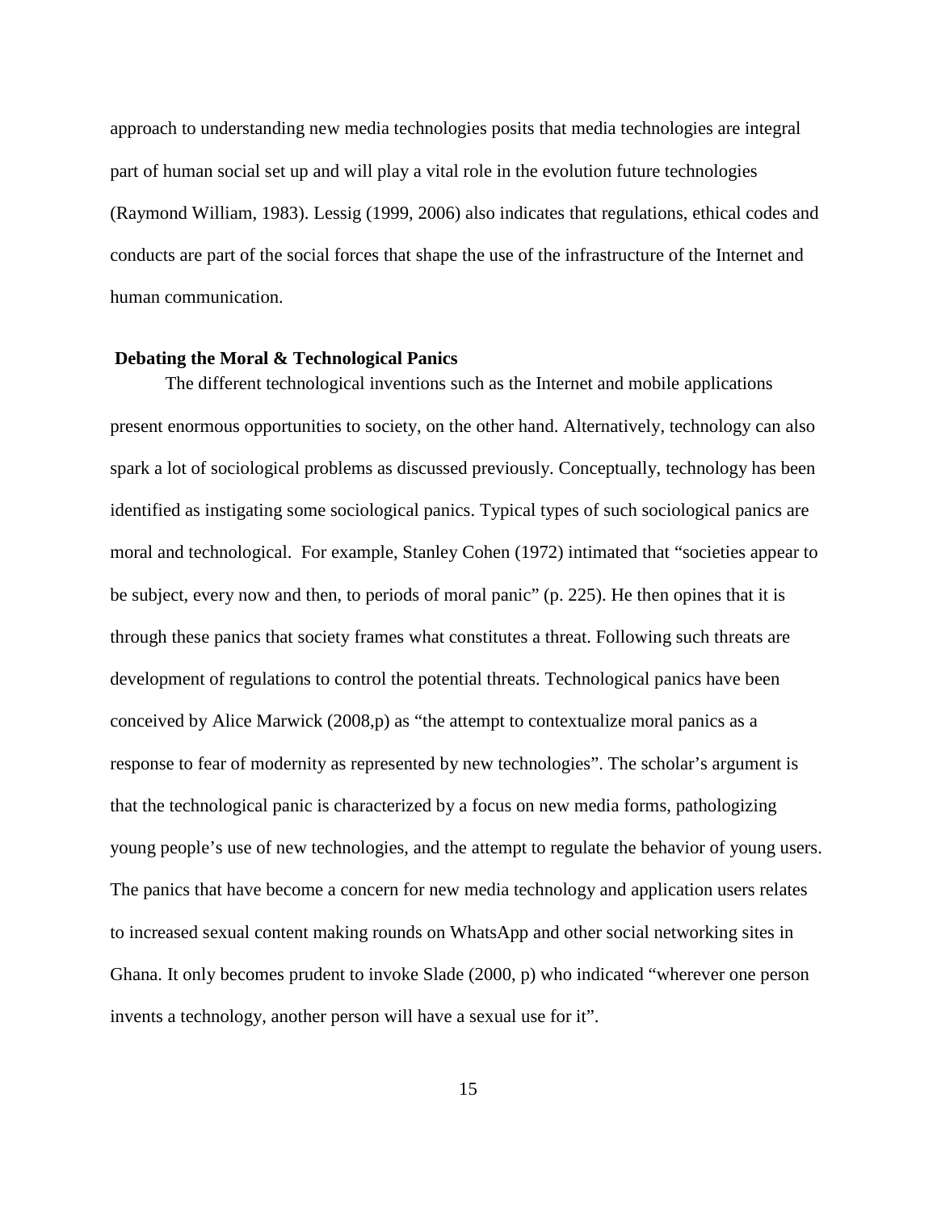approach to understanding new media technologies posits that media technologies are integral part of human social set up and will play a vital role in the evolution future technologies (Raymond William, 1983). Lessig (1999, 2006) also indicates that regulations, ethical codes and conducts are part of the social forces that shape the use of the infrastructure of the Internet and human communication.

### Debating the Moral & Technological Panics

The different technological inventions such as the Internet and mobile applications present enormous opportunities to society, on the other hand. Alternatively, technology can also spark a lot of sociological problems as discussed previously. Conceptually, technology has been identified as instigating some sociological panics. Typical types of such sociological panics are moral and technological. For example, Stanley Cohen (1972) intimated that "societies appear to be subject, every now and then, to periods of moral panic" (p. 225). He then opines that it is through these panics that society frames what constitutes a threat. Following such threats are development of regulations to control the potential threats. Technological panics have been conceived by Alice Marwick (2008,p) as "the attempt to contextualize moral panics as a response to fear of modernity as represented by new technologies". The scholar's argument is that the technological panic is characterized by a focus on new media forms, pathologizing young people's use of new technologies, and the attempt to regulate the behavior of young users. The panics that have become a concern for new media technology and application users relates to increased sexual content making rounds on WhatsApp and other social networking sites in Ghana. It only becomes prudent to invoke Slade (2000, p) who indicated "wherever one person invents a technology, another person will have a sexual use for it".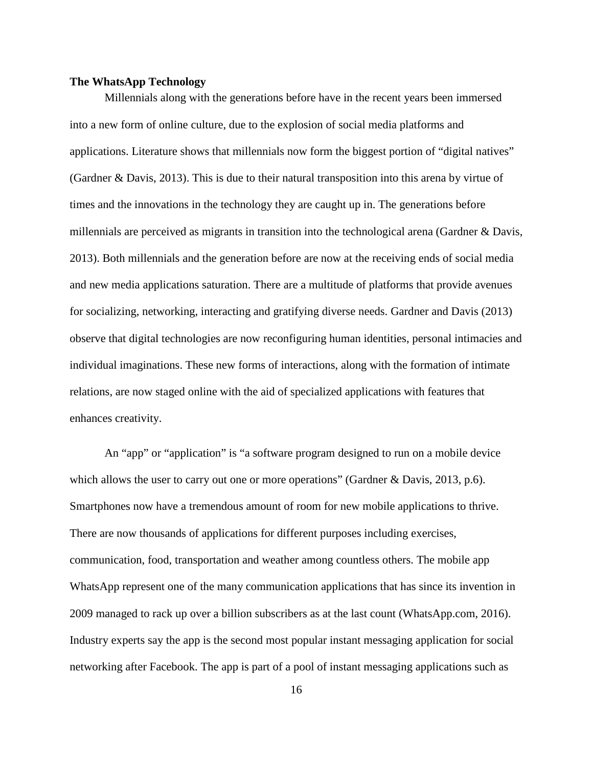**The WhatsApp Technology**

Millennials along with the generations before have in the recent years been immersed into a new form of online culture, due to the explosion of social media platforms and applications. Literature shows that millennials now form the biggest portion of "digital natives" (Gardner & Davis, 2013). This is due to their natural transposition into this arena by virtue of times and the innovations in the technology they are caught up in. The generations before millennials are perceived as migrants in transition into the technological arena (Gardner & Davis, 2013). Both millennials and the generation before are now at the receiving ends of social media and new media applications saturation. There are a multitude of platforms that provide avenues for socializing, networking, interacting and gratifying diverse needs. Gardner and Davis (2013) observe that digital technologies are now reconfiguring human identities, personal intimacies and individual imaginations. These new forms of interactions, along with the formation of intimate relations, are now staged online with the aid of specialized applications with features that enhances creativity.

An "app" or "application" is "a software program designed to run on a mobile device which allows the user to carry out one or more operations" (Gardner & Davis, 2013, p.6). Smartphones now have a tremendous amount of room for new mobile applications to thrive. There are now thousands of applications for different purposes including exercises, communication, food, transportation and weather among countless others. The mobile app WhatsApp represent one of the many communication applications that has since its invention in 2009 managed to rack up over a billion subscribers as at the last count (WhatsApp.com, 2016). Industry experts say the app is the second most popular instant messaging application for social networking after Facebook. The app is part of a pool of instant messaging applications such as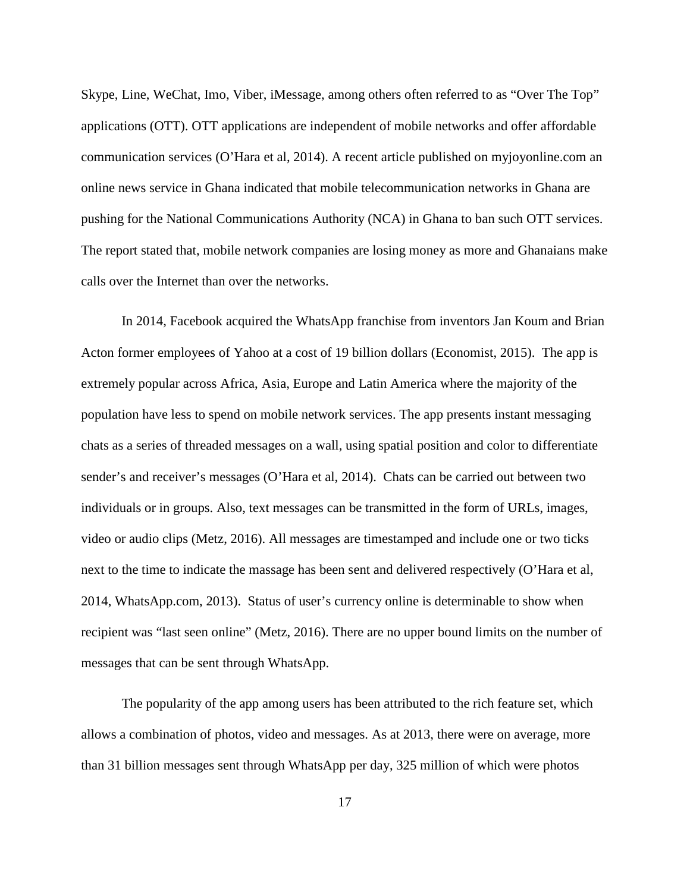Skype, Line, WeChat, Imo, Viber, iMessage, among others often referred to as "Over The Top" applications (OTT). OTT applications are independent of mobile networks and offer affordable communication services (O'Hara et al, 2014). A recent article published on myjoyonline.com an online news service in Ghana indicated that mobile telecommunication networks in Ghana are pushing for the National Communications Authority (NCA) in Ghana to ban such OTT services. The report stated that, mobile network companies are losing money as more and Ghanaians make calls over the Internet than over the networks.

In 2014, Facebook acquired the WhatsApp franchise from inventors Jan Koum and Brian Acton former employees of Yahoo at a cost of 19 billion dollars (Economist, 2015). The app is extremely popular across Africa, Asia, Europe and Latin America where the majority of the population have less to spend on mobile network services. The app presents instant messaging chats as a series of threaded messages on a wall, using spatial position and color to differentiate sender's and receiver's messages (O'Hara et al, 2014). Chats can be carried out between two individuals or in groups. Also, text messages can be transmitted in the form of URLs, images, video or audio clips (Metz, 2016). All messages are timestamped and include one or two ticks next to the time to indicate the massage has been sent and delivered respectively (O'Hara et al, 2014, WhatsApp.com, 2013). Status of user's currency online is determinable to show when recipient was "last seen online" (Metz, 2016). There are no upper bound limits on the number of messages that can be sent through WhatsApp.

The popularity of the app among users has been attributed to the rich feature set, which allows a combination of photos, video and messages. As at 2013, there were on average, more than 31 billion messages sent through WhatsApp per day, 325 million of which were photos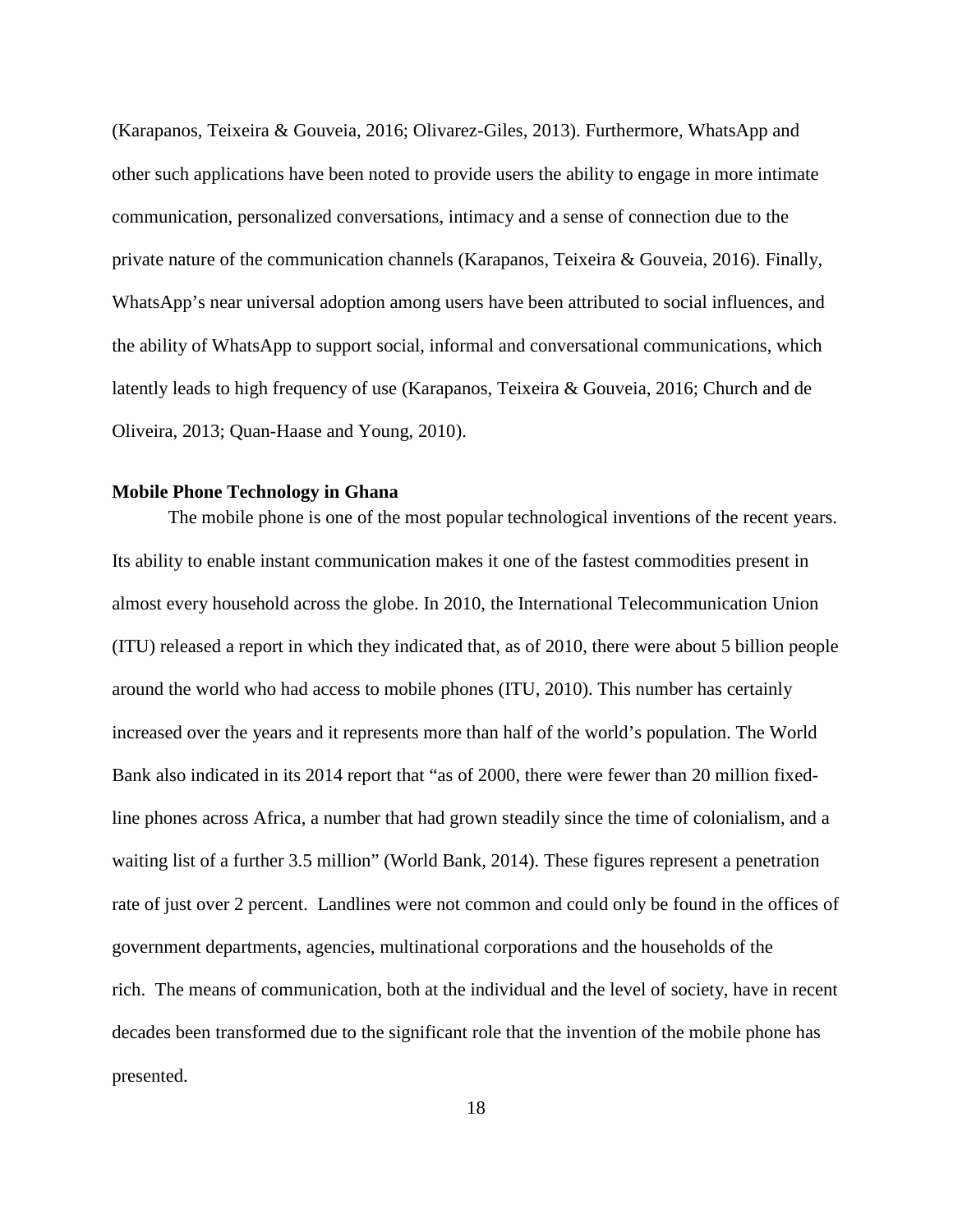(Karapanos, Teixeira & Gouveia, 2016; Olivarez-Giles, 2013). Furthermore, WhatsApp and other such applications have been noted to provide users the ability to engage in more intimate communication, personalized conversations, intimacy and a sense of connection due to the private nature of the communication channels (Karapanos, Teixeira & Gouveia, 2016). Finally, WhatsApp's near universal adoption among users have been attributed to social influences, and the ability of WhatsApp to support social, informal and conversational communications, which latently leads to high frequency of use (Karapanos, Teixeira & Gouveia, 2016; Church and de Oliveira, 2013; Quan-Haase and Young, 2010).

**Mobile Phone Technology in Ghana**

The mobile phone is one of the most popular technological inventions of the recent years. Its ability to enable instant communication makes it one of the fastest commodities present in almost every household across the globe. In 2010, the International Telecommunication Union (ITU) released a report in which they indicated that, as of 2010, there were about 5 billion people around the world who had access to mobile phones (ITU, 2010). This number has certainly increased over the years and it represents more than half of the world's population. The World Bank also indicated in its 2014 report that "as of 2000, there were fewer than 20 million fixed-line phones across Africa, a number that had grown steadily since the time of colonialism, and a waiting list of a further 3.5 million" (World Bank, 2014). These figures represent a penetration rate of just over 2 percent. Landlines were not common and could only be found in the offices of government departments, agencies, multinational corporations and the households of the rich. The means of communication, both at the individual and the level of society, have in recent decades been transformed due to the significant role that the invention of the mobile phone has presented.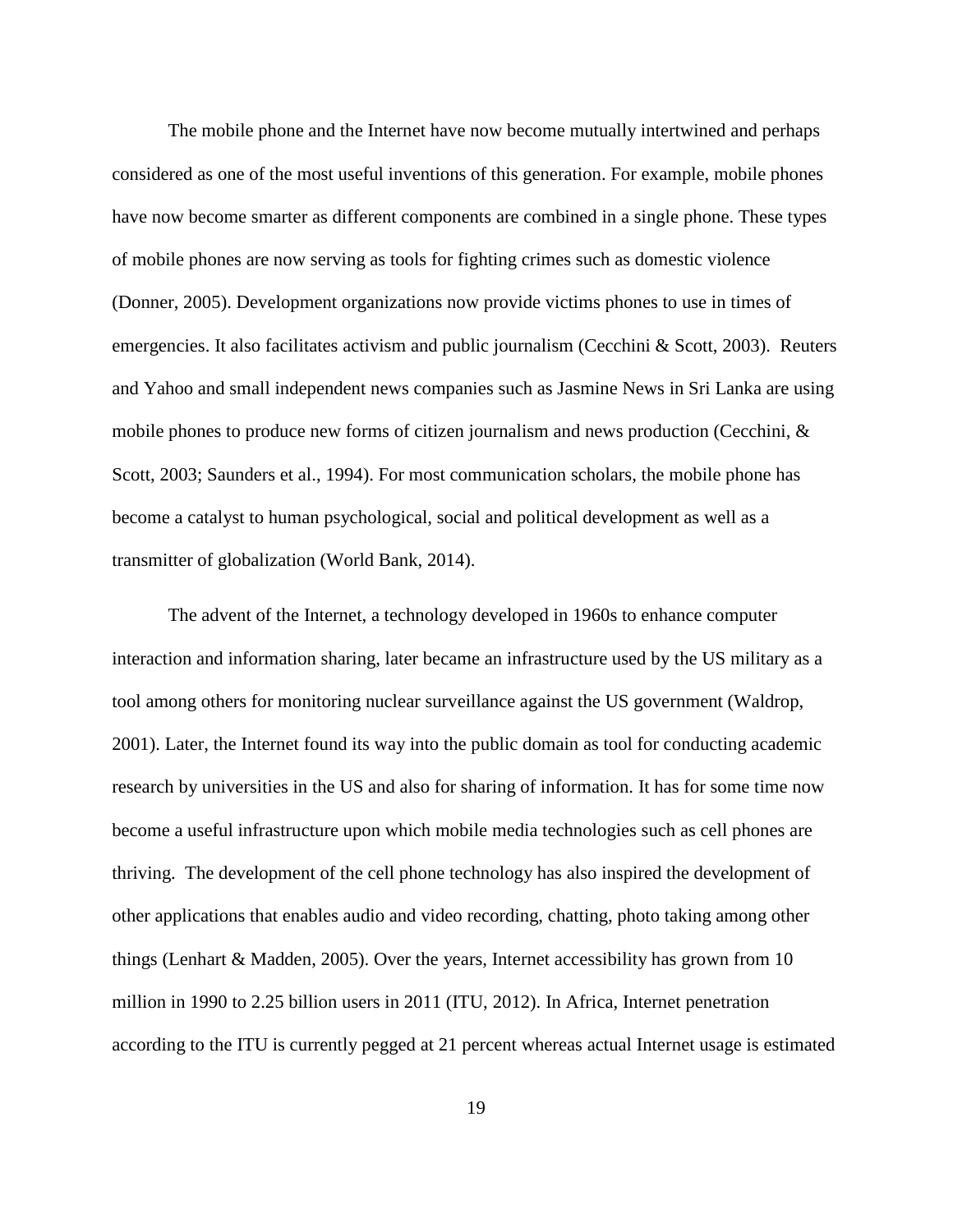The mobile phone and the Internet have now become mutually intertwined and perhaps considered as one of the most useful inventions of this generation. For example, mobile phones have now become smarter as different components are combined in a single phone. These types of mobile phones are now serving as tools for fighting crimes such as domestic violence (Donner, 2005). Development organizations now provide victims phones to use in times of emergencies. It also facilitates activism and public journalism (Cecchini & Scott, 2003). Reuters and Yahoo and small independent news companies such as Jasmine News in Sri Lanka are using mobile phones to produce new forms of citizen journalism and news production (Cecchini, & Scott, 2003; Saunders et al., 1994). For most communication scholars, the mobile phone has become a catalyst to human psychological, social and political development as well as a transmitter of globalization (World Bank, 2014).

The advent of the Internet, a technology developed in 1960s to enhance computer interaction and information sharing, later became an infrastructure used by the US military as a tool among others for monitoring nuclear surveillance against the US government (Waldrop, 2001). Later, the Internet found its way into the public domain as tool for conducting academic research by universities in the US and also for sharing of information. It has for some time now become a useful infrastructure upon which mobile media technologies such as cell phones are thriving. The development of the cell phone technology has also inspired the development of other applications that enables audio and video recording, chatting, photo taking among other things (Lenhart & Madden, 2005). Over the years, Internet accessibility has grown from 10 million in 1990 to 2.25 billion users in 2011 (ITU, 2012). In Africa, Internet penetration according to the ITU is currently pegged at 21 percent whereas actual Internet usage is estimated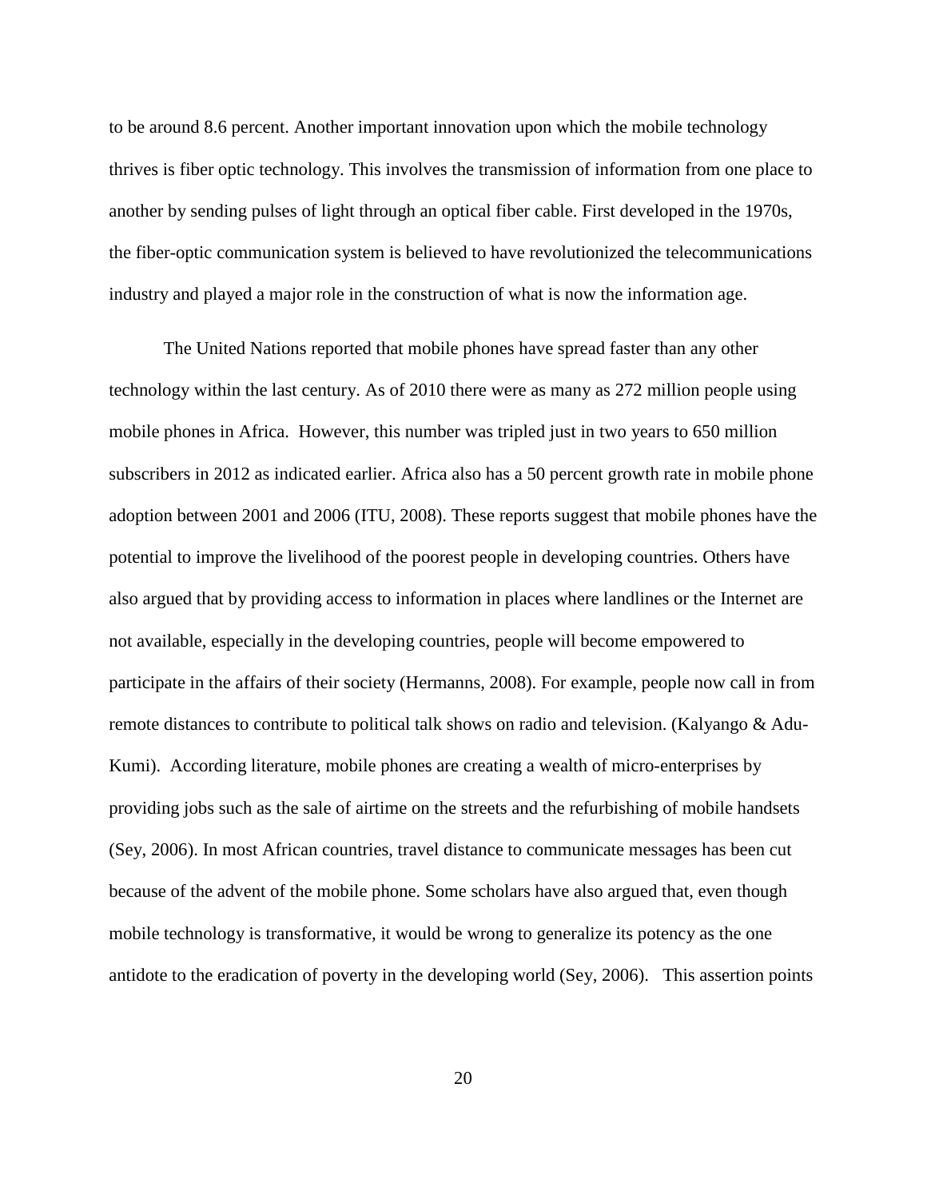to be around 8.6 percent. Another important innovation upon which the mobile technology thrives is fiber optic technology. This involves the transmission of information from one place to another by sending pulses of light through an optical fiber cable. First developed in the 1970s, the fiber-optic communication system is believed to have revolutionized the telecommunications industry and played a major role in the construction of what is now the information age.

The United Nations reported that mobile phones have spread faster than any other technology within the last century. As of 2010 there were as many as 272 million people using mobile phones in Africa. However, this number was tripled just in two years to 650 million subscribers in 2012 as indicated earlier. Africa also has a 50 percent growth rate in mobile phone adoption between 2001 and 2006 (ITU, 2008). These reports suggest that mobile phones have the potential to improve the livelihood of the poorest people in developing countries. Others have also argued that by providing access to information in places where landlines or the Internet are not available, especially in the developing countries, people will become empowered to participate in the affairs of their society (Hermanns, 2008). For example, people now call in from remote distances to contribute to political talk shows on radio and television. (Kalyango & Adu-Kumi). According literature, mobile phones are creating a wealth of micro-enterprises by providing jobs such as the sale of airtime on the streets and the refurbishing of mobile handsets (Sey, 2006). In most African countries, travel distance to communicate messages has been cut because of the advent of the mobile phone. Some scholars have also argued that, even though mobile technology is transformative, it would be wrong to generalize its potency as the one antidote to the eradication of poverty in the developing world (Sey, 2006). This assertion points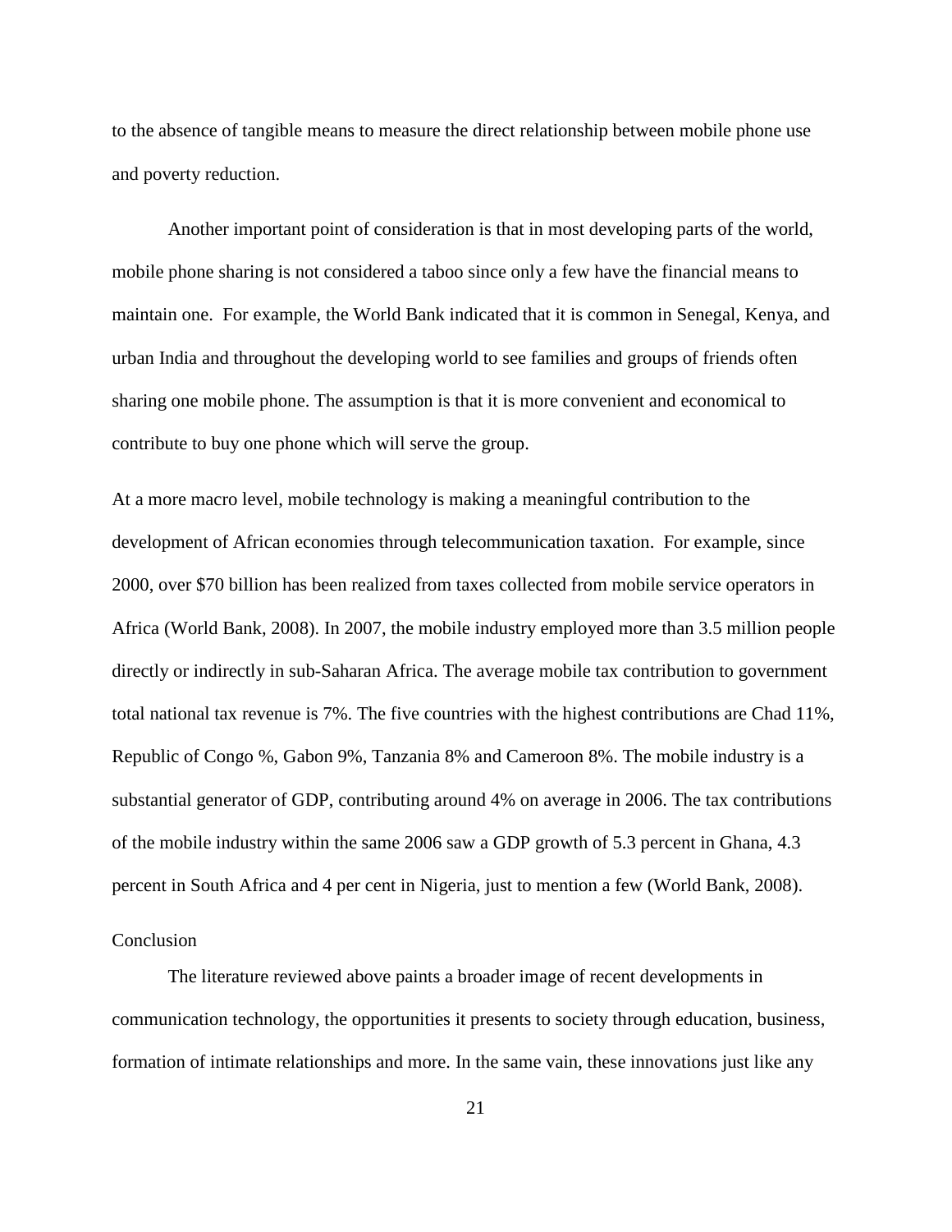to the absence of tangible means to measure the direct relationship between mobile phone use and poverty reduction.

Another important point of consideration is that in most developing parts of the world, mobile phone sharing is not considered a taboo since only a few have the financial means to maintain one. For example, the World Bank indicated that it is common in Senegal, Kenya, and urban India and throughout the developing world to see families and groups of friends often sharing one mobile phone. The assumption is that it is more convenient and economical to contribute to buy one phone which will serve the group.

At a more macro level, mobile technology is making a meaningful contribution to the development of African economies through telecommunication taxation. For example, since 2000, over $70 billion has been realized from taxes collected from mobile service operators in Africa (World Bank, 2008). In 2007, the mobile industry employed more than 3.5 million people directly or indirectly in sub-Saharan Africa. The average mobile tax contribution to government total national tax revenue is 7%. The five countries with the highest contributions are Chad 11%, Republic of Congo %, Gabon 9%, Tanzania 8% and Cameroon 8%. The mobile industry is a substantial generator of GDP, contributing around 4% on average in 2006. The tax contributions of the mobile industry within the same 2006 saw a GDP growth of 5.3 percent in Ghana, 4.3 percent in South Africa and 4 per cent in Nigeria, just to mention a few (World Bank, 2008).

## Conclusion

The literature reviewed above paints a broader image of recent developments in communication technology, the opportunities it presents to society through education, business, formation of intimate relationships and more. In the same vain, these innovations just like any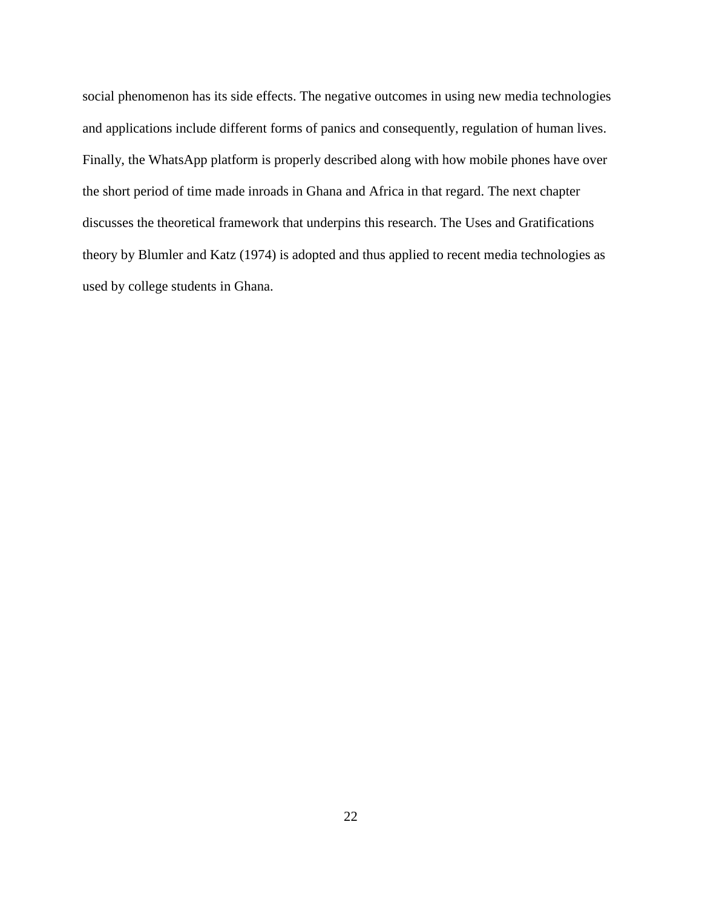social phenomenon has its side effects. The negative outcomes in using new media technologies and applications include different forms of panics and consequently, regulation of human lives. Finally, the WhatsApp platform is properly described along with how mobile phones have over the short period of time made inroads in Ghana and Africa in that regard. The next chapter discusses the theoretical framework that underpins this research. The Uses and Gratifications theory by Blumler and Katz (1974) is adopted and thus applied to recent media technologies as used by college students in Ghana.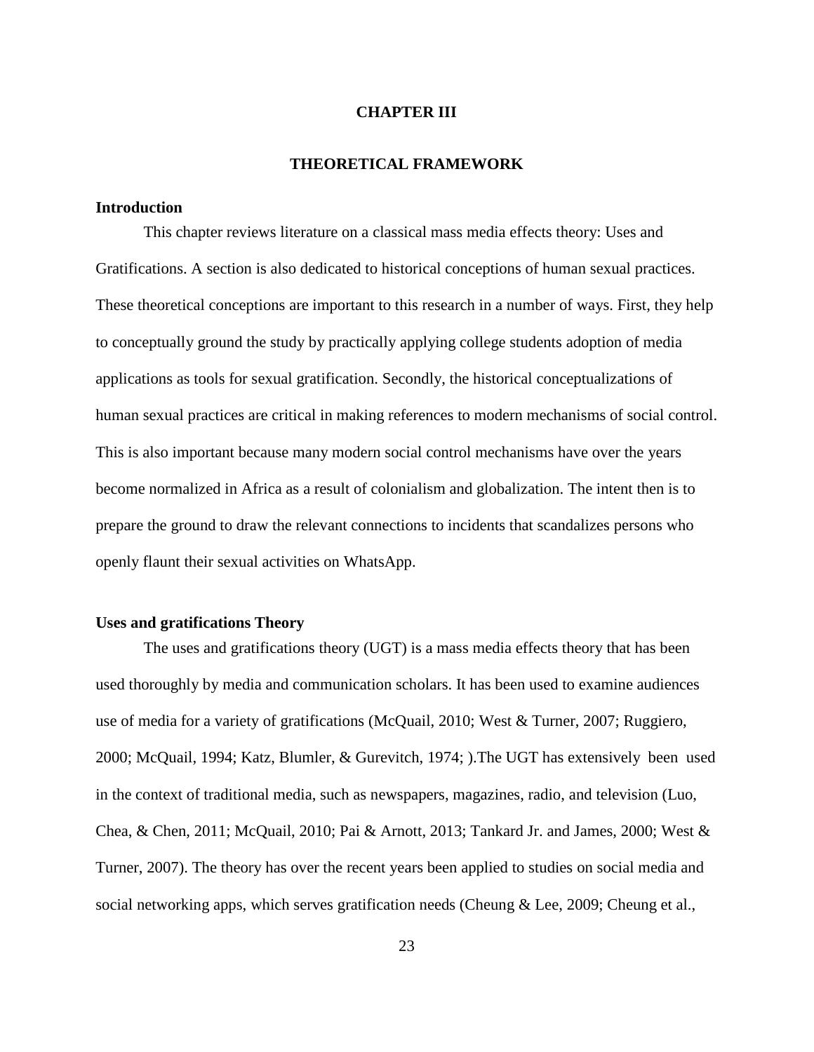# CHAPTER III

# THEORETICAL FRAMEWORK

### Introduction

This chapter reviews literature on a classical mass media effects theory: Uses and Gratifications. A section is also dedicated to historical conceptions of human sexual practices. These theoretical conceptions are important to this research in a number of ways. First, they help to conceptually ground the study by practically applying college students adoption of media applications as tools for sexual gratification. Secondly, the historical conceptualizations of human sexual practices are critical in making references to modern mechanisms of social control. This is also important because many modern social control mechanisms have over the years become normalized in Africa as a result of colonialism and globalization. The intent then is to prepare the ground to draw the relevant connections to incidents that scandalizes persons who openly flaunt their sexual activities on WhatsApp.

### Uses and gratifications Theory

The uses and gratifications theory (UGT) is a mass media effects theory that has been used thoroughly by media and communication scholars. It has been used to examine audiences use of media for a variety of gratifications (McQuail, 2010; West & Turner, 2007; Ruggiero, 2000; McQuail, 1994; Katz, Blumler, & Gurevitch, 1974; ).The UGT has extensively been used in the context of traditional media, such as newspapers, magazines, radio, and television (Luo, Chea, & Chen, 2011; McQuail, 2010; Pai & Arnott, 2013; Tankard Jr. and James, 2000; West & Turner, 2007). The theory has over the recent years been applied to studies on social media and social networking apps, which serves gratification needs (Cheung & Lee, 2009; Cheung et al.,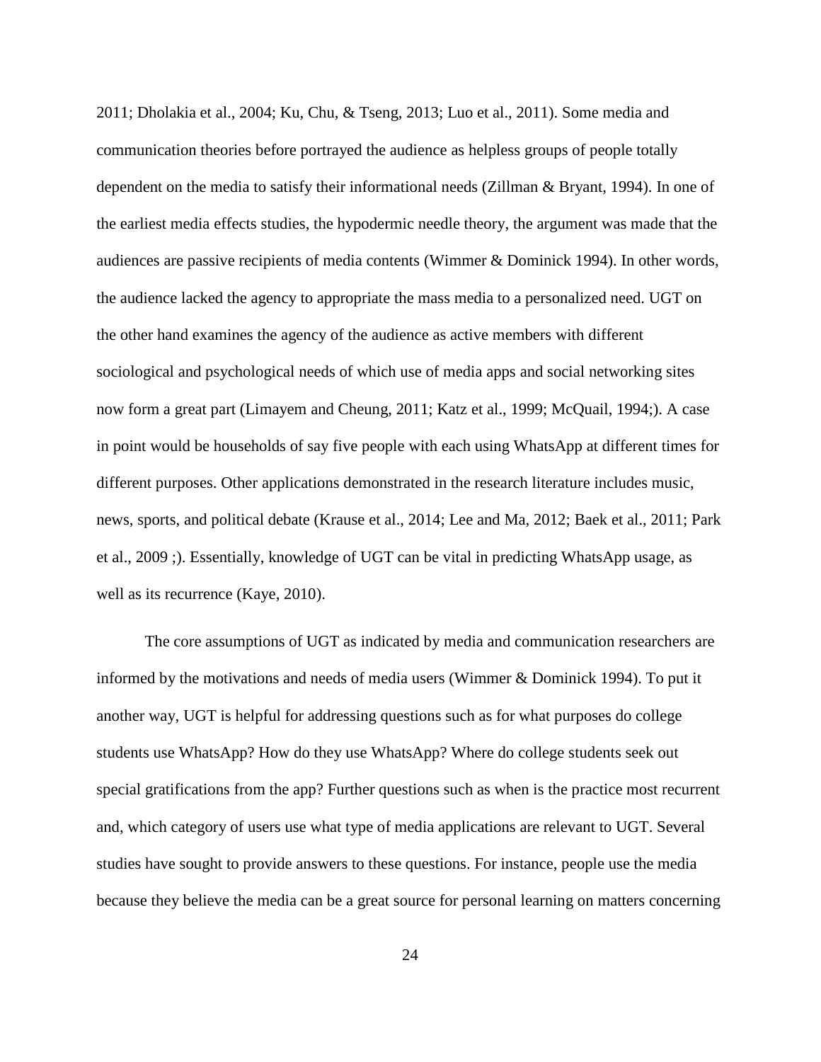2011; Dholakia et al., 2004; Ku, Chu, & Tseng, 2013; Luo et al., 2011). Some media and communication theories before portrayed the audience as helpless groups of people totally dependent on the media to satisfy their informational needs (Zillman & Bryant, 1994). In one of the earliest media effects studies, the hypodermic needle theory, the argument was made that the audiences are passive recipients of media contents (Wimmer & Dominick 1994). In other words, the audience lacked the agency to appropriate the mass media to a personalized need. UGT on the other hand examines the agency of the audience as active members with different sociological and psychological needs of which use of media apps and social networking sites now form a great part (Limayem and Cheung, 2011; Katz et al., 1999; McQuail, 1994;). A case in point would be households of say five people with each using WhatsApp at different times for different purposes. Other applications demonstrated in the research literature includes music, news, sports, and political debate (Krause et al., 2014; Lee and Ma, 2012; Baek et al., 2011; Park et al., 2009 ;). Essentially, knowledge of UGT can be vital in predicting WhatsApp usage, as well as its recurrence (Kaye, 2010).

The core assumptions of UGT as indicated by media and communication researchers are informed by the motivations and needs of media users (Wimmer & Dominick 1994). To put it another way, UGT is helpful for addressing questions such as for what purposes do college students use WhatsApp? How do they use WhatsApp? Where do college students seek out special gratifications from the app? Further questions such as when is the practice most recurrent and, which category of users use what type of media applications are relevant to UGT. Several studies have sought to provide answers to these questions. For instance, people use the media because they believe the media can be a great source for personal learning on matters concerning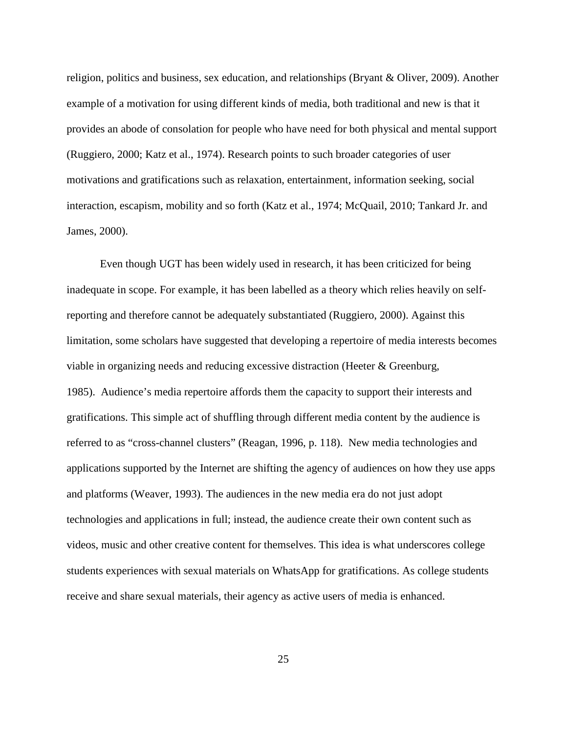religion, politics and business, sex education, and relationships (Bryant & Oliver, 2009). Another example of a motivation for using different kinds of media, both traditional and new is that it provides an abode of consolation for people who have need for both physical and mental support (Ruggiero, 2000; Katz et al., 1974). Research points to such broader categories of user motivations and gratifications such as relaxation, entertainment, information seeking, social interaction, escapism, mobility and so forth (Katz et al., 1974; McQuail, 2010; Tankard Jr. and James, 2000).

Even though UGT has been widely used in research, it has been criticized for being inadequate in scope. For example, it has been labelled as a theory which relies heavily on self-reporting and therefore cannot be adequately substantiated (Ruggiero, 2000). Against this limitation, some scholars have suggested that developing a repertoire of media interests becomes viable in organizing needs and reducing excessive distraction (Heeter & Greenburg, 1985). Audience's media repertoire affords them the capacity to support their interests and gratifications. This simple act of shuffling through different media content by the audience is referred to as "cross-channel clusters" (Reagan, 1996, p. 118). New media technologies and applications supported by the Internet are shifting the agency of audiences on how they use apps and platforms (Weaver, 1993). The audiences in the new media era do not just adopt technologies and applications in full; instead, the audience create their own content such as videos, music and other creative content for themselves. This idea is what underscores college students experiences with sexual materials on WhatsApp for gratifications. As college students receive and share sexual materials, their agency as active users of media is enhanced.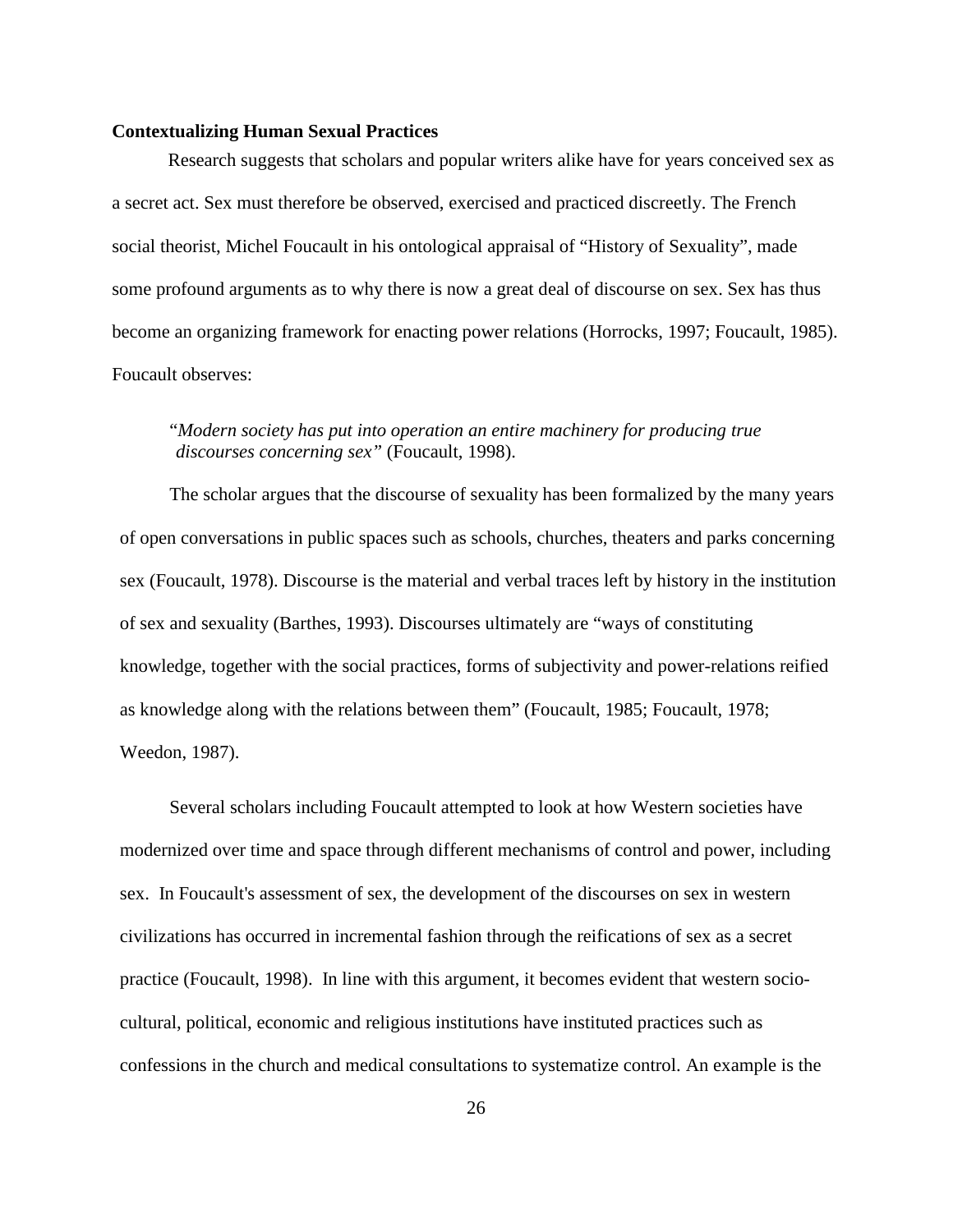**Contextualizing Human Sexual Practices**

Research suggests that scholars and popular writers alike have for years conceived sex as a secret act. Sex must therefore be observed, exercised and practiced discreetly. The French social theorist, Michel Foucault in his ontological appraisal of "History of Sexuality", made some profound arguments as to why there is now a great deal of discourse on sex. Sex has thus become an organizing framework for enacting power relations (Horrocks, 1997; Foucault, 1985). Foucault observes:

> *"Modern society has put into operation an entire machinery for producing true discourses concerning sex"* (Foucault, 1998).

The scholar argues that the discourse of sexuality has been formalized by the many years of open conversations in public spaces such as schools, churches, theaters and parks concerning sex (Foucault, 1978). Discourse is the material and verbal traces left by history in the institution of sex and sexuality (Barthes, 1993). Discourses ultimately are "ways of constituting knowledge, together with the social practices, forms of subjectivity and power-relations reified as knowledge along with the relations between them" (Foucault, 1985; Foucault, 1978; Weedon, 1987).

Several scholars including Foucault attempted to look at how Western societies have modernized over time and space through different mechanisms of control and power, including sex. In Foucault's assessment of sex, the development of the discourses on sex in western civilizations has occurred in incremental fashion through the reifications of sex as a secret practice (Foucault, 1998). In line with this argument, it becomes evident that western socio-cultural, political, economic and religious institutions have instituted practices such as confessions in the church and medical consultations to systematize control. An example is the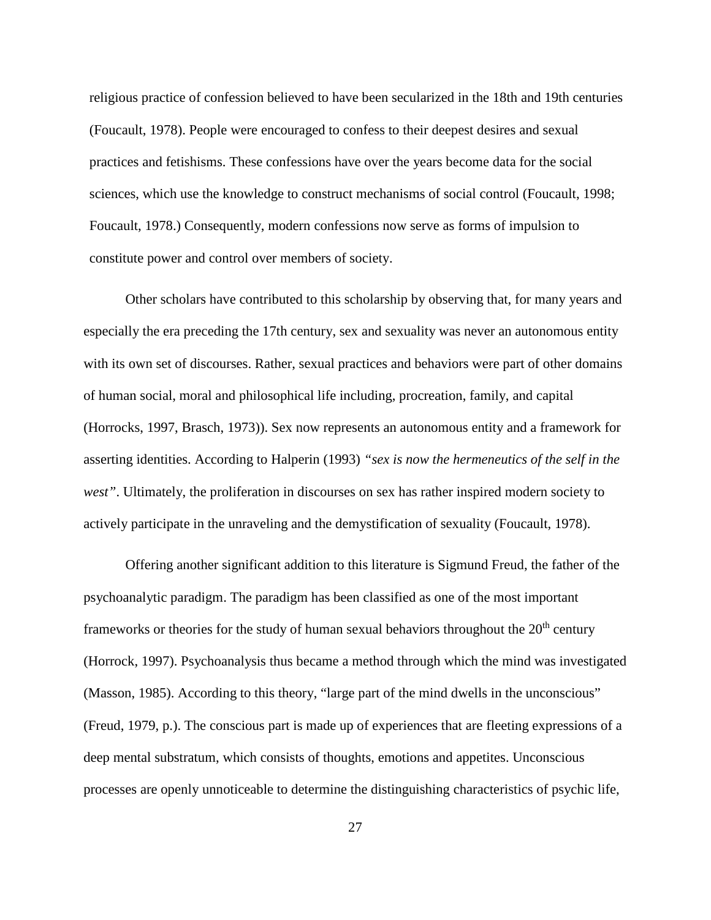religious practice of confession believed to have been secularized in the 18th and 19th centuries (Foucault, 1978). People were encouraged to confess to their deepest desires and sexual practices and fetishisms. These confessions have over the years become data for the social sciences, which use the knowledge to construct mechanisms of social control (Foucault, 1998; Foucault, 1978.) Consequently, modern confessions now serve as forms of impulsion to constitute power and control over members of society.

Other scholars have contributed to this scholarship by observing that, for many years and especially the era preceding the 17th century, sex and sexuality was never an autonomous entity with its own set of discourses. Rather, sexual practices and behaviors were part of other domains of human social, moral and philosophical life including, procreation, family, and capital (Horrocks, 1997, Brasch, 1973)). Sex now represents an autonomous entity and a framework for asserting identities. According to Halperin (1993) *"sex is now the hermeneutics of the self in the west"*. Ultimately, the proliferation in discourses on sex has rather inspired modern society to actively participate in the unraveling and the demystification of sexuality (Foucault, 1978).

Offering another significant addition to this literature is Sigmund Freud, the father of the psychoanalytic paradigm. The paradigm has been classified as one of the most important frameworks or theories for the study of human sexual behaviors throughout the 20th century (Horrock, 1997). Psychoanalysis thus became a method through which the mind was investigated (Masson, 1985). According to this theory, "large part of the mind dwells in the unconscious" (Freud, 1979, p.). The conscious part is made up of experiences that are fleeting expressions of a deep mental substratum, which consists of thoughts, emotions and appetites. Unconscious processes are openly unnoticeable to determine the distinguishing characteristics of psychic life,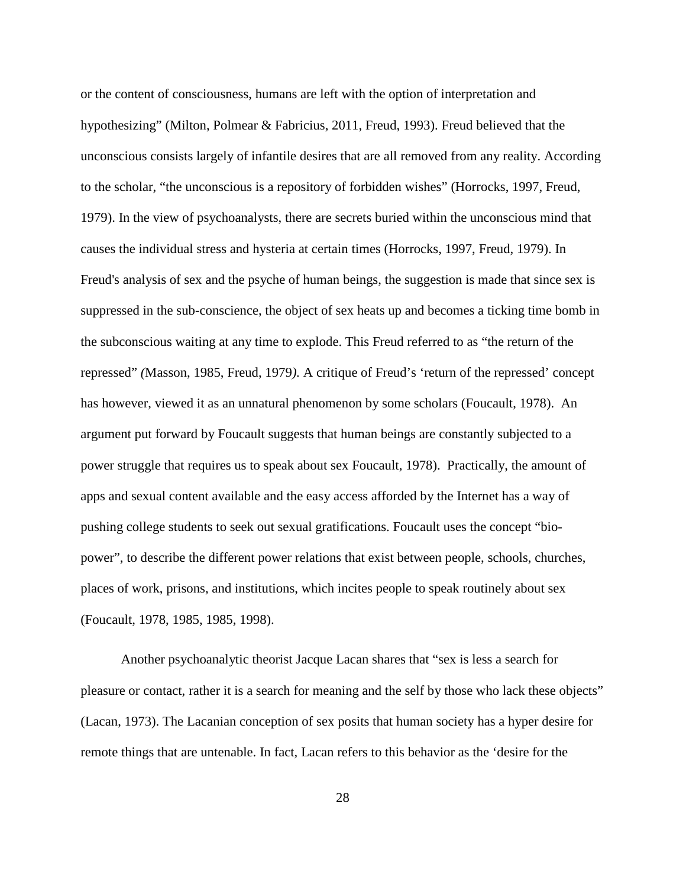or the content of consciousness, humans are left with the option of interpretation and hypothesizing" (Milton, Polmear & Fabricius, 2011, Freud, 1993). Freud believed that the unconscious consists largely of infantile desires that are all removed from any reality. According to the scholar, "the unconscious is a repository of forbidden wishes" (Horrocks, 1997, Freud, 1979). In the view of psychoanalysts, there are secrets buried within the unconscious mind that causes the individual stress and hysteria at certain times (Horrocks, 1997, Freud, 1979). In Freud's analysis of sex and the psyche of human beings, the suggestion is made that since sex is suppressed in the sub-conscience, the object of sex heats up and becomes a ticking time bomb in the subconscious waiting at any time to explode. This Freud referred to as "the return of the repressed" *(*Masson, 1985, Freud, 1979*).* A critique of Freud's 'return of the repressed' concept has however, viewed it as an unnatural phenomenon by some scholars (Foucault, 1978). An argument put forward by Foucault suggests that human beings are constantly subjected to a power struggle that requires us to speak about sex Foucault, 1978). Practically, the amount of apps and sexual content available and the easy access afforded by the Internet has a way of pushing college students to seek out sexual gratifications. Foucault uses the concept "bio-power", to describe the different power relations that exist between people, schools, churches, places of work, prisons, and institutions, which incites people to speak routinely about sex (Foucault, 1978, 1985, 1985, 1998).

Another psychoanalytic theorist Jacque Lacan shares that "sex is less a search for pleasure or contact, rather it is a search for meaning and the self by those who lack these objects" (Lacan, 1973). The Lacanian conception of sex posits that human society has a hyper desire for remote things that are untenable. In fact, Lacan refers to this behavior as the 'desire for the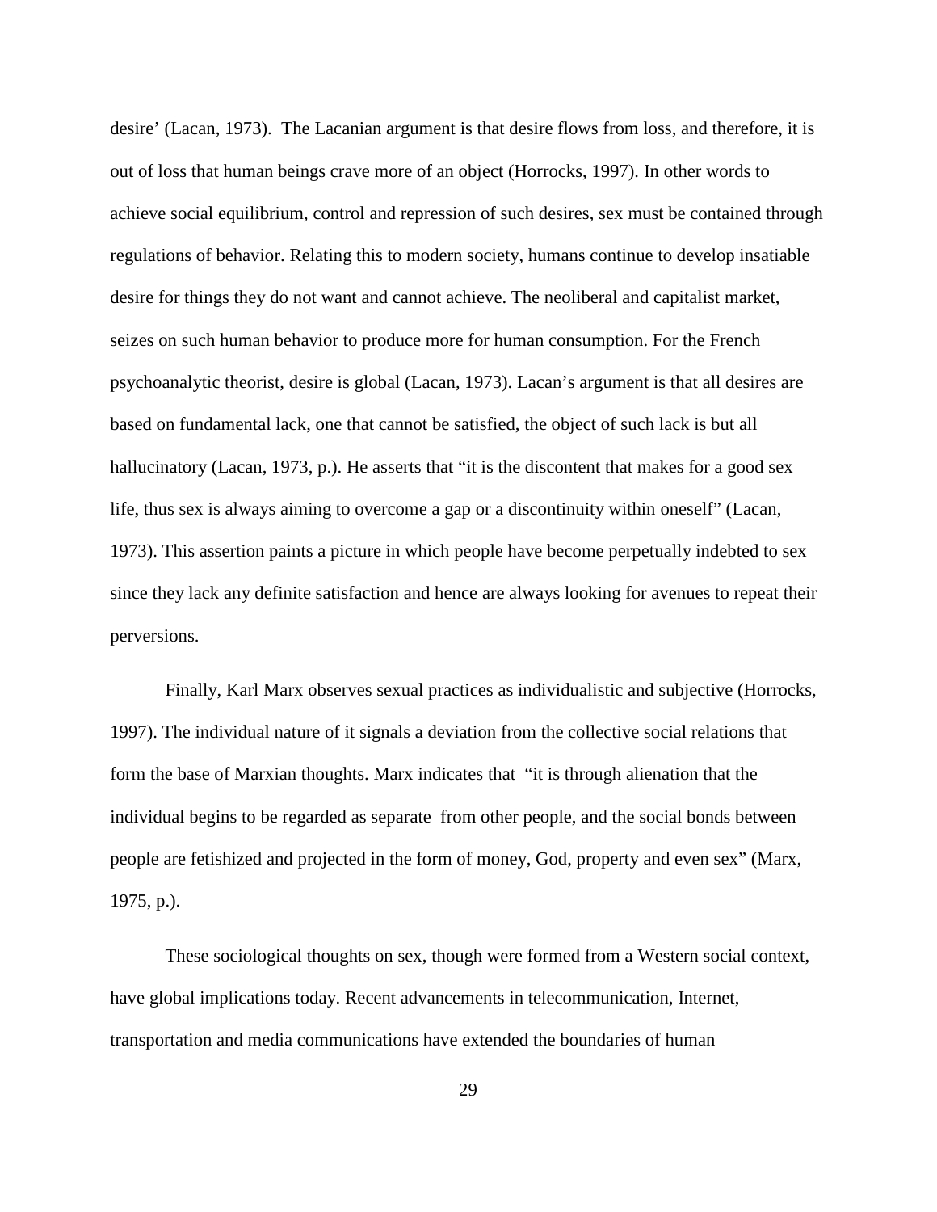desire' (Lacan, 1973). The Lacanian argument is that desire flows from loss, and therefore, it is out of loss that human beings crave more of an object (Horrocks, 1997). In other words to achieve social equilibrium, control and repression of such desires, sex must be contained through regulations of behavior. Relating this to modern society, humans continue to develop insatiable desire for things they do not want and cannot achieve. The neoliberal and capitalist market, seizes on such human behavior to produce more for human consumption. For the French psychoanalytic theorist, desire is global (Lacan, 1973). Lacan's argument is that all desires are based on fundamental lack, one that cannot be satisfied, the object of such lack is but all hallucinatory (Lacan, 1973, p.). He asserts that "it is the discontent that makes for a good sex life, thus sex is always aiming to overcome a gap or a discontinuity within oneself" (Lacan, 1973). This assertion paints a picture in which people have become perpetually indebted to sex since they lack any definite satisfaction and hence are always looking for avenues to repeat their perversions.

Finally, Karl Marx observes sexual practices as individualistic and subjective (Horrocks, 1997). The individual nature of it signals a deviation from the collective social relations that form the base of Marxian thoughts. Marx indicates that "it is through alienation that the individual begins to be regarded as separate from other people, and the social bonds between people are fetishized and projected in the form of money, God, property and even sex" (Marx, 1975, p.).

These sociological thoughts on sex, though were formed from a Western social context, have global implications today. Recent advancements in telecommunication, Internet, transportation and media communications have extended the boundaries of human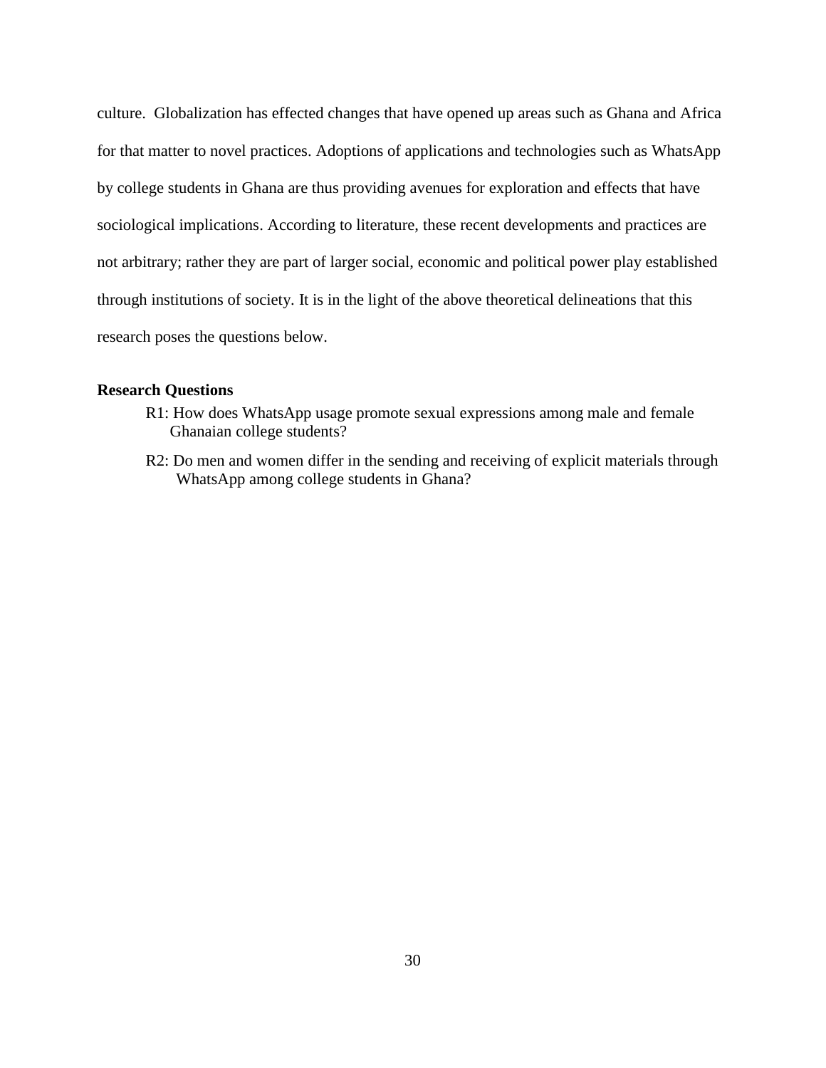culture. Globalization has effected changes that have opened up areas such as Ghana and Africa for that matter to novel practices. Adoptions of applications and technologies such as WhatsApp by college students in Ghana are thus providing avenues for exploration and effects that have sociological implications. According to literature, these recent developments and practices are not arbitrary; rather they are part of larger social, economic and political power play established through institutions of society. It is in the light of the above theoretical delineations that this research poses the questions below.

**Research Questions**

R1: How does WhatsApp usage promote sexual expressions among male and female Ghanaian college students?

R2: Do men and women differ in the sending and receiving of explicit materials through WhatsApp among college students in Ghana?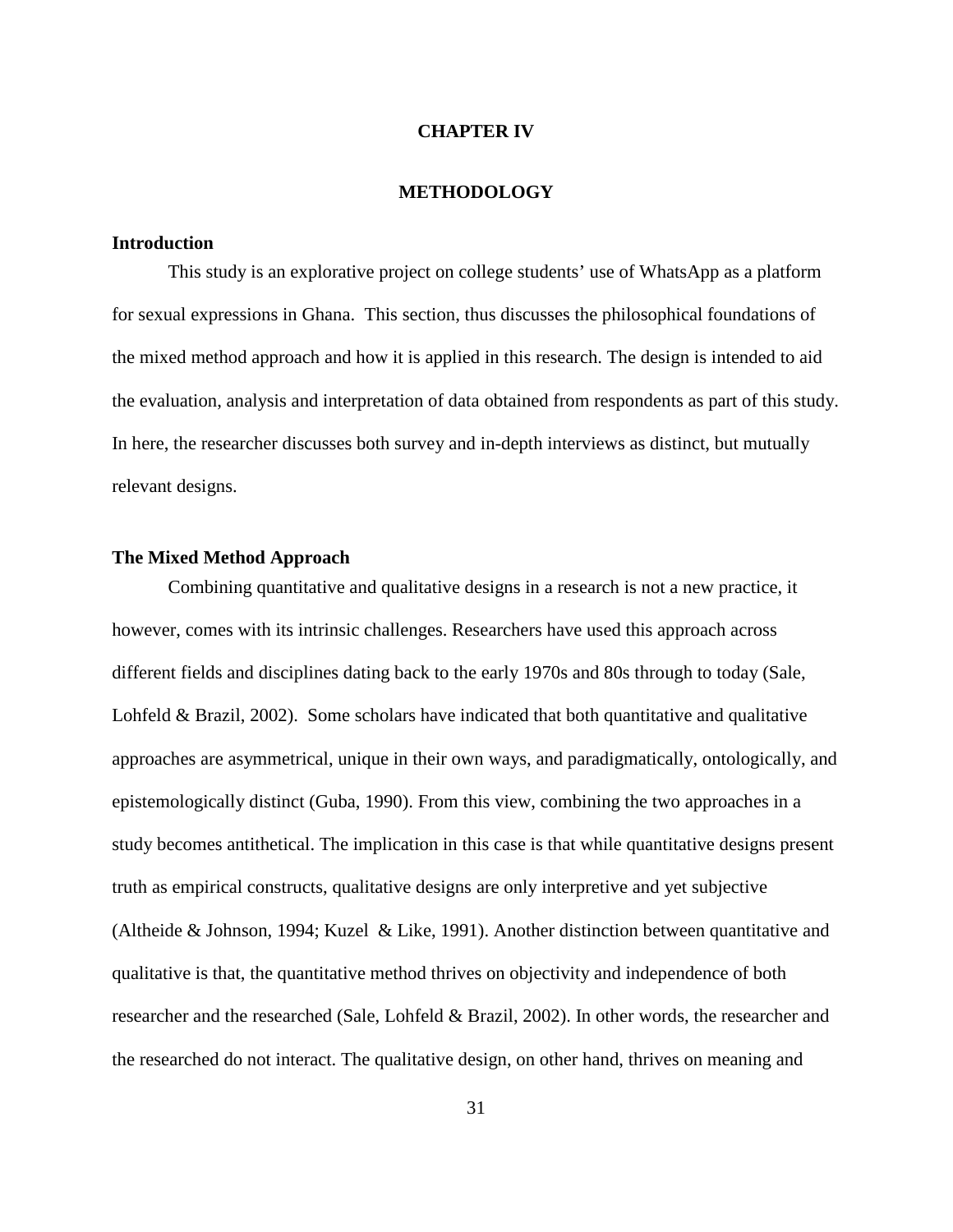# CHAPTER IV

# METHODOLOGY

## Introduction

This study is an explorative project on college students' use of WhatsApp as a platform for sexual expressions in Ghana. This section, thus discusses the philosophical foundations of the mixed method approach and how it is applied in this research. The design is intended to aid the evaluation, analysis and interpretation of data obtained from respondents as part of this study. In here, the researcher discusses both survey and in-depth interviews as distinct, but mutually relevant designs.

## The Mixed Method Approach

Combining quantitative and qualitative designs in a research is not a new practice, it however, comes with its intrinsic challenges. Researchers have used this approach across different fields and disciplines dating back to the early 1970s and 80s through to today (Sale, Lohfeld & Brazil, 2002). Some scholars have indicated that both quantitative and qualitative approaches are asymmetrical, unique in their own ways, and paradigmatically, ontologically, and epistemologically distinct (Guba, 1990). From this view, combining the two approaches in a study becomes antithetical. The implication in this case is that while quantitative designs present truth as empirical constructs, qualitative designs are only interpretive and yet subjective (Altheide & Johnson, 1994; Kuzel & Like, 1991). Another distinction between quantitative and qualitative is that, the quantitative method thrives on objectivity and independence of both researcher and the researched (Sale, Lohfeld & Brazil, 2002). In other words, the researcher and the researched do not interact. The qualitative design, on other hand, thrives on meaning and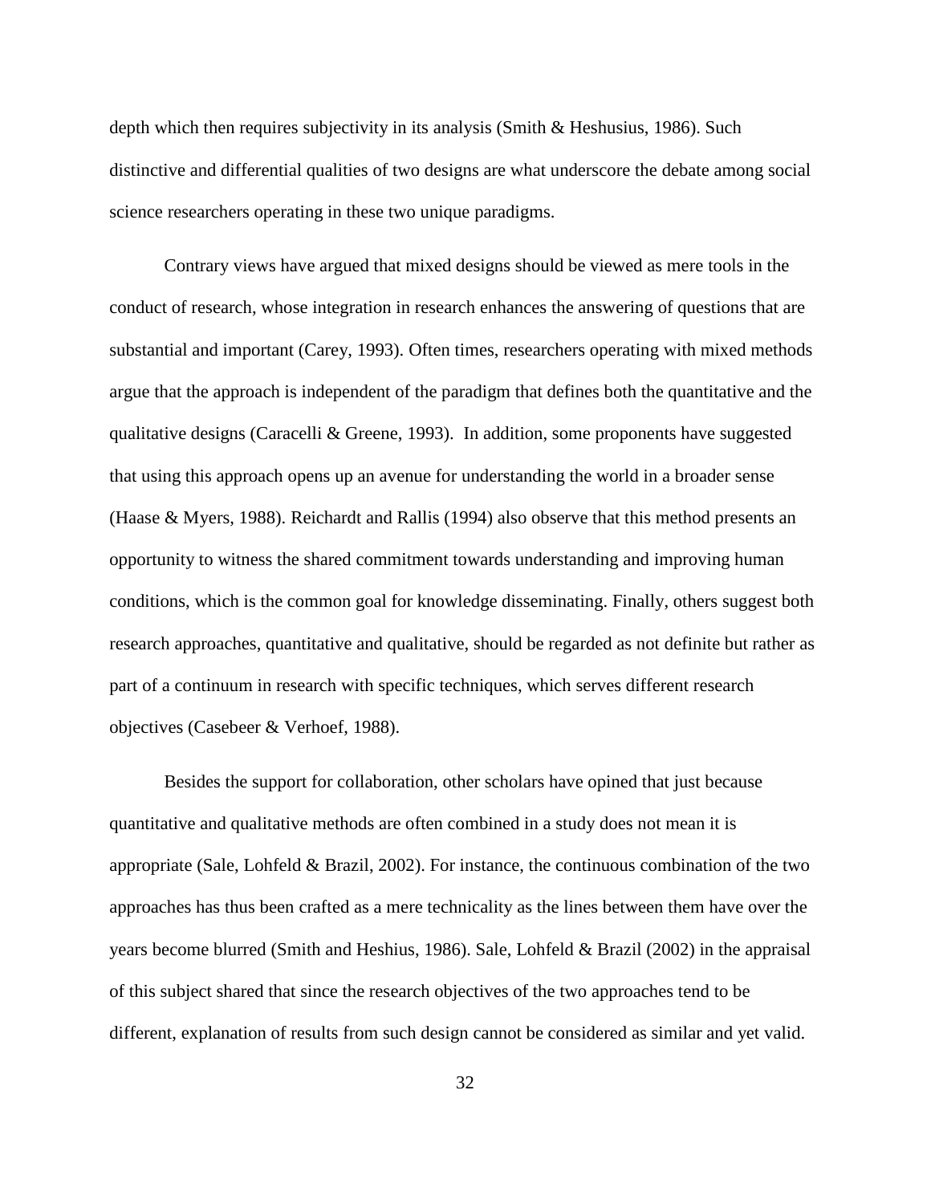depth which then requires subjectivity in its analysis (Smith & Heshusius, 1986). Such distinctive and differential qualities of two designs are what underscore the debate among social science researchers operating in these two unique paradigms.

Contrary views have argued that mixed designs should be viewed as mere tools in the conduct of research, whose integration in research enhances the answering of questions that are substantial and important (Carey, 1993). Often times, researchers operating with mixed methods argue that the approach is independent of the paradigm that defines both the quantitative and the qualitative designs (Caracelli & Greene, 1993). In addition, some proponents have suggested that using this approach opens up an avenue for understanding the world in a broader sense (Haase & Myers, 1988). Reichardt and Rallis (1994) also observe that this method presents an opportunity to witness the shared commitment towards understanding and improving human conditions, which is the common goal for knowledge disseminating. Finally, others suggest both research approaches, quantitative and qualitative, should be regarded as not definite but rather as part of a continuum in research with specific techniques, which serves different research objectives (Casebeer & Verhoef, 1988).

Besides the support for collaboration, other scholars have opined that just because quantitative and qualitative methods are often combined in a study does not mean it is appropriate (Sale, Lohfeld & Brazil, 2002). For instance, the continuous combination of the two approaches has thus been crafted as a mere technicality as the lines between them have over the years become blurred (Smith and Heshius, 1986). Sale, Lohfeld & Brazil (2002) in the appraisal of this subject shared that since the research objectives of the two approaches tend to be different, explanation of results from such design cannot be considered as similar and yet valid.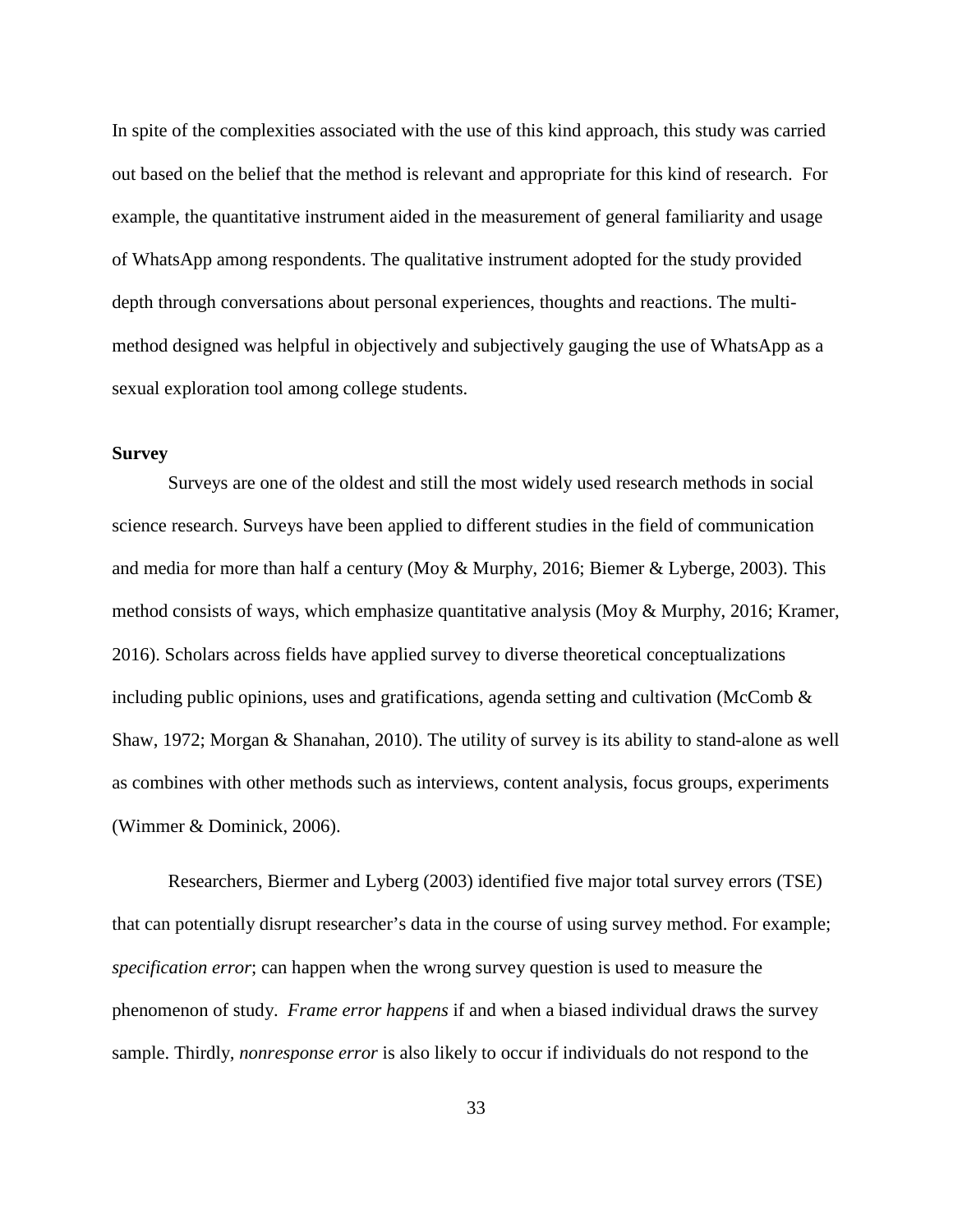In spite of the complexities associated with the use of this kind approach, this study was carried out based on the belief that the method is relevant and appropriate for this kind of research. For example, the quantitative instrument aided in the measurement of general familiarity and usage of WhatsApp among respondents. The qualitative instrument adopted for the study provided depth through conversations about personal experiences, thoughts and reactions. The multi-method designed was helpful in objectively and subjectively gauging the use of WhatsApp as a sexual exploration tool among college students.

**Survey**

Surveys are one of the oldest and still the most widely used research methods in social science research. Surveys have been applied to different studies in the field of communication and media for more than half a century (Moy & Murphy, 2016; Biemer & Lyberge, 2003). This method consists of ways, which emphasize quantitative analysis (Moy & Murphy, 2016; Kramer, 2016). Scholars across fields have applied survey to diverse theoretical conceptualizations including public opinions, uses and gratifications, agenda setting and cultivation (McComb & Shaw, 1972; Morgan & Shanahan, 2010). The utility of survey is its ability to stand-alone as well as combines with other methods such as interviews, content analysis, focus groups, experiments (Wimmer & Dominick, 2006).

Researchers, Biermer and Lyberg (2003) identified five major total survey errors (TSE) that can potentially disrupt researcher's data in the course of using survey method. For example; *specification error*; can happen when the wrong survey question is used to measure the phenomenon of study. *Frame error happens* if and when a biased individual draws the survey sample. Thirdly, *nonresponse error* is also likely to occur if individuals do not respond to the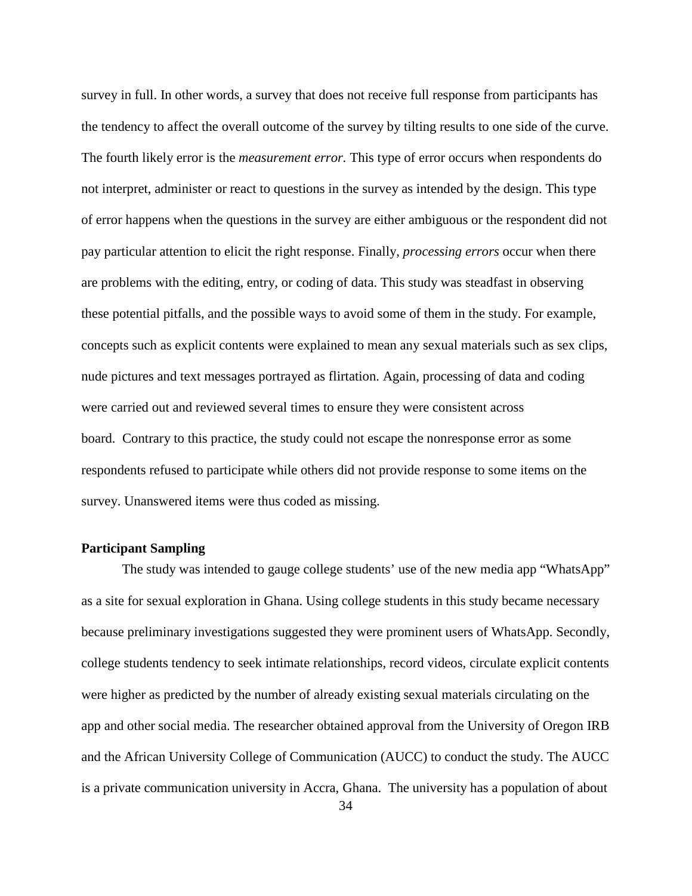survey in full. In other words, a survey that does not receive full response from participants has the tendency to affect the overall outcome of the survey by tilting results to one side of the curve. The fourth likely error is the *measurement error.* This type of error occurs when respondents do not interpret, administer or react to questions in the survey as intended by the design. This type of error happens when the questions in the survey are either ambiguous or the respondent did not pay particular attention to elicit the right response. Finally, *processing errors* occur when there are problems with the editing, entry, or coding of data. This study was steadfast in observing these potential pitfalls, and the possible ways to avoid some of them in the study. For example, concepts such as explicit contents were explained to mean any sexual materials such as sex clips, nude pictures and text messages portrayed as flirtation. Again, processing of data and coding were carried out and reviewed several times to ensure they were consistent across board. Contrary to this practice, the study could not escape the nonresponse error as some respondents refused to participate while others did not provide response to some items on the survey. Unanswered items were thus coded as missing.

### Participant Sampling

The study was intended to gauge college students' use of the new media app "WhatsApp" as a site for sexual exploration in Ghana. Using college students in this study became necessary because preliminary investigations suggested they were prominent users of WhatsApp. Secondly, college students tendency to seek intimate relationships, record videos, circulate explicit contents were higher as predicted by the number of already existing sexual materials circulating on the app and other social media. The researcher obtained approval from the University of Oregon IRB and the African University College of Communication (AUCC) to conduct the study. The AUCC is a private communication university in Accra, Ghana. The university has a population of about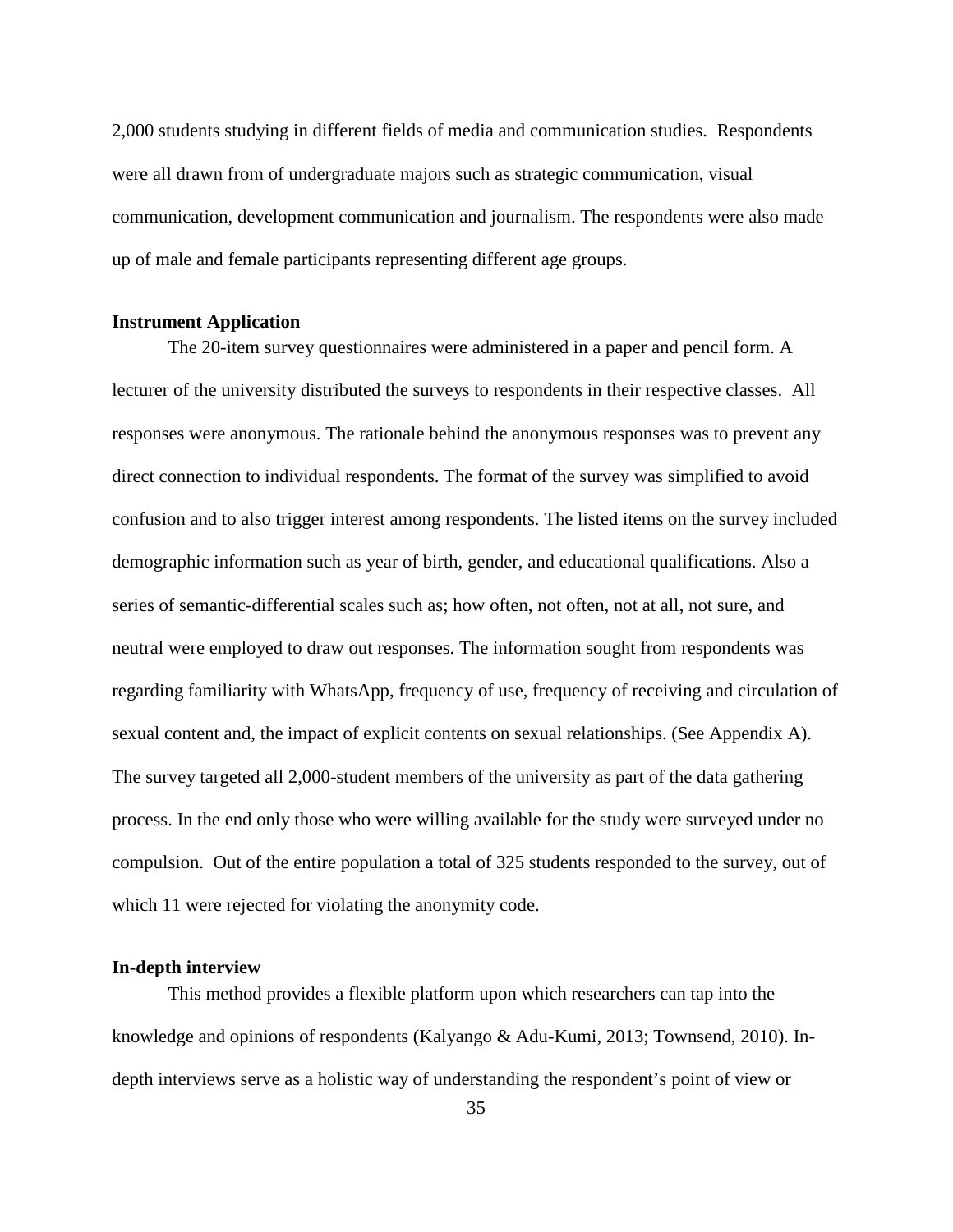2,000 students studying in different fields of media and communication studies. Respondents were all drawn from of undergraduate majors such as strategic communication, visual communication, development communication and journalism. The respondents were also made up of male and female participants representing different age groups.

**Instrument Application**

The 20-item survey questionnaires were administered in a paper and pencil form. A lecturer of the university distributed the surveys to respondents in their respective classes. All responses were anonymous. The rationale behind the anonymous responses was to prevent any direct connection to individual respondents. The format of the survey was simplified to avoid confusion and to also trigger interest among respondents. The listed items on the survey included demographic information such as year of birth, gender, and educational qualifications. Also a series of semantic-differential scales such as; how often, not often, not at all, not sure, and neutral were employed to draw out responses. The information sought from respondents was regarding familiarity with WhatsApp, frequency of use, frequency of receiving and circulation of sexual content and, the impact of explicit contents on sexual relationships. (See Appendix A). The survey targeted all 2,000-student members of the university as part of the data gathering process. In the end only those who were willing available for the study were surveyed under no compulsion. Out of the entire population a total of 325 students responded to the survey, out of which 11 were rejected for violating the anonymity code.

**In-depth interview**

This method provides a flexible platform upon which researchers can tap into the knowledge and opinions of respondents (Kalyango & Adu-Kumi, 2013; Townsend, 2010). In-depth interviews serve as a holistic way of understanding the respondent's point of view or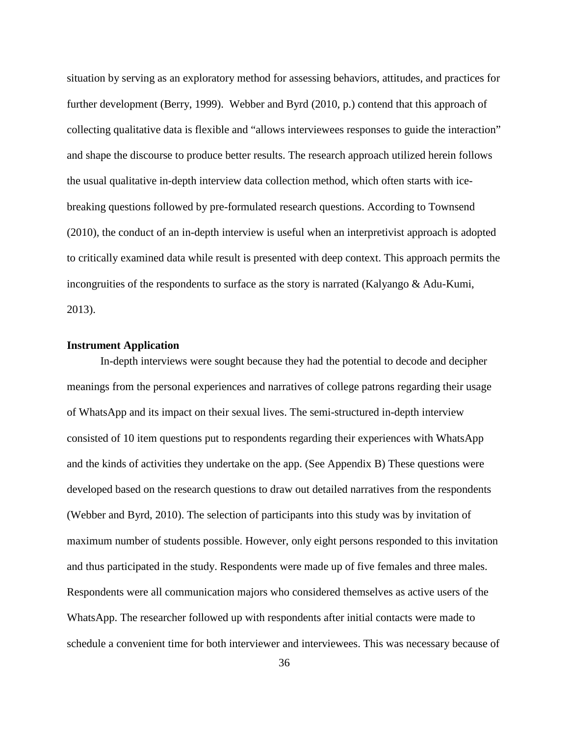situation by serving as an exploratory method for assessing behaviors, attitudes, and practices for further development (Berry, 1999). Webber and Byrd (2010, p.) contend that this approach of collecting qualitative data is flexible and "allows interviewees responses to guide the interaction" and shape the discourse to produce better results. The research approach utilized herein follows the usual qualitative in-depth interview data collection method, which often starts with ice-breaking questions followed by pre-formulated research questions. According to Townsend (2010), the conduct of an in-depth interview is useful when an interpretivist approach is adopted to critically examined data while result is presented with deep context. This approach permits the incongruities of the respondents to surface as the story is narrated (Kalyango & Adu-Kumi, 2013).

**Instrument Application**

In-depth interviews were sought because they had the potential to decode and decipher meanings from the personal experiences and narratives of college patrons regarding their usage of WhatsApp and its impact on their sexual lives. The semi-structured in-depth interview consisted of 10 item questions put to respondents regarding their experiences with WhatsApp and the kinds of activities they undertake on the app. (See Appendix B) These questions were developed based on the research questions to draw out detailed narratives from the respondents (Webber and Byrd, 2010). The selection of participants into this study was by invitation of maximum number of students possible. However, only eight persons responded to this invitation and thus participated in the study. Respondents were made up of five females and three males. Respondents were all communication majors who considered themselves as active users of the WhatsApp. The researcher followed up with respondents after initial contacts were made to schedule a convenient time for both interviewer and interviewees. This was necessary because of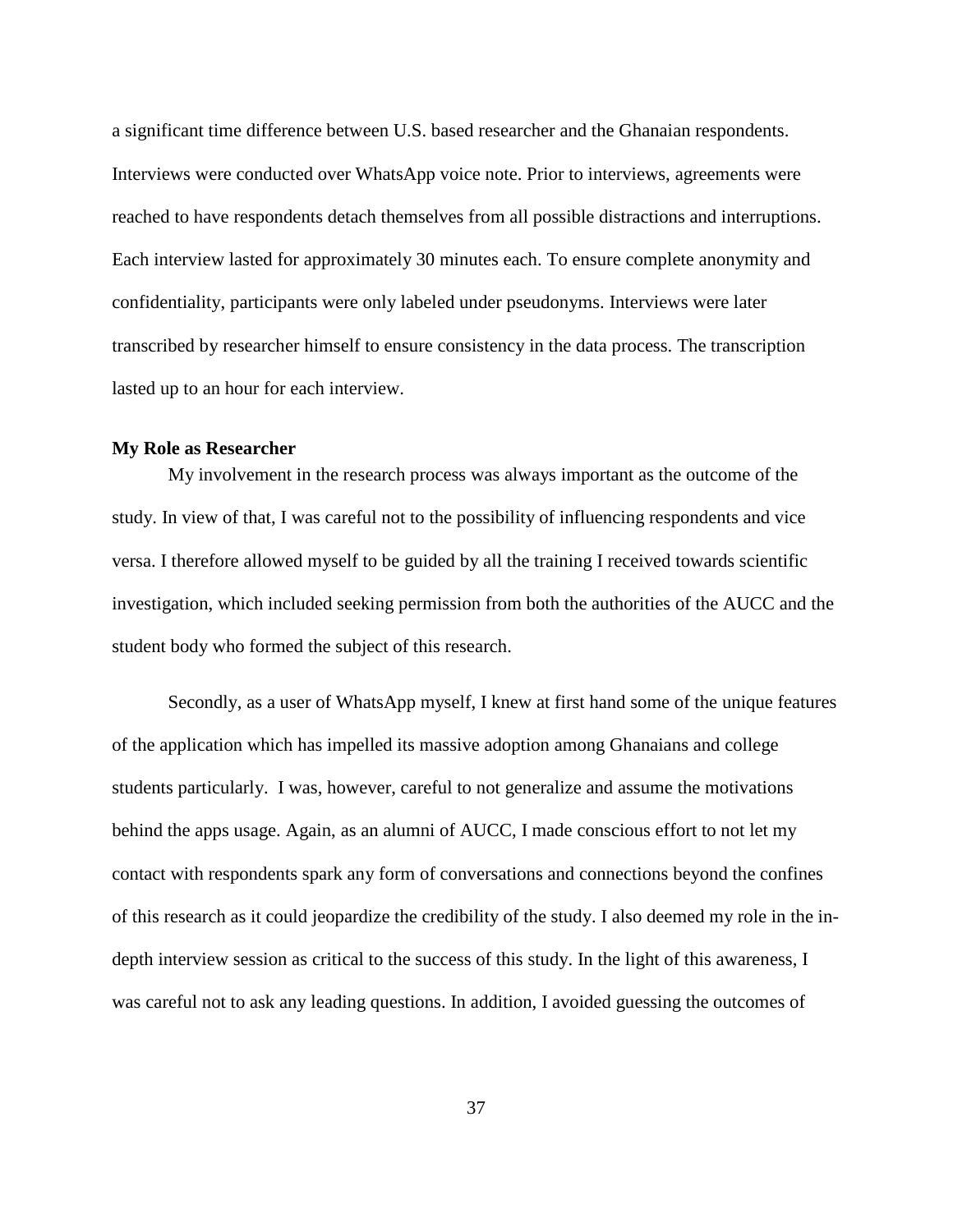a significant time difference between U.S. based researcher and the Ghanaian respondents. Interviews were conducted over WhatsApp voice note. Prior to interviews, agreements were reached to have respondents detach themselves from all possible distractions and interruptions. Each interview lasted for approximately 30 minutes each. To ensure complete anonymity and confidentiality, participants were only labeled under pseudonyms. Interviews were later transcribed by researcher himself to ensure consistency in the data process. The transcription lasted up to an hour for each interview.

**My Role as Researcher**

My involvement in the research process was always important as the outcome of the study. In view of that, I was careful not to the possibility of influencing respondents and vice versa. I therefore allowed myself to be guided by all the training I received towards scientific investigation, which included seeking permission from both the authorities of the AUCC and the student body who formed the subject of this research.

Secondly, as a user of WhatsApp myself, I knew at first hand some of the unique features of the application which has impelled its massive adoption among Ghanaians and college students particularly. I was, however, careful to not generalize and assume the motivations behind the apps usage. Again, as an alumni of AUCC, I made conscious effort to not let my contact with respondents spark any form of conversations and connections beyond the confines of this research as it could jeopardize the credibility of the study. I also deemed my role in the in-depth interview session as critical to the success of this study. In the light of this awareness, I was careful not to ask any leading questions. In addition, I avoided guessing the outcomes of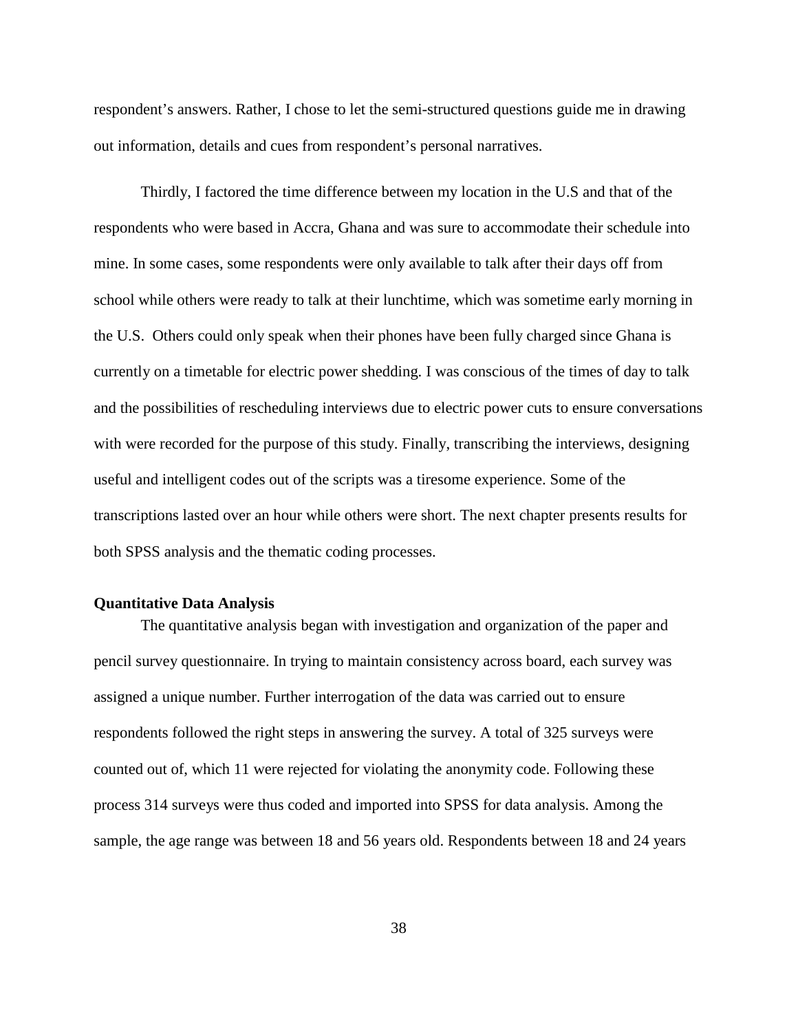respondent's answers. Rather, I chose to let the semi-structured questions guide me in drawing out information, details and cues from respondent's personal narratives.

Thirdly, I factored the time difference between my location in the U.S and that of the respondents who were based in Accra, Ghana and was sure to accommodate their schedule into mine. In some cases, some respondents were only available to talk after their days off from school while others were ready to talk at their lunchtime, which was sometime early morning in the U.S.  Others could only speak when their phones have been fully charged since Ghana is currently on a timetable for electric power shedding. I was conscious of the times of day to talk and the possibilities of rescheduling interviews due to electric power cuts to ensure conversations with were recorded for the purpose of this study. Finally, transcribing the interviews, designing useful and intelligent codes out of the scripts was a tiresome experience. Some of the transcriptions lasted over an hour while others were short. The next chapter presents results for both SPSS analysis and the thematic coding processes.

**Quantitative Data Analysis**

The quantitative analysis began with investigation and organization of the paper and pencil survey questionnaire. In trying to maintain consistency across board, each survey was assigned a unique number. Further interrogation of the data was carried out to ensure respondents followed the right steps in answering the survey. A total of 325 surveys were counted out of, which 11 were rejected for violating the anonymity code. Following these process 314 surveys were thus coded and imported into SPSS for data analysis. Among the sample, the age range was between 18 and 56 years old. Respondents between 18 and 24 years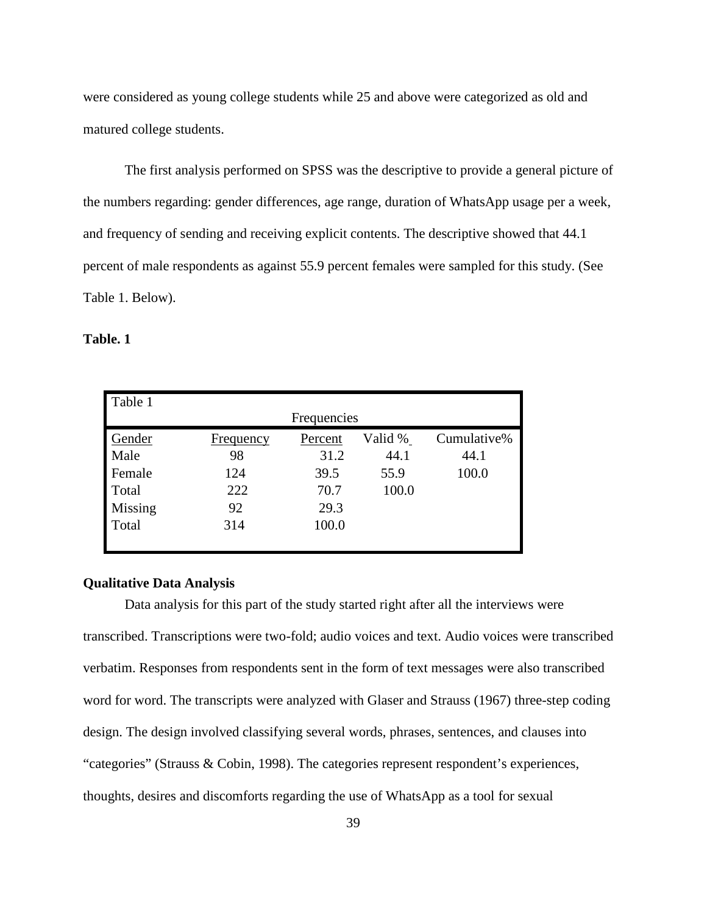were considered as young college students while 25 and above were categorized as old and matured college students.

The first analysis performed on SPSS was the descriptive to provide a general picture of the numbers regarding: gender differences, age range, duration of WhatsApp usage per a week, and frequency of sending and receiving explicit contents. The descriptive showed that 44.1 percent of male respondents as against 55.9 percent females were sampled for this study. (See Table 1. Below).

**Table. 1**

Table 1

Frequencies

| Gender | Frequency | Percent | Valid % | Cumulative% |
|---|---|---|---|---|
| Male | 98 | 31.2 | 44.1 | 44.1 |
| Female | 124 | 39.5 | 55.9 | 100.0 |
| Total | 222 | 70.7 | 100.0 | |
| Missing | 92 | 29.3 | | |
| Total | 314 | 100.0 | | |

**Qualitative Data Analysis**

Data analysis for this part of the study started right after all the interviews were transcribed. Transcriptions were two-fold; audio voices and text. Audio voices were transcribed verbatim. Responses from respondents sent in the form of text messages were also transcribed word for word. The transcripts were analyzed with Glaser and Strauss (1967) three-step coding design. The design involved classifying several words, phrases, sentences, and clauses into "categories" (Strauss & Cobin, 1998). The categories represent respondent's experiences, thoughts, desires and discomforts regarding the use of WhatsApp as a tool for sexual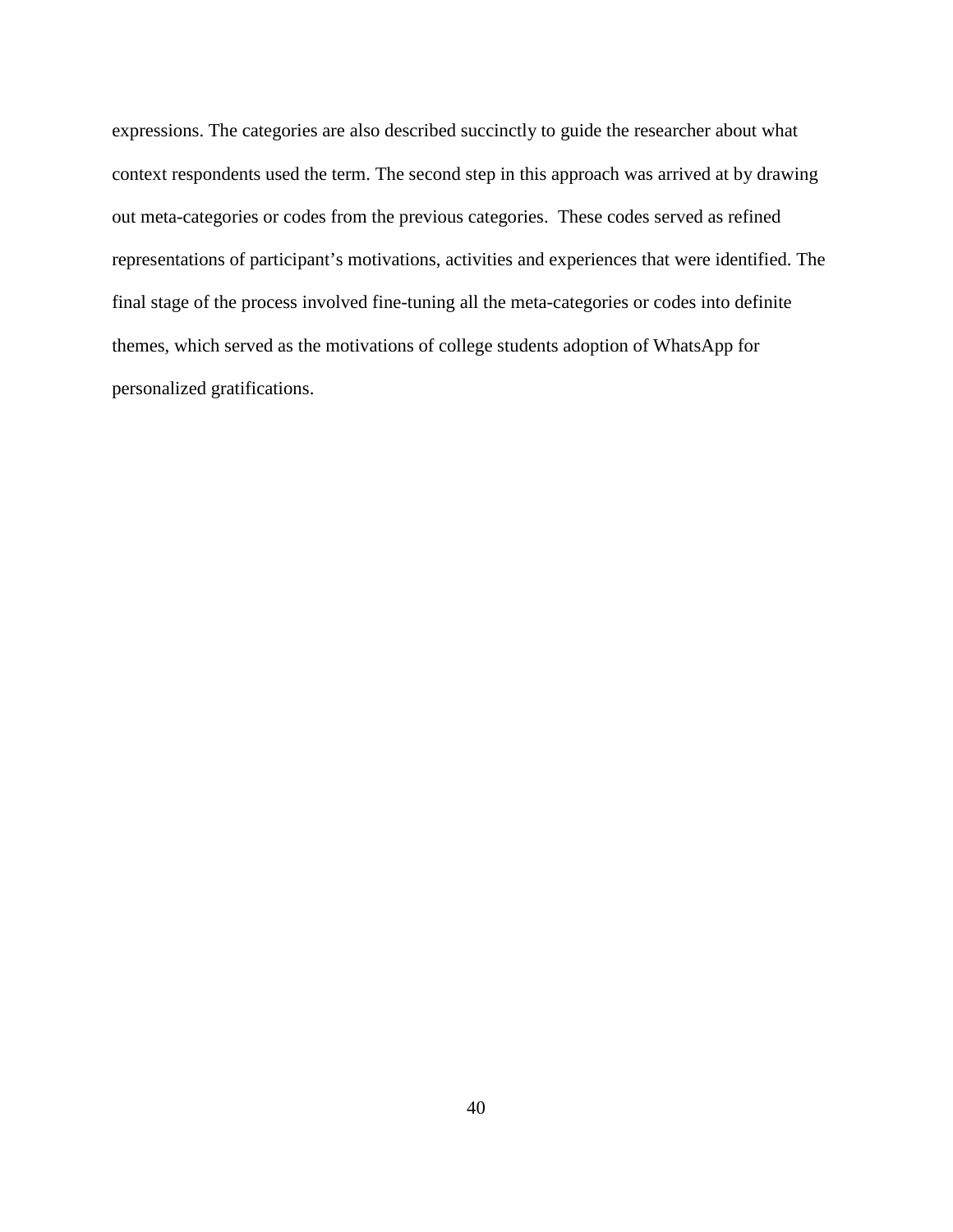expressions. The categories are also described succinctly to guide the researcher about what context respondents used the term. The second step in this approach was arrived at by drawing out meta-categories or codes from the previous categories. These codes served as refined representations of participant's motivations, activities and experiences that were identified. The final stage of the process involved fine-tuning all the meta-categories or codes into definite themes, which served as the motivations of college students adoption of WhatsApp for personalized gratifications.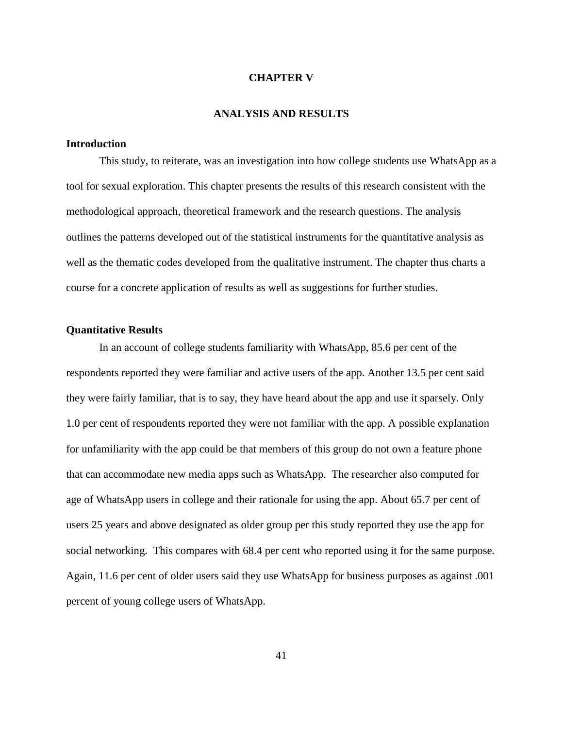# CHAPTER V

# ANALYSIS AND RESULTS

## Introduction

This study, to reiterate, was an investigation into how college students use WhatsApp as a tool for sexual exploration. This chapter presents the results of this research consistent with the methodological approach, theoretical framework and the research questions. The analysis outlines the patterns developed out of the statistical instruments for the quantitative analysis as well as the thematic codes developed from the qualitative instrument. The chapter thus charts a course for a concrete application of results as well as suggestions for further studies.

## Quantitative Results

In an account of college students familiarity with WhatsApp, 85.6 per cent of the respondents reported they were familiar and active users of the app. Another 13.5 per cent said they were fairly familiar, that is to say, they have heard about the app and use it sparsely. Only 1.0 per cent of respondents reported they were not familiar with the app. A possible explanation for unfamiliarity with the app could be that members of this group do not own a feature phone that can accommodate new media apps such as WhatsApp. The researcher also computed for age of WhatsApp users in college and their rationale for using the app. About 65.7 per cent of users 25 years and above designated as older group per this study reported they use the app for social networking. This compares with 68.4 per cent who reported using it for the same purpose. Again, 11.6 per cent of older users said they use WhatsApp for business purposes as against .001 percent of young college users of WhatsApp.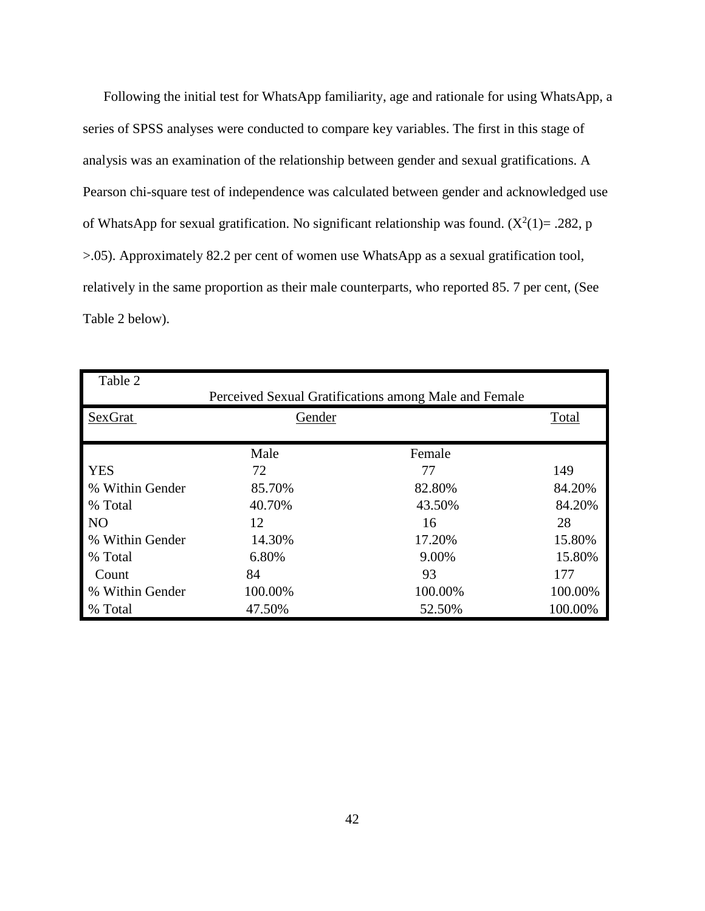Following the initial test for WhatsApp familiarity, age and rationale for using WhatsApp, a series of SPSS analyses were conducted to compare key variables. The first in this stage of analysis was an examination of the relationship between gender and sexual gratifications. A Pearson chi-square test of independence was calculated between gender and acknowledged use of WhatsApp for sexual gratification. No significant relationship was found. ($X^2(1)$= .282, p >.05). Approximately 82.2 per cent of women use WhatsApp as a sexual gratification tool, relatively in the same proportion as their male counterparts, who reported 85. 7 per cent, (See Table 2 below).

Table 2

Perceived Sexual Gratifications among Male and Female

| SexGrat | Gender | | Total |
|---|---|---|---|
| | Male | Female | |
| YES | 72 | 77 | 149 |
| % Within Gender | 85.70% | 82.80% | 84.20% |
| % Total | 40.70% | 43.50% | 84.20% |
| NO | 12 | 16 | 28 |
| % Within Gender | 14.30% | 17.20% | 15.80% |
| % Total | 6.80% | 9.00% | 15.80% |
| Count | 84 | 93 | 177 |
| % Within Gender | 100.00% | 100.00% | 100.00% |
| % Total | 47.50% | 52.50% | 100.00% |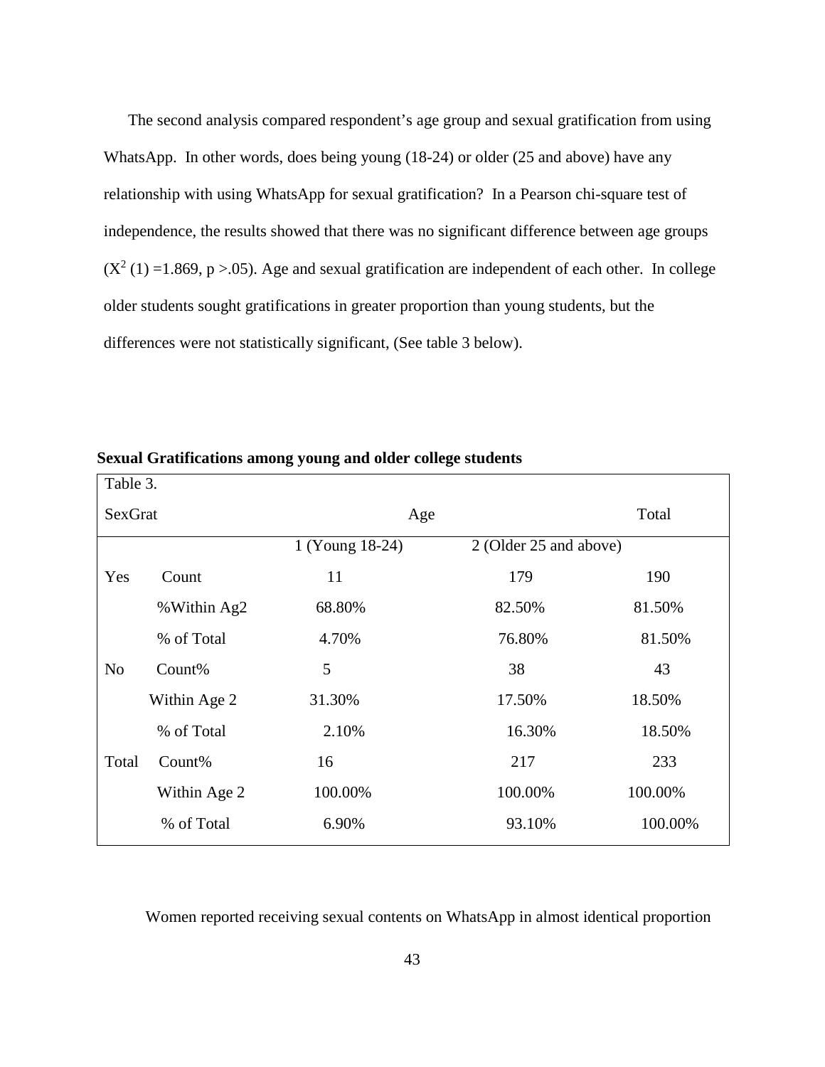The second analysis compared respondent's age group and sexual gratification from using WhatsApp. In other words, does being young (18-24) or older (25 and above) have any relationship with using WhatsApp for sexual gratification? In a Pearson chi-square test of independence, the results showed that there was no significant difference between age groups ($X^2$ (1) =1.869, p >.05). Age and sexual gratification are independent of each other. In college older students sought gratifications in greater proportion than young students, but the differences were not statistically significant, (See table 3 below).

**Sexual Gratifications among young and older college students**

Table 3.

| SexGrat | | Age | | Total |
|---|---|---|---|---|
| | | 1 (Young 18-24) | 2 (Older 25 and above) | |
| Yes | Count | 11 | 179 | 190 |
| | %Within Ag2 | 68.80% | 82.50% | 81.50% |
| | % of Total | 4.70% | 76.80% | 81.50% |
| No | Count% | 5 | 38 | 43 |
| | Within Age 2 | 31.30% | 17.50% | 18.50% |
| | % of Total | 2.10% | 16.30% | 18.50% |
| Total | Count% | 16 | 217 | 233 |
| | Within Age 2 | 100.00% | 100.00% | 100.00% |
| | % of Total | 6.90% | 93.10% | 100.00% |

Women reported receiving sexual contents on WhatsApp in almost identical proportion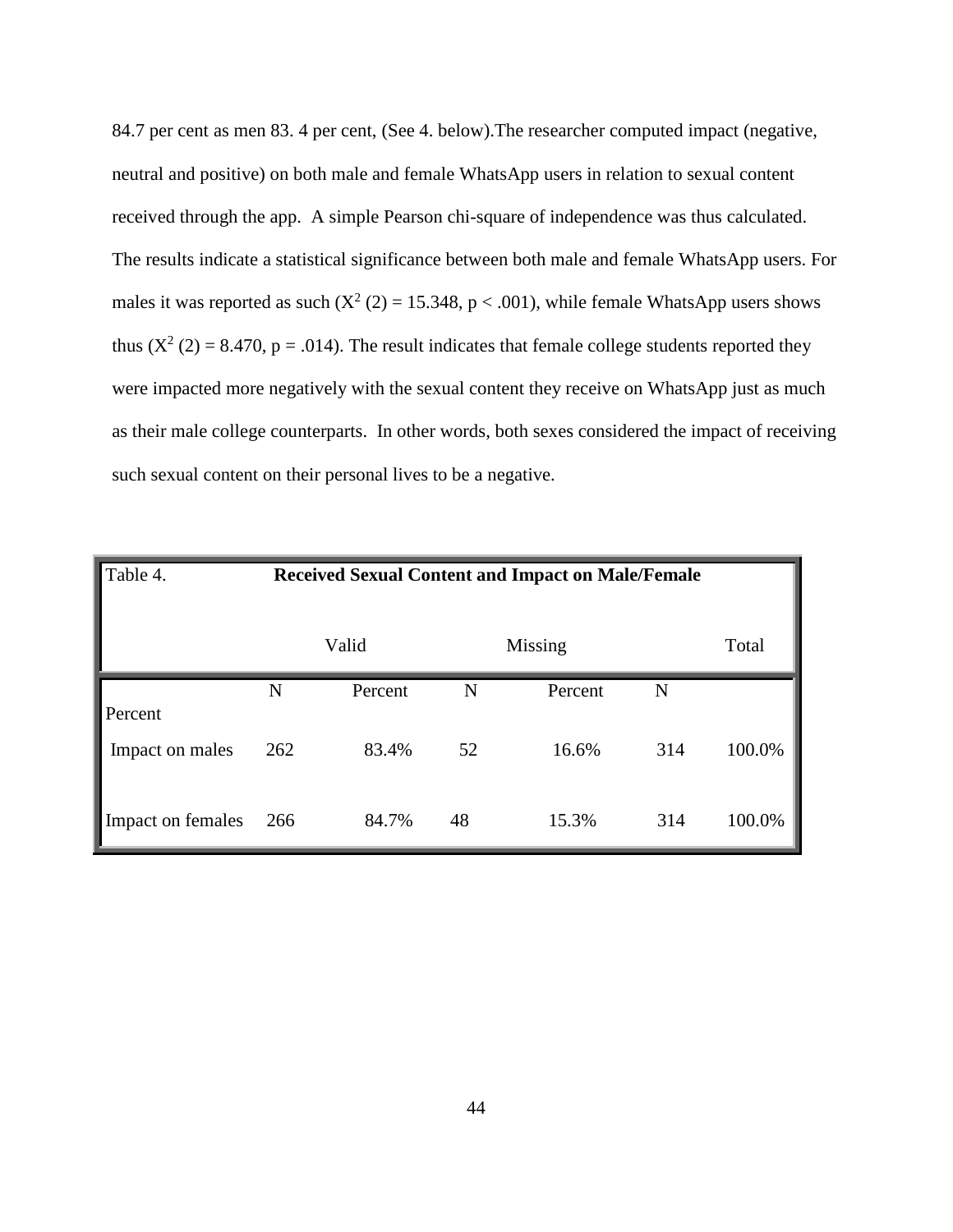84.7 per cent as men 83. 4 per cent, (See 4. below).The researcher computed impact (negative, neutral and positive) on both male and female WhatsApp users in relation to sexual content received through the app. A simple Pearson chi-square of independence was thus calculated. The results indicate a statistical significance between both male and female WhatsApp users. For males it was reported as such ($X^2$ (2) = 15.348, p < .001), while female WhatsApp users shows thus ($X^2$ (2) = 8.470, p = .014). The result indicates that female college students reported they were impacted more negatively with the sexual content they receive on WhatsApp just as much as their male college counterparts. In other words, both sexes considered the impact of receiving such sexual content on their personal lives to be a negative.

Table 4. **Received Sexual Content and Impact on Male/Female**

| | Valid | | Missing | | Total | |
|---|---|---|---|---|---|---|
| | N | Percent | N | Percent | N | Percent |
| Impact on males | 262 | 83.4% | 52 | 16.6% | 314 | 100.0% |
| Impact on females | 266 | 84.7% | 48 | 15.3% | 314 | 100.0% |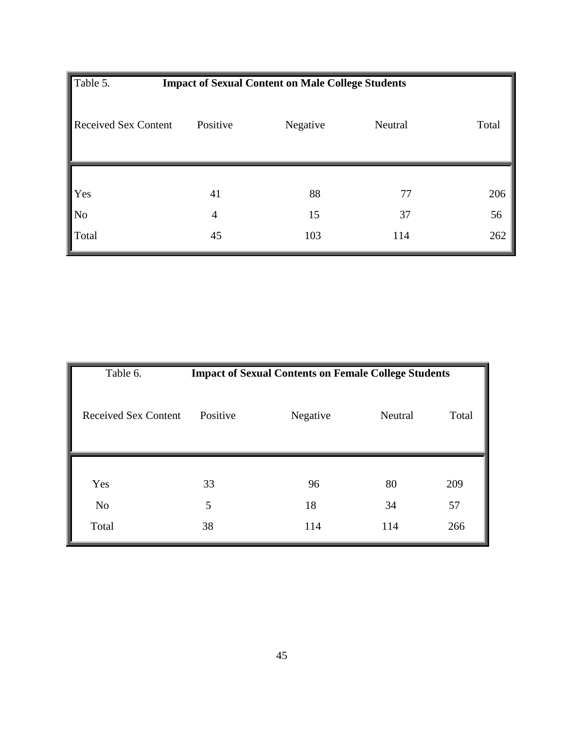Table 5. **Impact of Sexual Content on Male College Students**

| Received Sex Content | Positive | Negative | Neutral | Total |
|---|---|---|---|---|
| Yes | 41 | 88 | 77 | 206 |
| No | 4 | 15 | 37 | 56 |
| Total | 45 | 103 | 114 | 262 |

Table 6. **Impact of Sexual Contents on Female College Students**

| Received Sex Content | Positive | Negative | Neutral | Total |
|---|---|---|---|---|
| Yes | 33 | 96 | 80 | 209 |
| No | 5 | 18 | 34 | 57 |
| Total | 38 | 114 | 114 | 266 |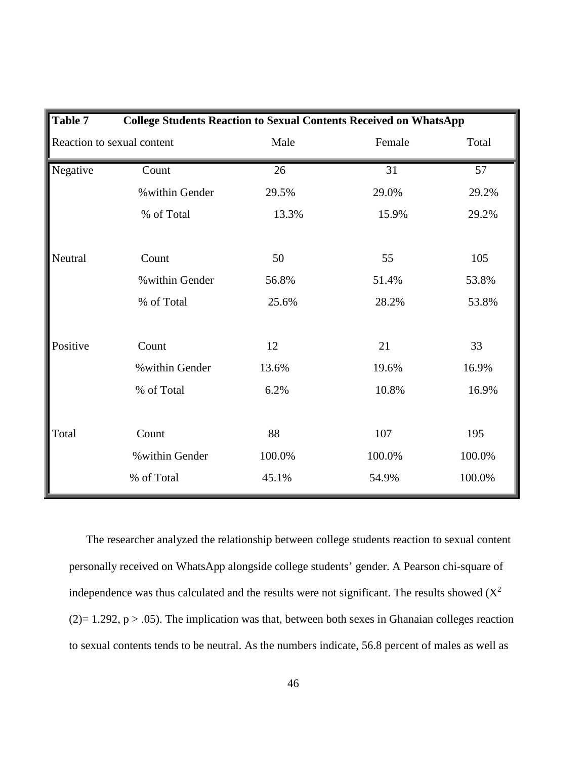**Table 7 College Students Reaction to Sexual Contents Received on WhatsApp**

| Reaction to sexual content | | Male | Female | Total |
|---|---|---|---|---|
| Negative | Count | 26 | 31 | 57 |
| | %within Gender | 29.5% | 29.0% | 29.2% |
| | % of Total | 13.3% | 15.9% | 29.2% |
| Neutral | Count | 50 | 55 | 105 |
| | %within Gender | 56.8% | 51.4% | 53.8% |
| | % of Total | 25.6% | 28.2% | 53.8% |
| Positive | Count | 12 | 21 | 33 |
| | %within Gender | 13.6% | 19.6% | 16.9% |
| | % of Total | 6.2% | 10.8% | 16.9% |
| Total | Count | 88 | 107 | 195 |
| | %within Gender | 100.0% | 100.0% | 100.0% |
| | % of Total | 45.1% | 54.9% | 100.0% |

The researcher analyzed the relationship between college students reaction to sexual content personally received on WhatsApp alongside college students' gender. A Pearson chi-square of independence was thus calculated and the results were not significant. The results showed ($X^2$ (2)= 1.292, $p > .05$). The implication was that, between both sexes in Ghanaian colleges reaction to sexual contents tends to be neutral. As the numbers indicate, 56.8 percent of males as well as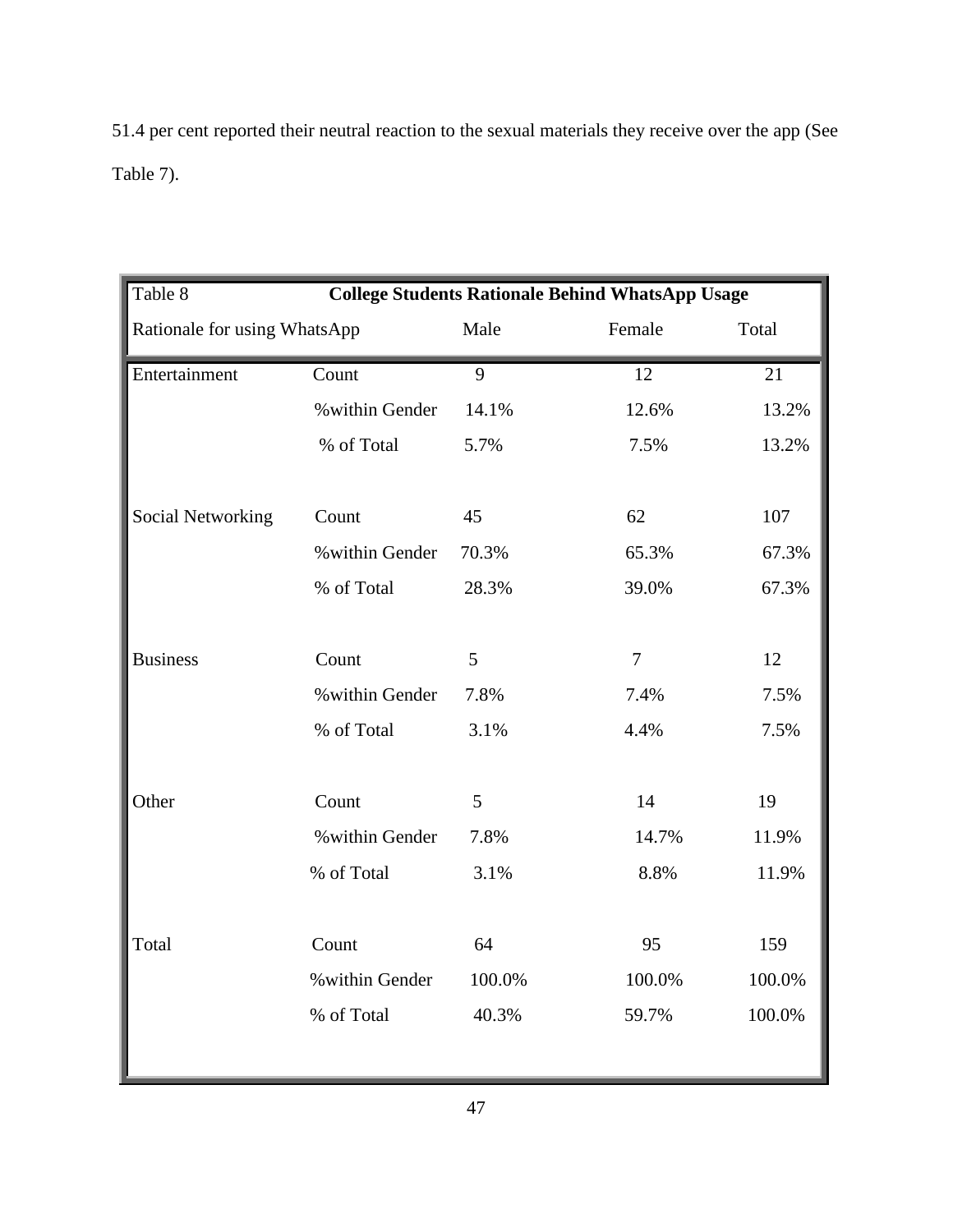51.4 per cent reported their neutral reaction to the sexual materials they receive over the app (See Table 7).

Table 8 **College Students Rationale Behind WhatsApp Usage**

| Rationale for using WhatsApp | | Male | Female | Total |
|---|---|---|---|---|
| Entertainment | Count | 9 | 12 | 21 |
| | %within Gender | 14.1% | 12.6% | 13.2% |
| | % of Total | 5.7% | 7.5% | 13.2% |
| Social Networking | Count | 45 | 62 | 107 |
| | %within Gender | 70.3% | 65.3% | 67.3% |
| | % of Total | 28.3% | 39.0% | 67.3% |
| Business | Count | 5 | 7 | 12 |
| | %within Gender | 7.8% | 7.4% | 7.5% |
| | % of Total | 3.1% | 4.4% | 7.5% |
| Other | Count | 5 | 14 | 19 |
| | %within Gender | 7.8% | 14.7% | 11.9% |
| | % of Total | 3.1% | 8.8% | 11.9% |
| Total | Count | 64 | 95 | 159 |
| | %within Gender | 100.0% | 100.0% | 100.0% |
| | % of Total | 40.3% | 59.7% | 100.0% |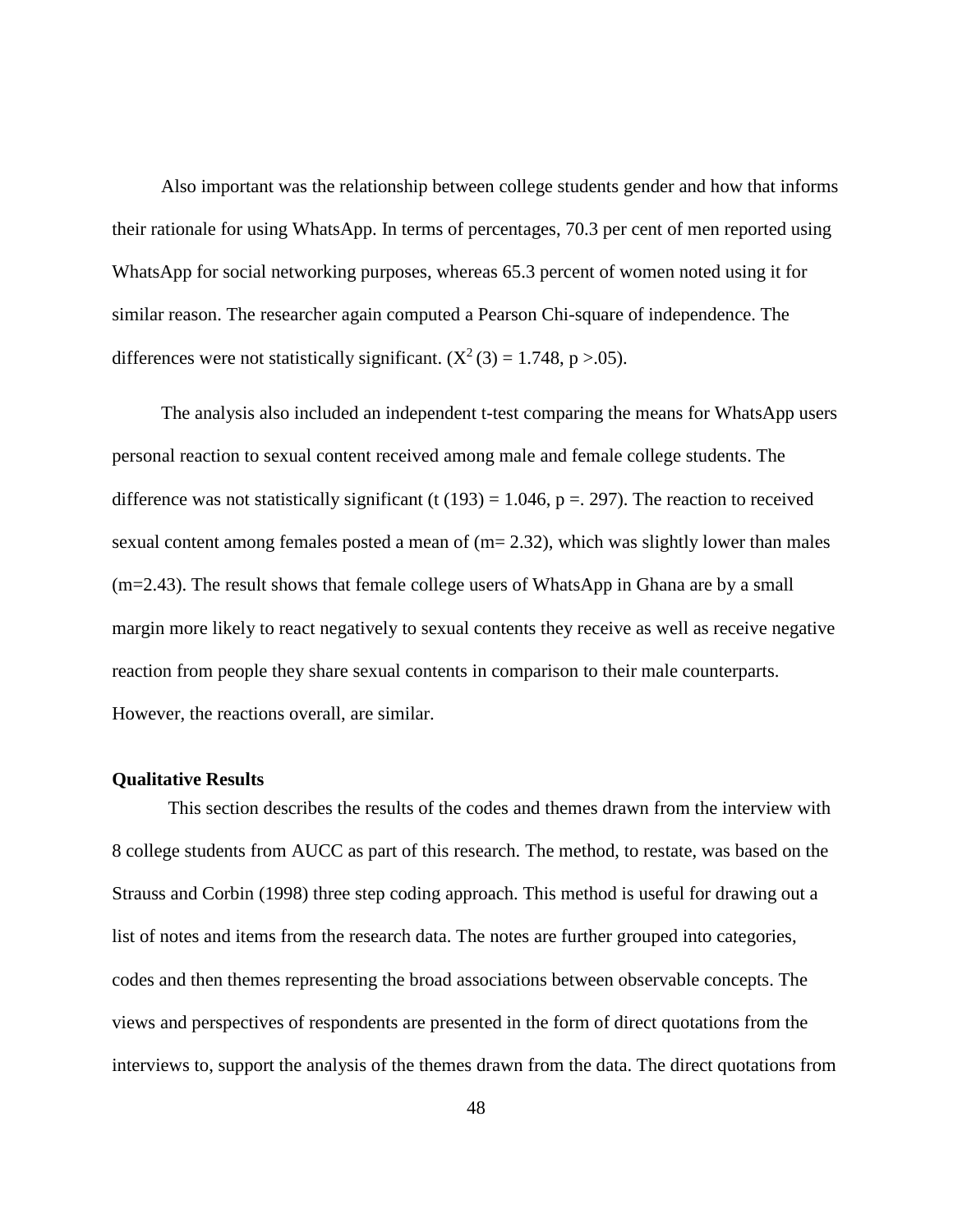Also important was the relationship between college students gender and how that informs their rationale for using WhatsApp. In terms of percentages, 70.3 per cent of men reported using WhatsApp for social networking purposes, whereas 65.3 percent of women noted using it for similar reason. The researcher again computed a Pearson Chi-square of independence. The differences were not statistically significant. ($X^2$ (3) = 1.748, p >.05).

The analysis also included an independent t-test comparing the means for WhatsApp users personal reaction to sexual content received among male and female college students. The difference was not statistically significant (t (193) = 1.046, p =. 297). The reaction to received sexual content among females posted a mean of (m= 2.32), which was slightly lower than males (m=2.43). The result shows that female college users of WhatsApp in Ghana are by a small margin more likely to react negatively to sexual contents they receive as well as receive negative reaction from people they share sexual contents in comparison to their male counterparts. However, the reactions overall, are similar.

**Qualitative Results**

This section describes the results of the codes and themes drawn from the interview with 8 college students from AUCC as part of this research. The method, to restate, was based on the Strauss and Corbin (1998) three step coding approach. This method is useful for drawing out a list of notes and items from the research data. The notes are further grouped into categories, codes and then themes representing the broad associations between observable concepts. The views and perspectives of respondents are presented in the form of direct quotations from the interviews to, support the analysis of the themes drawn from the data. The direct quotations from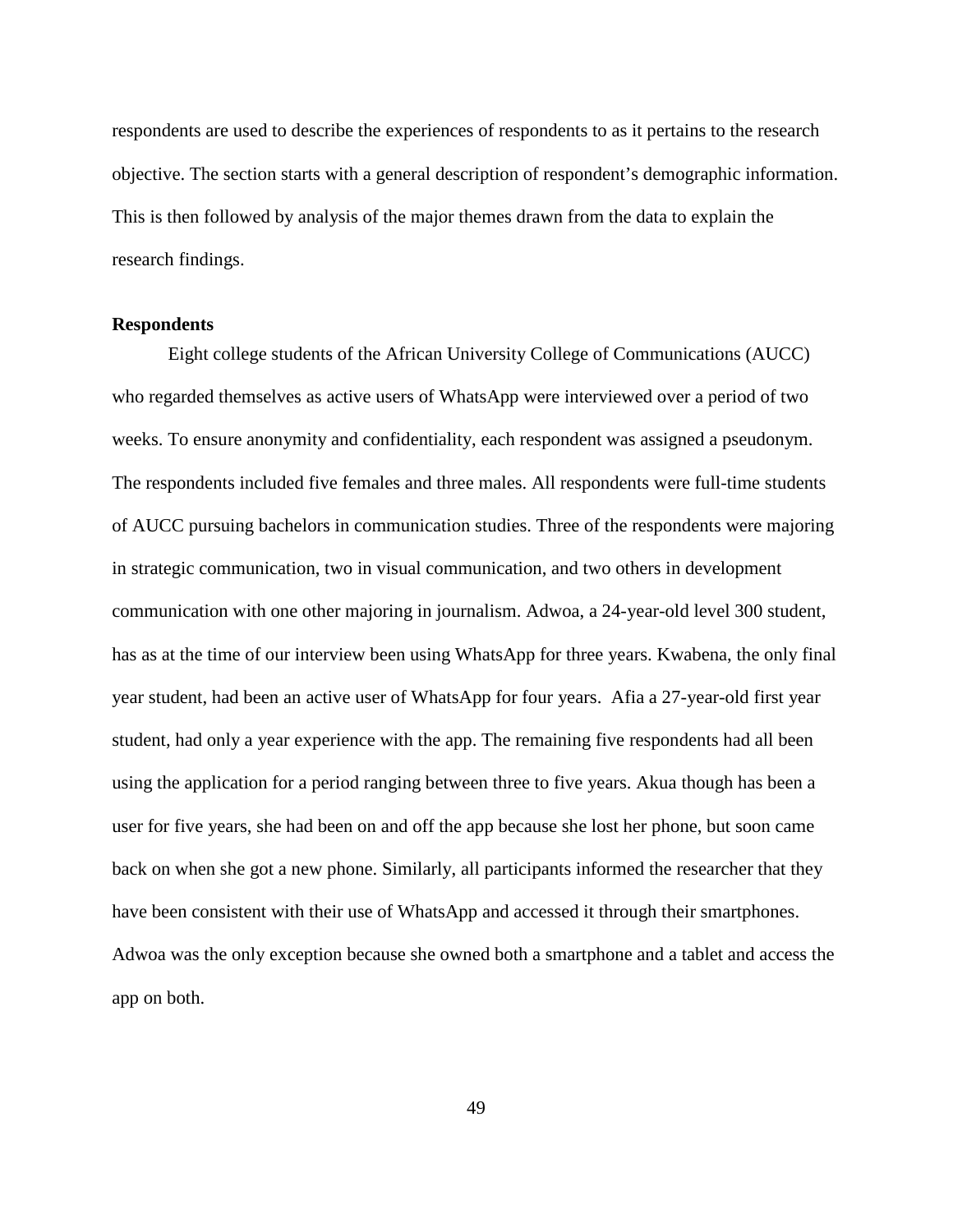respondents are used to describe the experiences of respondents to as it pertains to the research objective. The section starts with a general description of respondent's demographic information. This is then followed by analysis of the major themes drawn from the data to explain the research findings.

**Respondents**

Eight college students of the African University College of Communications (AUCC) who regarded themselves as active users of WhatsApp were interviewed over a period of two weeks. To ensure anonymity and confidentiality, each respondent was assigned a pseudonym. The respondents included five females and three males. All respondents were full-time students of AUCC pursuing bachelors in communication studies. Three of the respondents were majoring in strategic communication, two in visual communication, and two others in development communication with one other majoring in journalism. Adwoa, a 24-year-old level 300 student, has as at the time of our interview been using WhatsApp for three years. Kwabena, the only final year student, had been an active user of WhatsApp for four years. Afia a 27-year-old first year student, had only a year experience with the app. The remaining five respondents had all been using the application for a period ranging between three to five years. Akua though has been a user for five years, she had been on and off the app because she lost her phone, but soon came back on when she got a new phone. Similarly, all participants informed the researcher that they have been consistent with their use of WhatsApp and accessed it through their smartphones. Adwoa was the only exception because she owned both a smartphone and a tablet and access the app on both.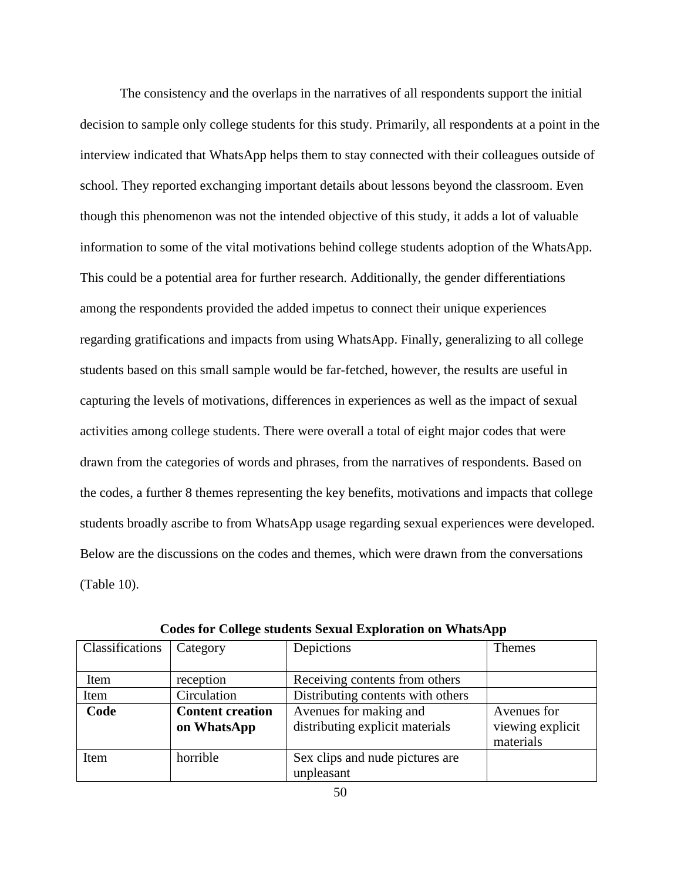The consistency and the overlaps in the narratives of all respondents support the initial decision to sample only college students for this study. Primarily, all respondents at a point in the interview indicated that WhatsApp helps them to stay connected with their colleagues outside of school. They reported exchanging important details about lessons beyond the classroom. Even though this phenomenon was not the intended objective of this study, it adds a lot of valuable information to some of the vital motivations behind college students adoption of the WhatsApp. This could be a potential area for further research. Additionally, the gender differentiations among the respondents provided the added impetus to connect their unique experiences regarding gratifications and impacts from using WhatsApp. Finally, generalizing to all college students based on this small sample would be far-fetched, however, the results are useful in capturing the levels of motivations, differences in experiences as well as the impact of sexual activities among college students. There were overall a total of eight major codes that were drawn from the categories of words and phrases, from the narratives of respondents. Based on the codes, a further 8 themes representing the key benefits, motivations and impacts that college students broadly ascribe to from WhatsApp usage regarding sexual experiences were developed. Below are the discussions on the codes and themes, which were drawn from the conversations (Table 10).

**Codes for College students Sexual Exploration on WhatsApp**

| Classifications | Category | Depictions | Themes |
|---|---|---|---|
| Item | reception | Receiving contents from others | |
| Item | Circulation | Distributing contents with others | |
| **Code** | **Content creation on WhatsApp** | Avenues for making and distributing explicit materials | Avenues for viewing explicit materials |
| Item | horrible | Sex clips and nude pictures are unpleasant | |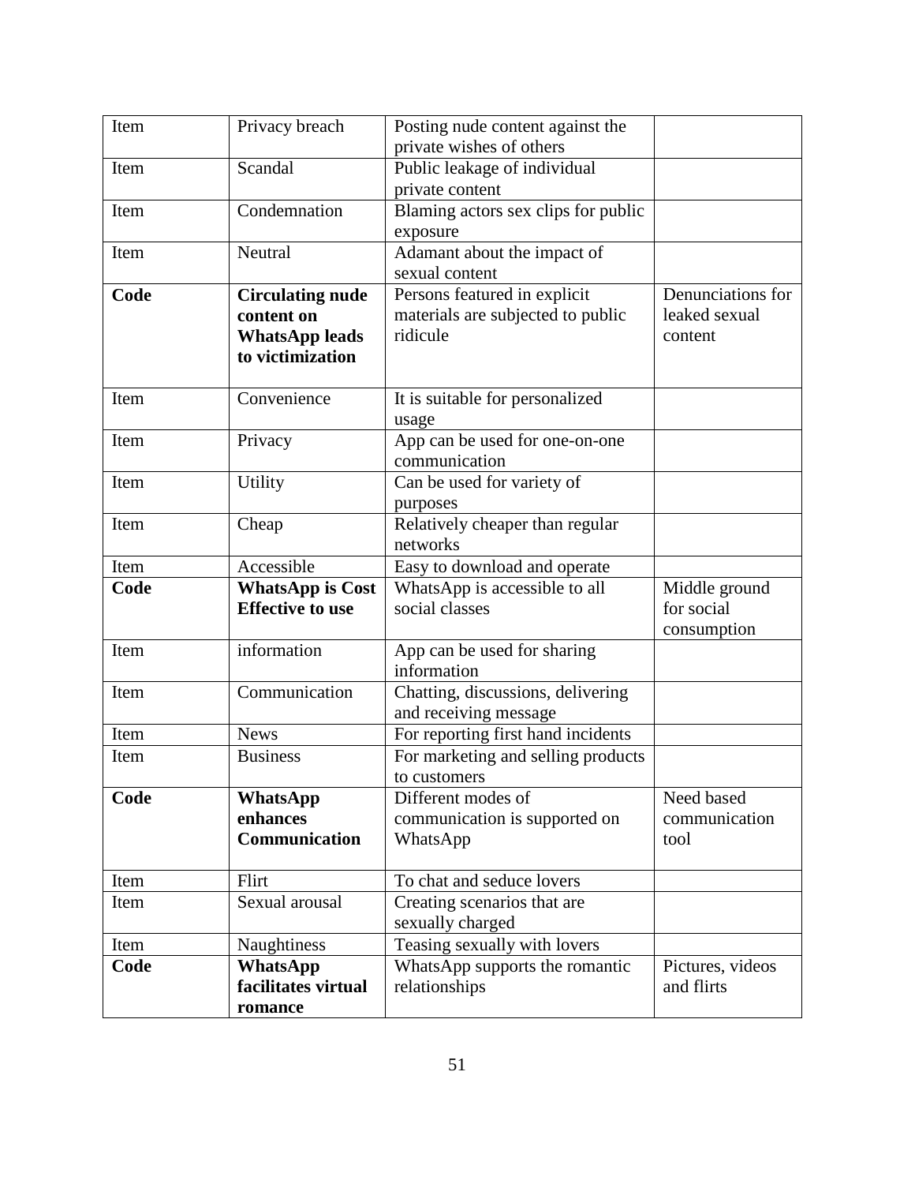| | | | |
|---|---|---|---|
| Item | Privacy breach | Posting nude content against the private wishes of others | |
| Item | Scandal | Public leakage of individual private content | |
| Item | Condemnation | Blaming actors sex clips for public exposure | |
| Item | Neutral | Adamant about the impact of sexual content | |
| **Code** | **Circulating nude content on WhatsApp leads to victimization** | Persons featured in explicit materials are subjected to public ridicule | Denunciations for leaked sexual content |
| Item | Convenience | It is suitable for personalized usage | |
| Item | Privacy | App can be used for one-on-one communication | |
| Item | Utility | Can be used for variety of purposes | |
| Item | Cheap | Relatively cheaper than regular networks | |
| Item | Accessible | Easy to download and operate | |
| **Code** | **WhatsApp is Cost Effective to use** | WhatsApp is accessible to all social classes | Middle ground for social consumption |
| Item | information | App can be used for sharing information | |
| Item | Communication | Chatting, discussions, delivering and receiving message | |
| Item | News | For reporting first hand incidents | |
| Item | Business | For marketing and selling products to customers | |
| **Code** | **WhatsApp enhances Communication** | Different modes of communication is supported on WhatsApp | Need based communication tool |
| Item | Flirt | To chat and seduce lovers | |
| Item | Sexual arousal | Creating scenarios that are sexually charged | |
| Item | Naughtiness | Teasing sexually with lovers | |
| **Code** | **WhatsApp facilitates virtual romance** | WhatsApp supports the romantic relationships | Pictures, videos and flirts |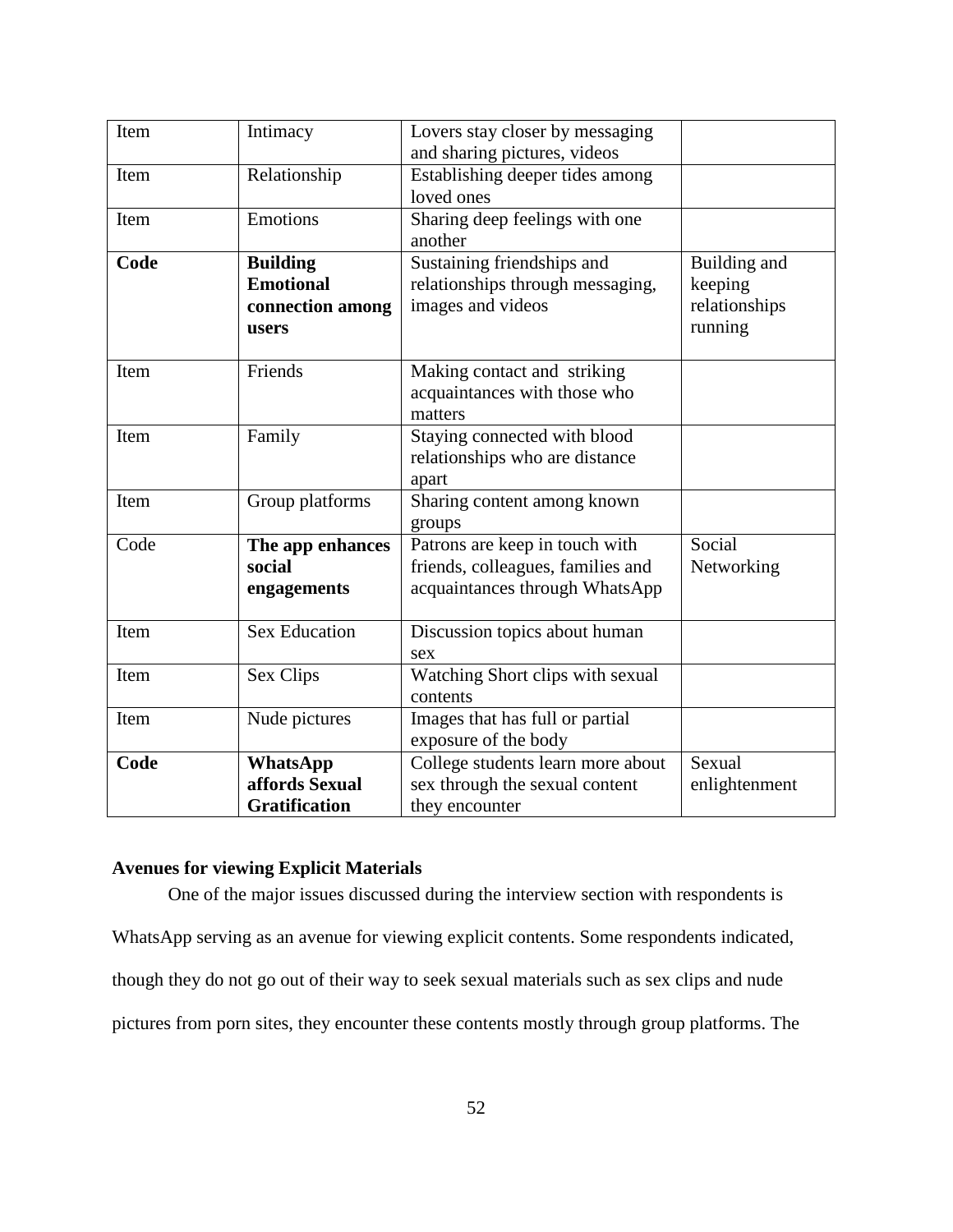| | | | |
|---|---|---|---|
| Item | Intimacy | Lovers stay closer by messaging and sharing pictures, videos | |
| Item | Relationship | Establishing deeper tides among loved ones | |
| Item | Emotions | Sharing deep feelings with one another | |
| **Code** | **Building Emotional connection among users** | Sustaining friendships and relationships through messaging, images and videos | Building and keeping relationships running |
| Item | Friends | Making contact and striking acquaintances with those who matters | |
| Item | Family | Staying connected with blood relationships who are distance apart | |
| Item | Group platforms | Sharing content among known groups | |
| Code | **The app enhances social engagements** | Patrons are keep in touch with friends, colleagues, families and acquaintances through WhatsApp | Social Networking |
| Item | Sex Education | Discussion topics about human sex | |
| Item | Sex Clips | Watching Short clips with sexual contents | |
| Item | Nude pictures | Images that has full or partial exposure of the body | |
| **Code** | **WhatsApp affords Sexual Gratification** | College students learn more about sex through the sexual content they encounter | Sexual enlightenment |

**Avenues for viewing Explicit Materials**

One of the major issues discussed during the interview section with respondents is WhatsApp serving as an avenue for viewing explicit contents. Some respondents indicated, though they do not go out of their way to seek sexual materials such as sex clips and nude pictures from porn sites, they encounter these contents mostly through group platforms. The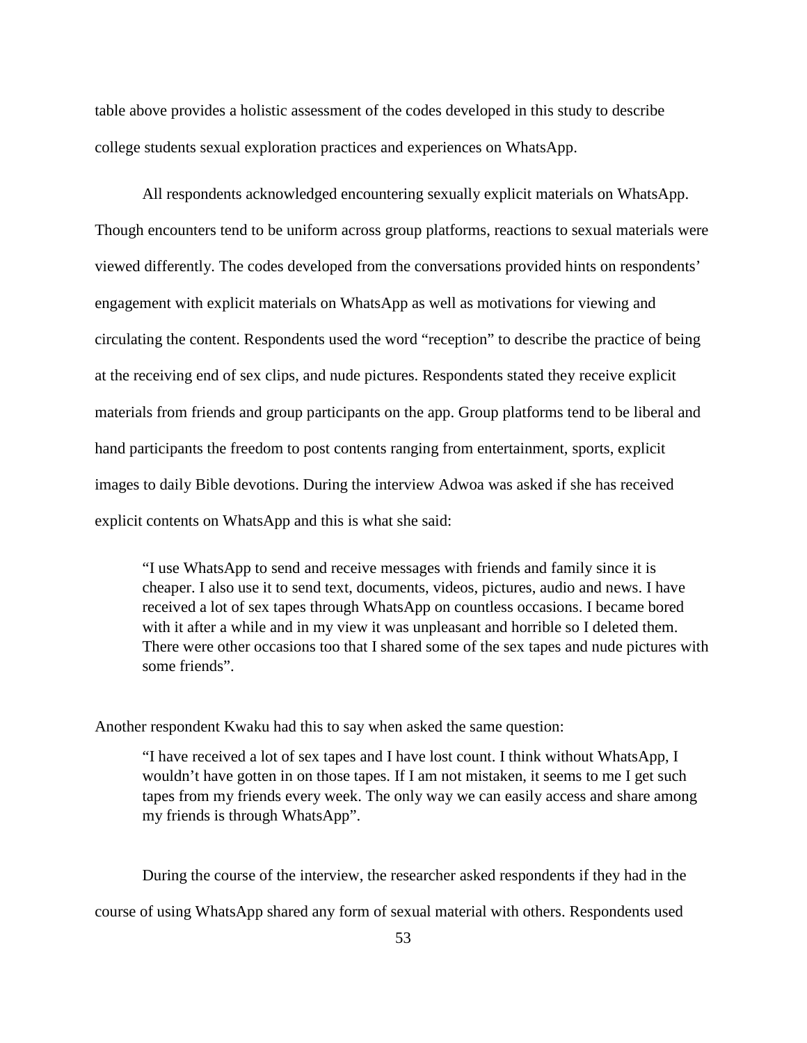table above provides a holistic assessment of the codes developed in this study to describe college students sexual exploration practices and experiences on WhatsApp.

All respondents acknowledged encountering sexually explicit materials on WhatsApp. Though encounters tend to be uniform across group platforms, reactions to sexual materials were viewed differently. The codes developed from the conversations provided hints on respondents' engagement with explicit materials on WhatsApp as well as motivations for viewing and circulating the content. Respondents used the word "reception" to describe the practice of being at the receiving end of sex clips, and nude pictures. Respondents stated they receive explicit materials from friends and group participants on the app. Group platforms tend to be liberal and hand participants the freedom to post contents ranging from entertainment, sports, explicit images to daily Bible devotions. During the interview Adwoa was asked if she has received explicit contents on WhatsApp and this is what she said:

> "I use WhatsApp to send and receive messages with friends and family since it is cheaper. I also use it to send text, documents, videos, pictures, audio and news. I have received a lot of sex tapes through WhatsApp on countless occasions. I became bored with it after a while and in my view it was unpleasant and horrible so I deleted them. There were other occasions too that I shared some of the sex tapes and nude pictures with some friends".

Another respondent Kwaku had this to say when asked the same question:

> "I have received a lot of sex tapes and I have lost count. I think without WhatsApp, I wouldn't have gotten in on those tapes. If I am not mistaken, it seems to me I get such tapes from my friends every week. The only way we can easily access and share among my friends is through WhatsApp".

During the course of the interview, the researcher asked respondents if they had in the course of using WhatsApp shared any form of sexual material with others. Respondents used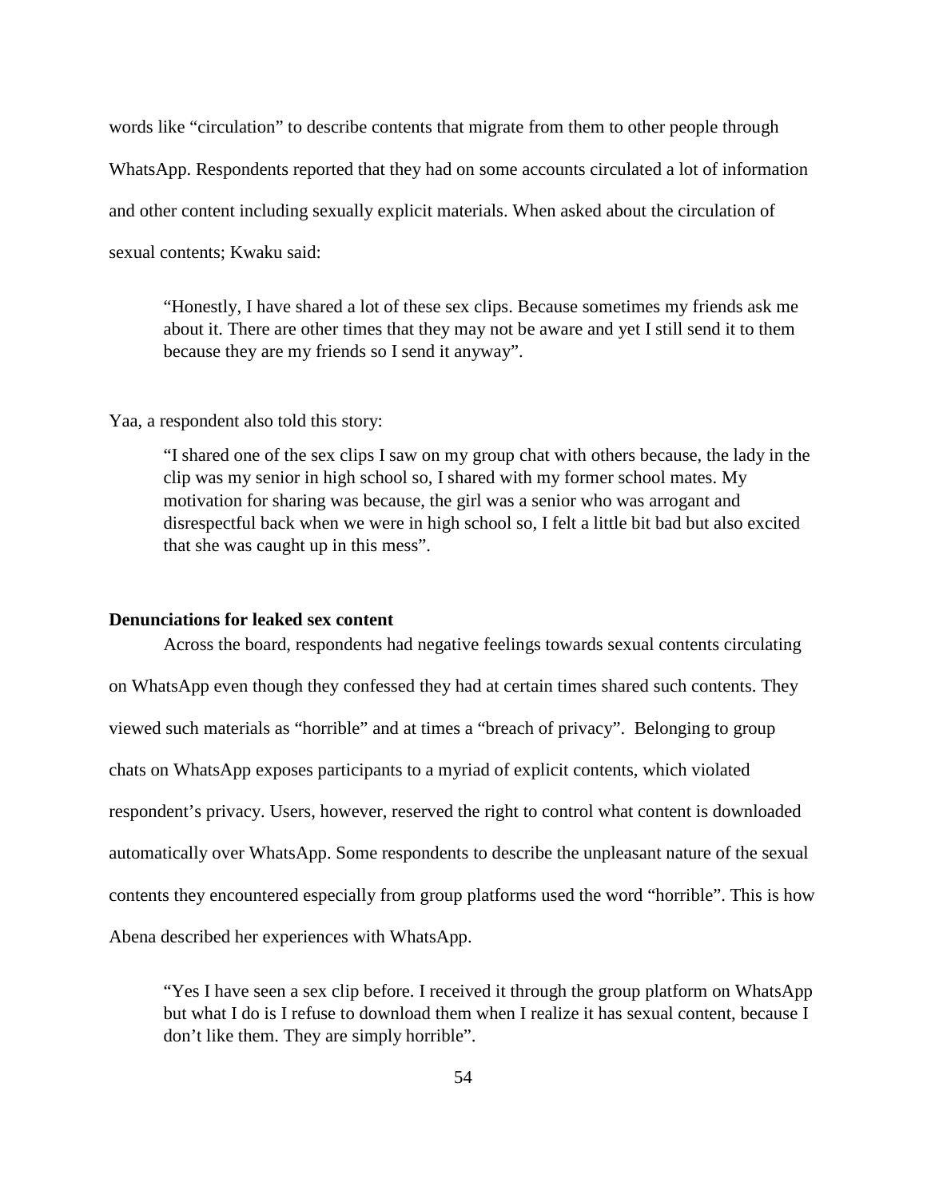words like “circulation” to describe contents that migrate from them to other people through WhatsApp. Respondents reported that they had on some accounts circulated a lot of information and other content including sexually explicit materials. When asked about the circulation of sexual contents; Kwaku said:

> “Honestly, I have shared a lot of these sex clips. Because sometimes my friends ask me about it. There are other times that they may not be aware and yet I still send it to them because they are my friends so I send it anyway”.

Yaa, a respondent also told this story:

> “I shared one of the sex clips I saw on my group chat with others because, the lady in the clip was my senior in high school so, I shared with my former school mates. My motivation for sharing was because, the girl was a senior who was arrogant and disrespectful back when we were in high school so, I felt a little bit bad but also excited that she was caught up in this mess”.

**Denunciations for leaked sex content**

Across the board, respondents had negative feelings towards sexual contents circulating on WhatsApp even though they confessed they had at certain times shared such contents. They viewed such materials as “horrible” and at times a “breach of privacy”. Belonging to group chats on WhatsApp exposes participants to a myriad of explicit contents, which violated respondent’s privacy. Users, however, reserved the right to control what content is downloaded automatically over WhatsApp. Some respondents to describe the unpleasant nature of the sexual contents they encountered especially from group platforms used the word “horrible”. This is how Abena described her experiences with WhatsApp.

> “Yes I have seen a sex clip before. I received it through the group platform on WhatsApp but what I do is I refuse to download them when I realize it has sexual content, because I don’t like them. They are simply horrible”.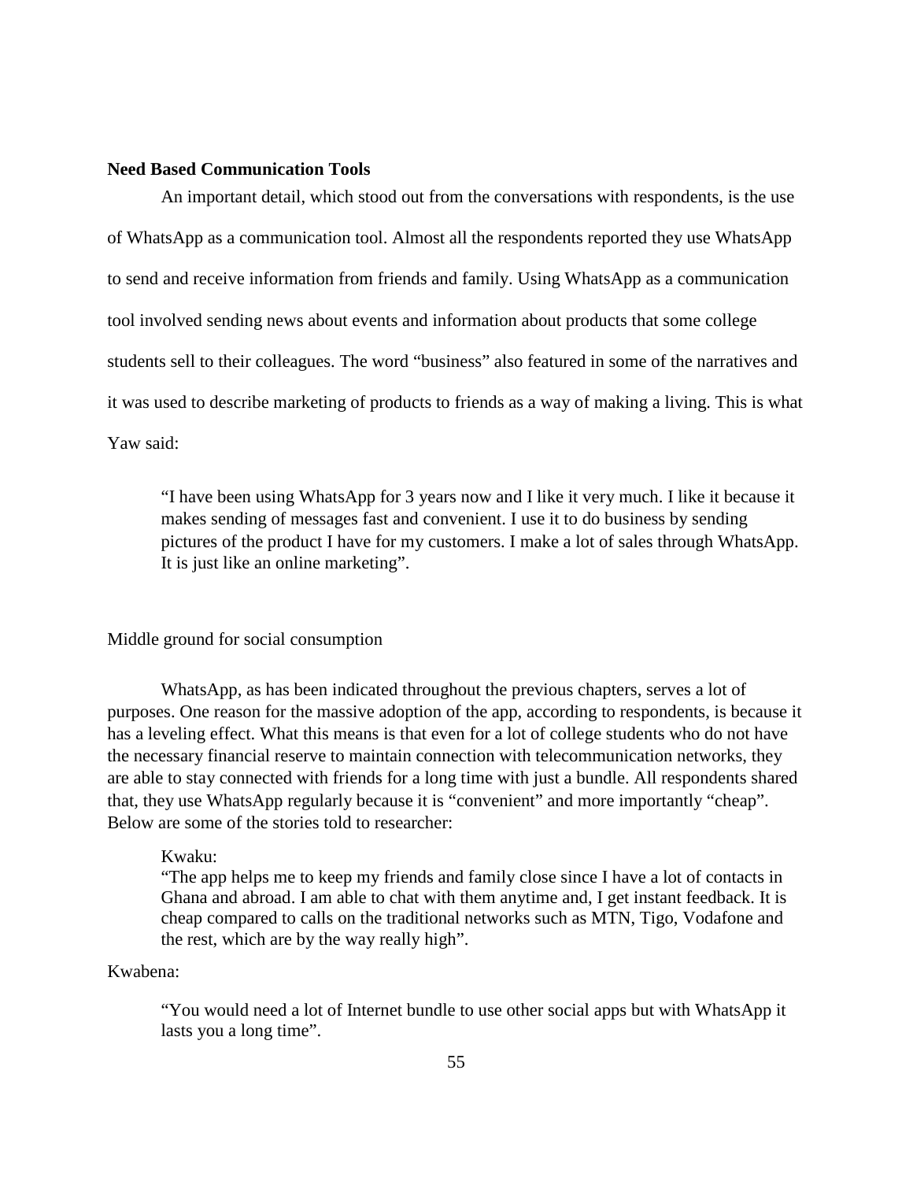### Need Based Communication Tools

An important detail, which stood out from the conversations with respondents, is the use of WhatsApp as a communication tool. Almost all the respondents reported they use WhatsApp to send and receive information from friends and family. Using WhatsApp as a communication tool involved sending news about events and information about products that some college students sell to their colleagues. The word "business" also featured in some of the narratives and it was used to describe marketing of products to friends as a way of making a living. This is what Yaw said:

> "I have been using WhatsApp for 3 years now and I like it very much. I like it because it makes sending of messages fast and convenient. I use it to do business by sending pictures of the product I have for my customers. I make a lot of sales through WhatsApp. It is just like an online marketing".

Middle ground for social consumption

WhatsApp, as has been indicated throughout the previous chapters, serves a lot of purposes. One reason for the massive adoption of the app, according to respondents, is because it has a leveling effect. What this means is that even for a lot of college students who do not have the necessary financial reserve to maintain connection with telecommunication networks, they are able to stay connected with friends for a long time with just a bundle. All respondents shared that, they use WhatsApp regularly because it is "convenient" and more importantly "cheap". Below are some of the stories told to researcher:

> Kwaku:
> "The app helps me to keep my friends and family close since I have a lot of contacts in Ghana and abroad. I am able to chat with them anytime and, I get instant feedback. It is cheap compared to calls on the traditional networks such as MTN, Tigo, Vodafone and the rest, which are by the way really high".

Kwabena:

> "You would need a lot of Internet bundle to use other social apps but with WhatsApp it lasts you a long time".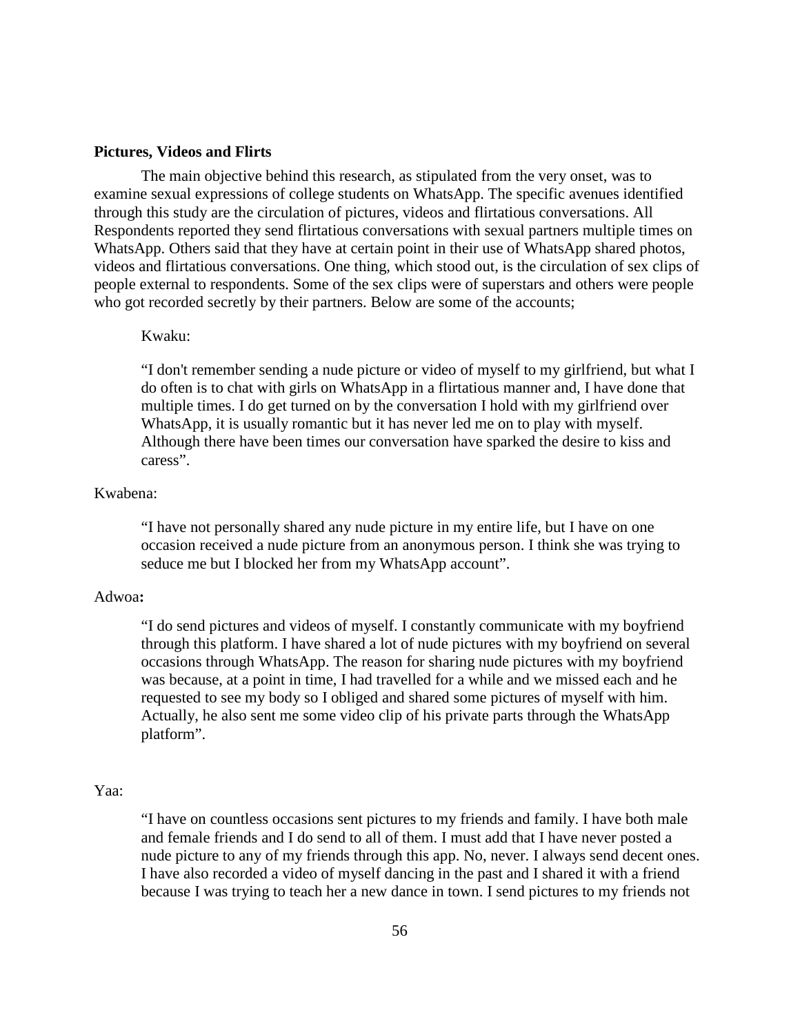**Pictures, Videos and Flirts**

The main objective behind this research, as stipulated from the very onset, was to examine sexual expressions of college students on WhatsApp. The specific avenues identified through this study are the circulation of pictures, videos and flirtatious conversations. All Respondents reported they send flirtatious conversations with sexual partners multiple times on WhatsApp. Others said that they have at certain point in their use of WhatsApp shared photos, videos and flirtatious conversations. One thing, which stood out, is the circulation of sex clips of people external to respondents. Some of the sex clips were of superstars and others were people who got recorded secretly by their partners. Below are some of the accounts;

Kwaku:

> "I don't remember sending a nude picture or video of myself to my girlfriend, but what I do often is to chat with girls on WhatsApp in a flirtatious manner and, I have done that multiple times. I do get turned on by the conversation I hold with my girlfriend over WhatsApp, it is usually romantic but it has never led me on to play with myself. Although there have been times our conversation have sparked the desire to kiss and caress".

Kwabena:

> "I have not personally shared any nude picture in my entire life, but I have on one occasion received a nude picture from an anonymous person. I think she was trying to seduce me but I blocked her from my WhatsApp account".

Adwoa**:**

> "I do send pictures and videos of myself. I constantly communicate with my boyfriend through this platform. I have shared a lot of nude pictures with my boyfriend on several occasions through WhatsApp. The reason for sharing nude pictures with my boyfriend was because, at a point in time, I had travelled for a while and we missed each and he requested to see my body so I obliged and shared some pictures of myself with him. Actually, he also sent me some video clip of his private parts through the WhatsApp platform".

Yaa:

> "I have on countless occasions sent pictures to my friends and family. I have both male and female friends and I do send to all of them. I must add that I have never posted a nude picture to any of my friends through this app. No, never. I always send decent ones. I have also recorded a video of myself dancing in the past and I shared it with a friend because I was trying to teach her a new dance in town. I send pictures to my friends not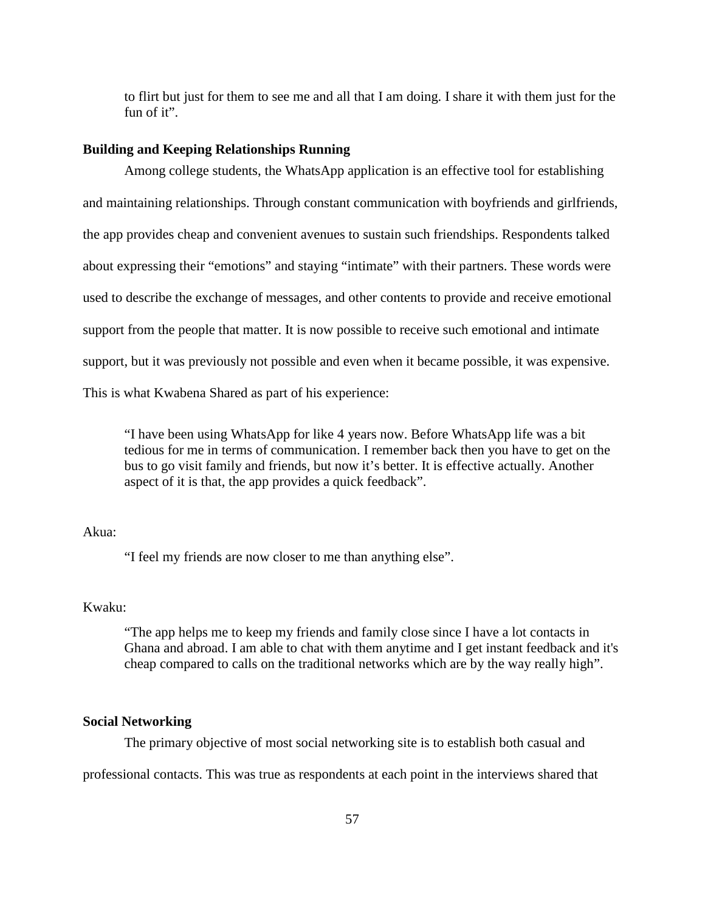> to flirt but just for them to see me and all that I am doing. I share it with them just for the fun of it".

**Building and Keeping Relationships Running**

Among college students, the WhatsApp application is an effective tool for establishing and maintaining relationships. Through constant communication with boyfriends and girlfriends, the app provides cheap and convenient avenues to sustain such friendships. Respondents talked about expressing their "emotions" and staying "intimate" with their partners. These words were used to describe the exchange of messages, and other contents to provide and receive emotional support from the people that matter. It is now possible to receive such emotional and intimate support, but it was previously not possible and even when it became possible, it was expensive. This is what Kwabena Shared as part of his experience:

> "I have been using WhatsApp for like 4 years now. Before WhatsApp life was a bit tedious for me in terms of communication. I remember back then you have to get on the bus to go visit family and friends, but now it's better. It is effective actually. Another aspect of it is that, the app provides a quick feedback".

Akua:

> "I feel my friends are now closer to me than anything else".

Kwaku:

> "The app helps me to keep my friends and family close since I have a lot contacts in Ghana and abroad. I am able to chat with them anytime and I get instant feedback and it's cheap compared to calls on the traditional networks which are by the way really high".

**Social Networking**

The primary objective of most social networking site is to establish both casual and professional contacts. This was true as respondents at each point in the interviews shared that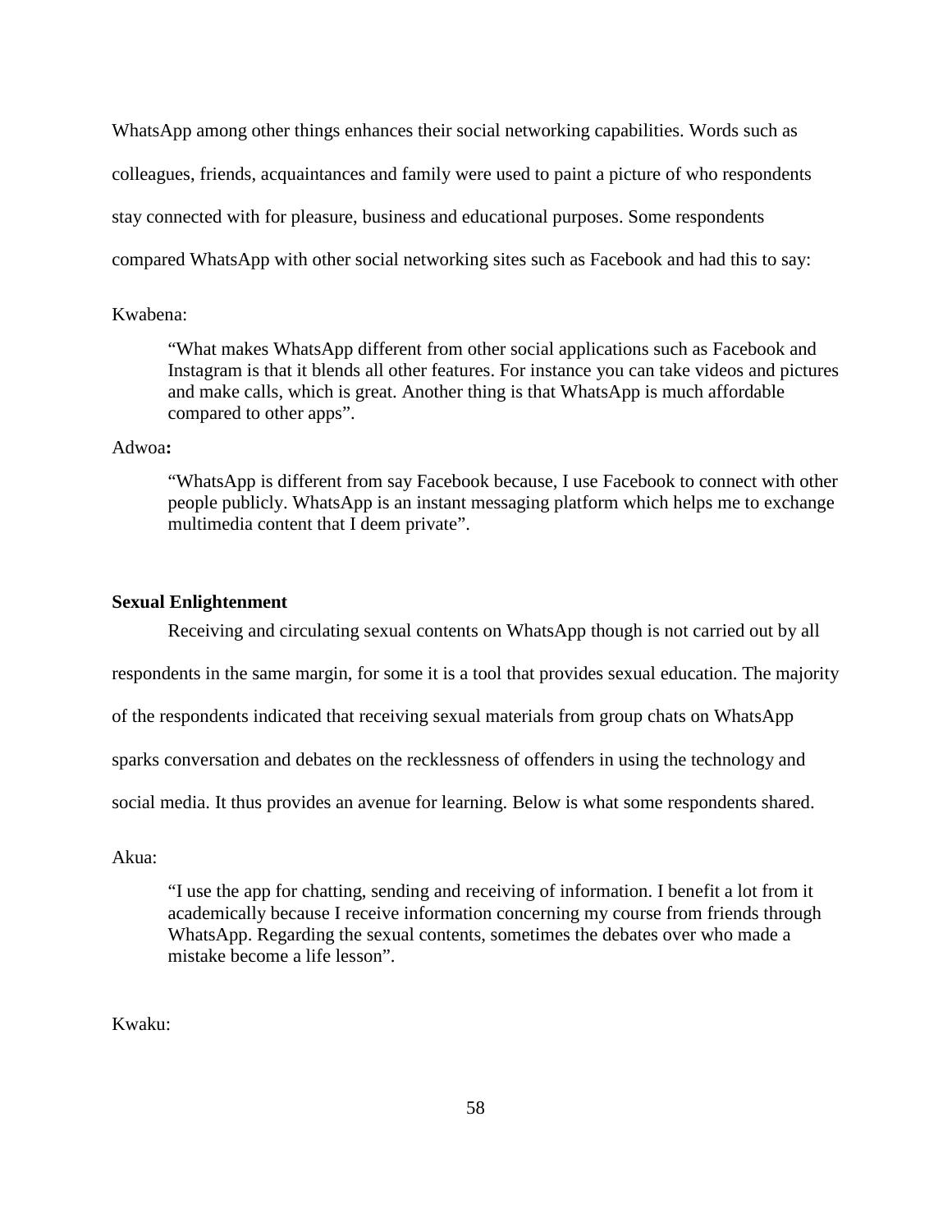WhatsApp among other things enhances their social networking capabilities. Words such as colleagues, friends, acquaintances and family were used to paint a picture of who respondents stay connected with for pleasure, business and educational purposes. Some respondents compared WhatsApp with other social networking sites such as Facebook and had this to say:

Kwabena:

> "What makes WhatsApp different from other social applications such as Facebook and Instagram is that it blends all other features. For instance you can take videos and pictures and make calls, which is great. Another thing is that WhatsApp is much affordable compared to other apps".

Adwoa**:**

> "WhatsApp is different from say Facebook because, I use Facebook to connect with other people publicly. WhatsApp is an instant messaging platform which helps me to exchange multimedia content that I deem private".

**Sexual Enlightenment**

Receiving and circulating sexual contents on WhatsApp though is not carried out by all respondents in the same margin, for some it is a tool that provides sexual education. The majority of the respondents indicated that receiving sexual materials from group chats on WhatsApp sparks conversation and debates on the recklessness of offenders in using the technology and social media. It thus provides an avenue for learning. Below is what some respondents shared.

Akua:

> "I use the app for chatting, sending and receiving of information. I benefit a lot from it academically because I receive information concerning my course from friends through WhatsApp. Regarding the sexual contents, sometimes the debates over who made a mistake become a life lesson".

Kwaku: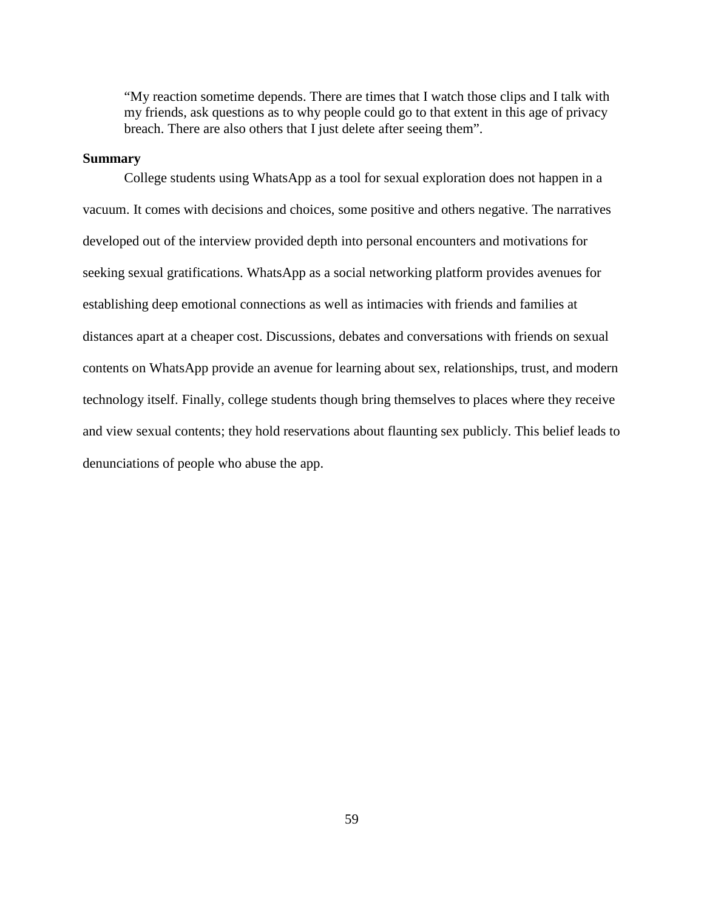> "My reaction sometime depends. There are times that I watch those clips and I talk with my friends, ask questions as to why people could go to that extent in this age of privacy breach. There are also others that I just delete after seeing them".

**Summary**

College students using WhatsApp as a tool for sexual exploration does not happen in a vacuum. It comes with decisions and choices, some positive and others negative. The narratives developed out of the interview provided depth into personal encounters and motivations for seeking sexual gratifications. WhatsApp as a social networking platform provides avenues for establishing deep emotional connections as well as intimacies with friends and families at distances apart at a cheaper cost. Discussions, debates and conversations with friends on sexual contents on WhatsApp provide an avenue for learning about sex, relationships, trust, and modern technology itself. Finally, college students though bring themselves to places where they receive and view sexual contents; they hold reservations about flaunting sex publicly. This belief leads to denunciations of people who abuse the app.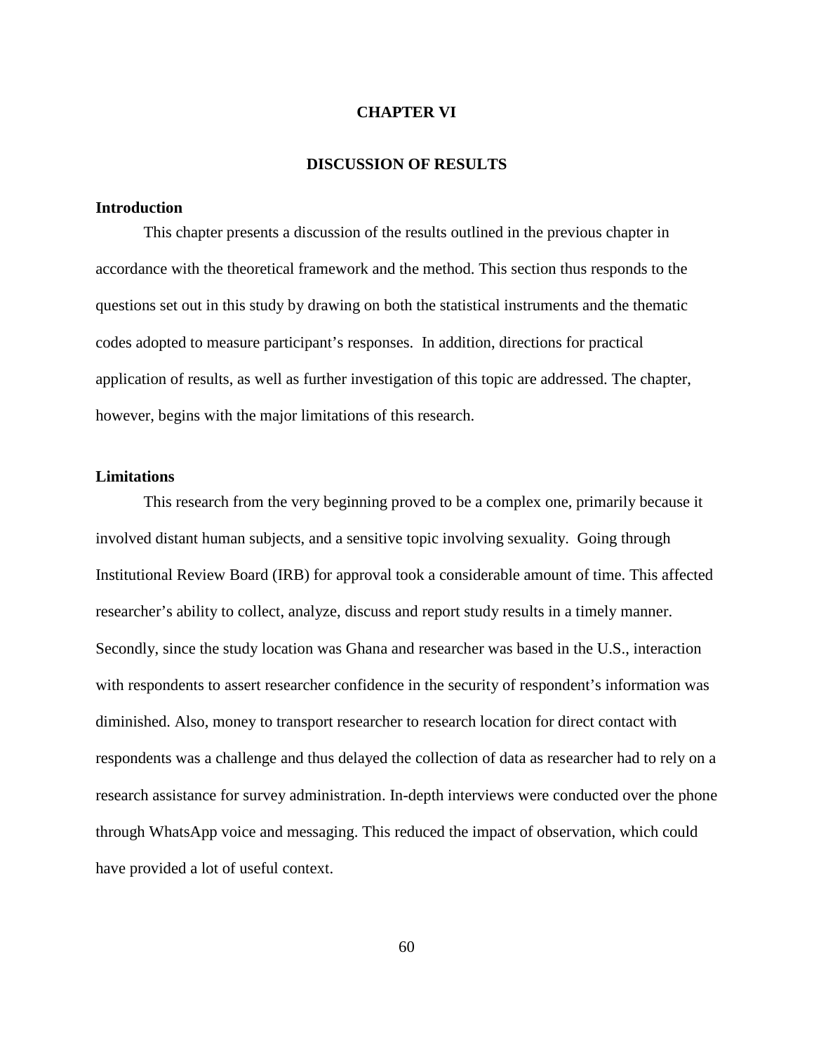# CHAPTER VI

# DISCUSSION OF RESULTS

## Introduction

This chapter presents a discussion of the results outlined in the previous chapter in accordance with the theoretical framework and the method. This section thus responds to the questions set out in this study by drawing on both the statistical instruments and the thematic codes adopted to measure participant's responses. In addition, directions for practical application of results, as well as further investigation of this topic are addressed. The chapter, however, begins with the major limitations of this research.

## Limitations

This research from the very beginning proved to be a complex one, primarily because it involved distant human subjects, and a sensitive topic involving sexuality. Going through Institutional Review Board (IRB) for approval took a considerable amount of time. This affected researcher's ability to collect, analyze, discuss and report study results in a timely manner. Secondly, since the study location was Ghana and researcher was based in the U.S., interaction with respondents to assert researcher confidence in the security of respondent's information was diminished. Also, money to transport researcher to research location for direct contact with respondents was a challenge and thus delayed the collection of data as researcher had to rely on a research assistance for survey administration. In-depth interviews were conducted over the phone through WhatsApp voice and messaging. This reduced the impact of observation, which could have provided a lot of useful context.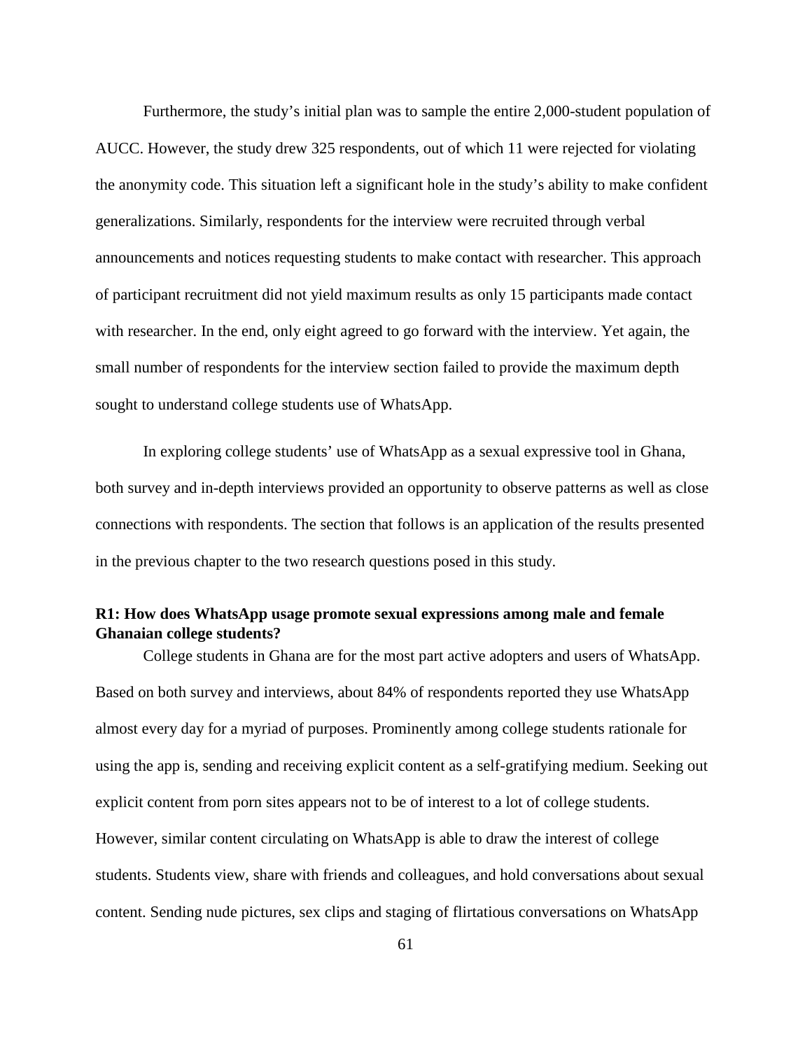Furthermore, the study's initial plan was to sample the entire 2,000-student population of AUCC. However, the study drew 325 respondents, out of which 11 were rejected for violating the anonymity code. This situation left a significant hole in the study's ability to make confident generalizations. Similarly, respondents for the interview were recruited through verbal announcements and notices requesting students to make contact with researcher. This approach of participant recruitment did not yield maximum results as only 15 participants made contact with researcher. In the end, only eight agreed to go forward with the interview. Yet again, the small number of respondents for the interview section failed to provide the maximum depth sought to understand college students use of WhatsApp.

In exploring college students' use of WhatsApp as a sexual expressive tool in Ghana, both survey and in-depth interviews provided an opportunity to observe patterns as well as close connections with respondents. The section that follows is an application of the results presented in the previous chapter to the two research questions posed in this study.

**R1: How does WhatsApp usage promote sexual expressions among male and female Ghanaian college students?**

College students in Ghana are for the most part active adopters and users of WhatsApp. Based on both survey and interviews, about 84% of respondents reported they use WhatsApp almost every day for a myriad of purposes. Prominently among college students rationale for using the app is, sending and receiving explicit content as a self-gratifying medium. Seeking out explicit content from porn sites appears not to be of interest to a lot of college students. However, similar content circulating on WhatsApp is able to draw the interest of college students. Students view, share with friends and colleagues, and hold conversations about sexual content. Sending nude pictures, sex clips and staging of flirtatious conversations on WhatsApp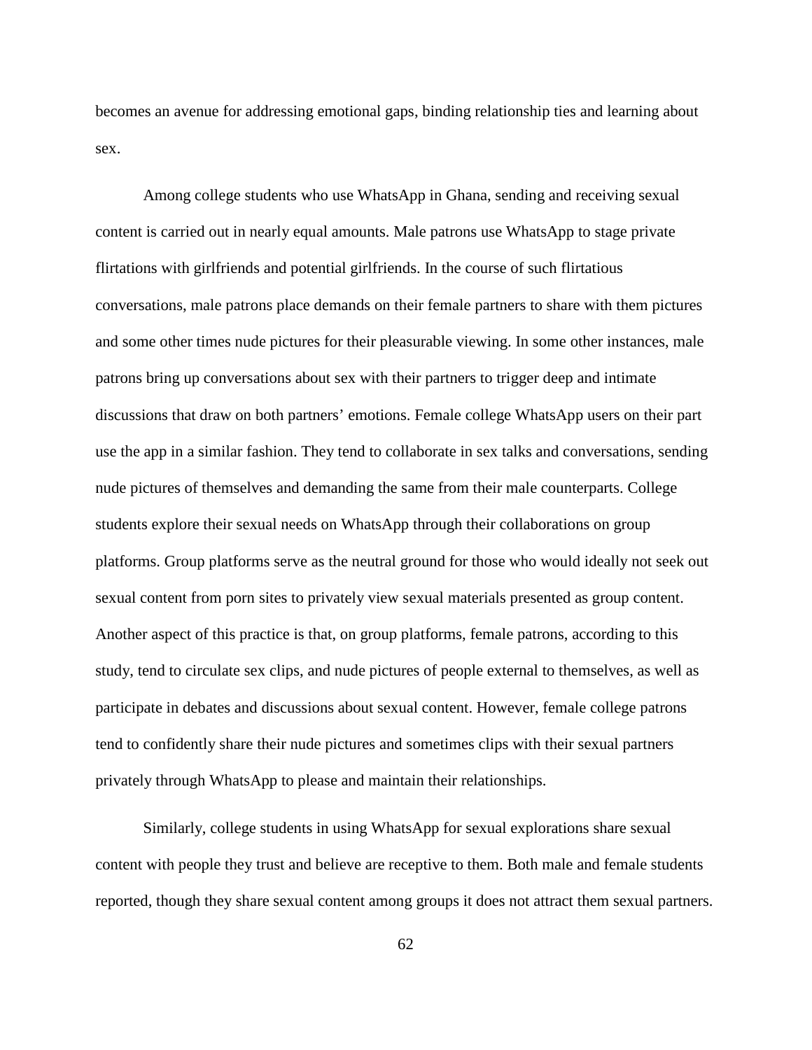becomes an avenue for addressing emotional gaps, binding relationship ties and learning about sex.

Among college students who use WhatsApp in Ghana, sending and receiving sexual content is carried out in nearly equal amounts. Male patrons use WhatsApp to stage private flirtations with girlfriends and potential girlfriends. In the course of such flirtatious conversations, male patrons place demands on their female partners to share with them pictures and some other times nude pictures for their pleasurable viewing. In some other instances, male patrons bring up conversations about sex with their partners to trigger deep and intimate discussions that draw on both partners' emotions. Female college WhatsApp users on their part use the app in a similar fashion. They tend to collaborate in sex talks and conversations, sending nude pictures of themselves and demanding the same from their male counterparts. College students explore their sexual needs on WhatsApp through their collaborations on group platforms. Group platforms serve as the neutral ground for those who would ideally not seek out sexual content from porn sites to privately view sexual materials presented as group content. Another aspect of this practice is that, on group platforms, female patrons, according to this study, tend to circulate sex clips, and nude pictures of people external to themselves, as well as participate in debates and discussions about sexual content. However, female college patrons tend to confidently share their nude pictures and sometimes clips with their sexual partners privately through WhatsApp to please and maintain their relationships.

Similarly, college students in using WhatsApp for sexual explorations share sexual content with people they trust and believe are receptive to them. Both male and female students reported, though they share sexual content among groups it does not attract them sexual partners.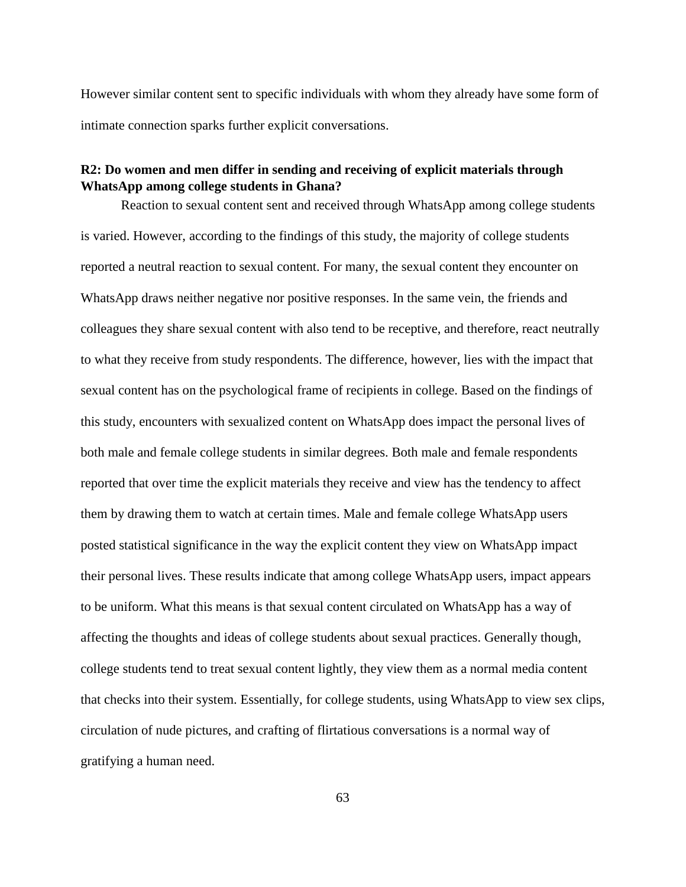However similar content sent to specific individuals with whom they already have some form of intimate connection sparks further explicit conversations.

**R2: Do women and men differ in sending and receiving of explicit materials through WhatsApp among college students in Ghana?**

Reaction to sexual content sent and received through WhatsApp among college students is varied. However, according to the findings of this study, the majority of college students reported a neutral reaction to sexual content. For many, the sexual content they encounter on WhatsApp draws neither negative nor positive responses. In the same vein, the friends and colleagues they share sexual content with also tend to be receptive, and therefore, react neutrally to what they receive from study respondents. The difference, however, lies with the impact that sexual content has on the psychological frame of recipients in college. Based on the findings of this study, encounters with sexualized content on WhatsApp does impact the personal lives of both male and female college students in similar degrees. Both male and female respondents reported that over time the explicit materials they receive and view has the tendency to affect them by drawing them to watch at certain times. Male and female college WhatsApp users posted statistical significance in the way the explicit content they view on WhatsApp impact their personal lives. These results indicate that among college WhatsApp users, impact appears to be uniform. What this means is that sexual content circulated on WhatsApp has a way of affecting the thoughts and ideas of college students about sexual practices. Generally though, college students tend to treat sexual content lightly, they view them as a normal media content that checks into their system. Essentially, for college students, using WhatsApp to view sex clips, circulation of nude pictures, and crafting of flirtatious conversations is a normal way of gratifying a human need.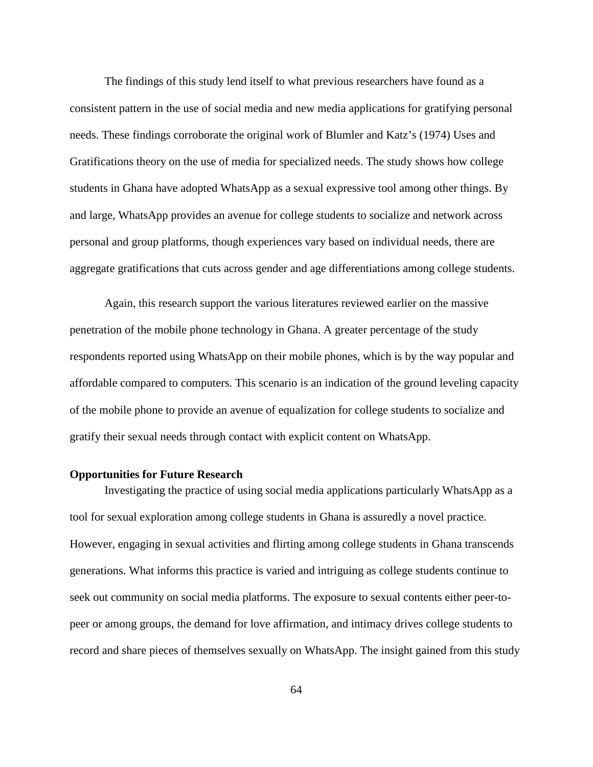The findings of this study lend itself to what previous researchers have found as a consistent pattern in the use of social media and new media applications for gratifying personal needs. These findings corroborate the original work of Blumler and Katz's (1974) Uses and Gratifications theory on the use of media for specialized needs. The study shows how college students in Ghana have adopted WhatsApp as a sexual expressive tool among other things. By and large, WhatsApp provides an avenue for college students to socialize and network across personal and group platforms, though experiences vary based on individual needs, there are aggregate gratifications that cuts across gender and age differentiations among college students.

Again, this research support the various literatures reviewed earlier on the massive penetration of the mobile phone technology in Ghana. A greater percentage of the study respondents reported using WhatsApp on their mobile phones, which is by the way popular and affordable compared to computers. This scenario is an indication of the ground leveling capacity of the mobile phone to provide an avenue of equalization for college students to socialize and gratify their sexual needs through contact with explicit content on WhatsApp.

**Opportunities for Future Research**

Investigating the practice of using social media applications particularly WhatsApp as a tool for sexual exploration among college students in Ghana is assuredly a novel practice. However, engaging in sexual activities and flirting among college students in Ghana transcends generations. What informs this practice is varied and intriguing as college students continue to seek out community on social media platforms. The exposure to sexual contents either peer-to-peer or among groups, the demand for love affirmation, and intimacy drives college students to record and share pieces of themselves sexually on WhatsApp. The insight gained from this study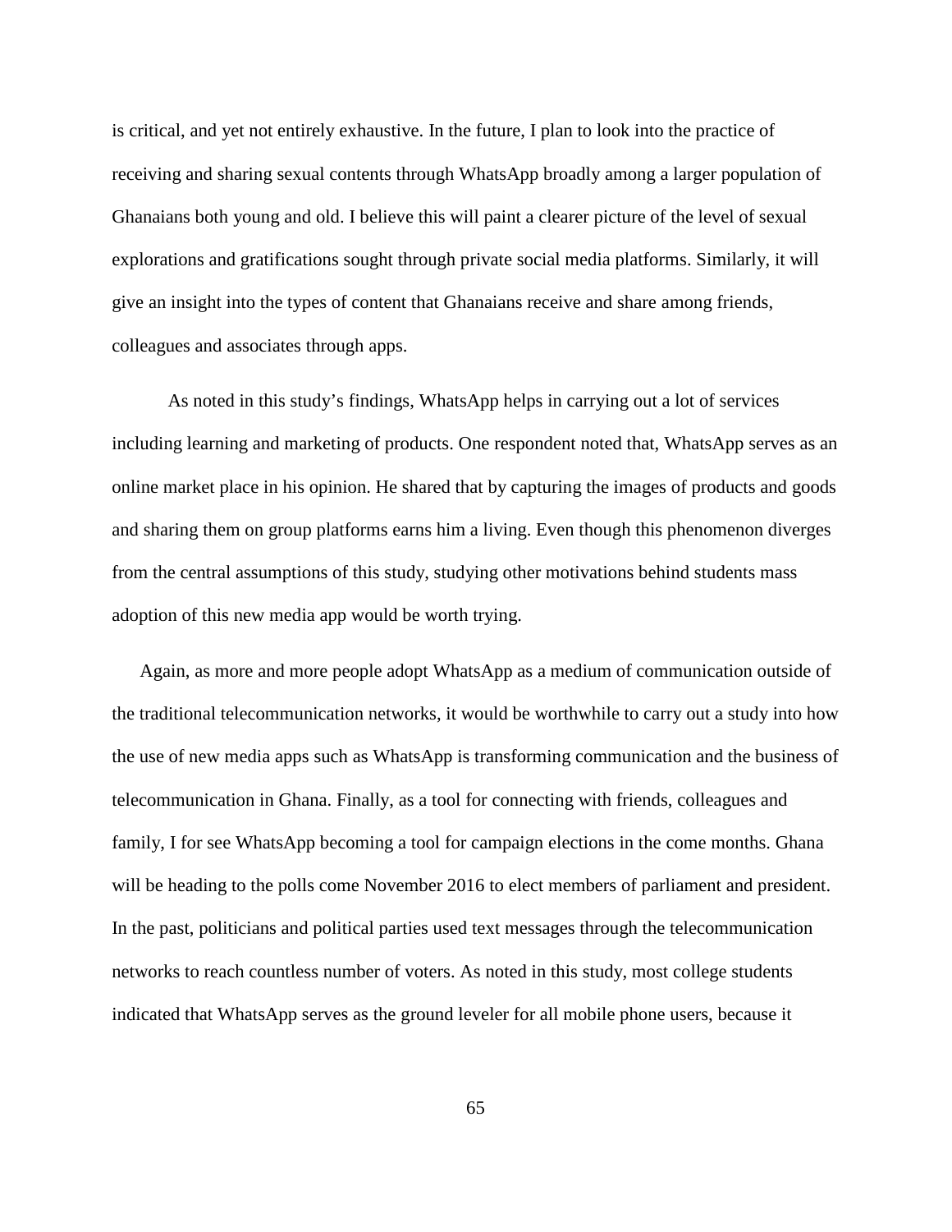is critical, and yet not entirely exhaustive. In the future, I plan to look into the practice of receiving and sharing sexual contents through WhatsApp broadly among a larger population of Ghanaians both young and old. I believe this will paint a clearer picture of the level of sexual explorations and gratifications sought through private social media platforms. Similarly, it will give an insight into the types of content that Ghanaians receive and share among friends, colleagues and associates through apps.

As noted in this study's findings, WhatsApp helps in carrying out a lot of services including learning and marketing of products. One respondent noted that, WhatsApp serves as an online market place in his opinion. He shared that by capturing the images of products and goods and sharing them on group platforms earns him a living. Even though this phenomenon diverges from the central assumptions of this study, studying other motivations behind students mass adoption of this new media app would be worth trying.

Again, as more and more people adopt WhatsApp as a medium of communication outside of the traditional telecommunication networks, it would be worthwhile to carry out a study into how the use of new media apps such as WhatsApp is transforming communication and the business of telecommunication in Ghana. Finally, as a tool for connecting with friends, colleagues and family, I for see WhatsApp becoming a tool for campaign elections in the come months. Ghana will be heading to the polls come November 2016 to elect members of parliament and president. In the past, politicians and political parties used text messages through the telecommunication networks to reach countless number of voters. As noted in this study, most college students indicated that WhatsApp serves as the ground leveler for all mobile phone users, because it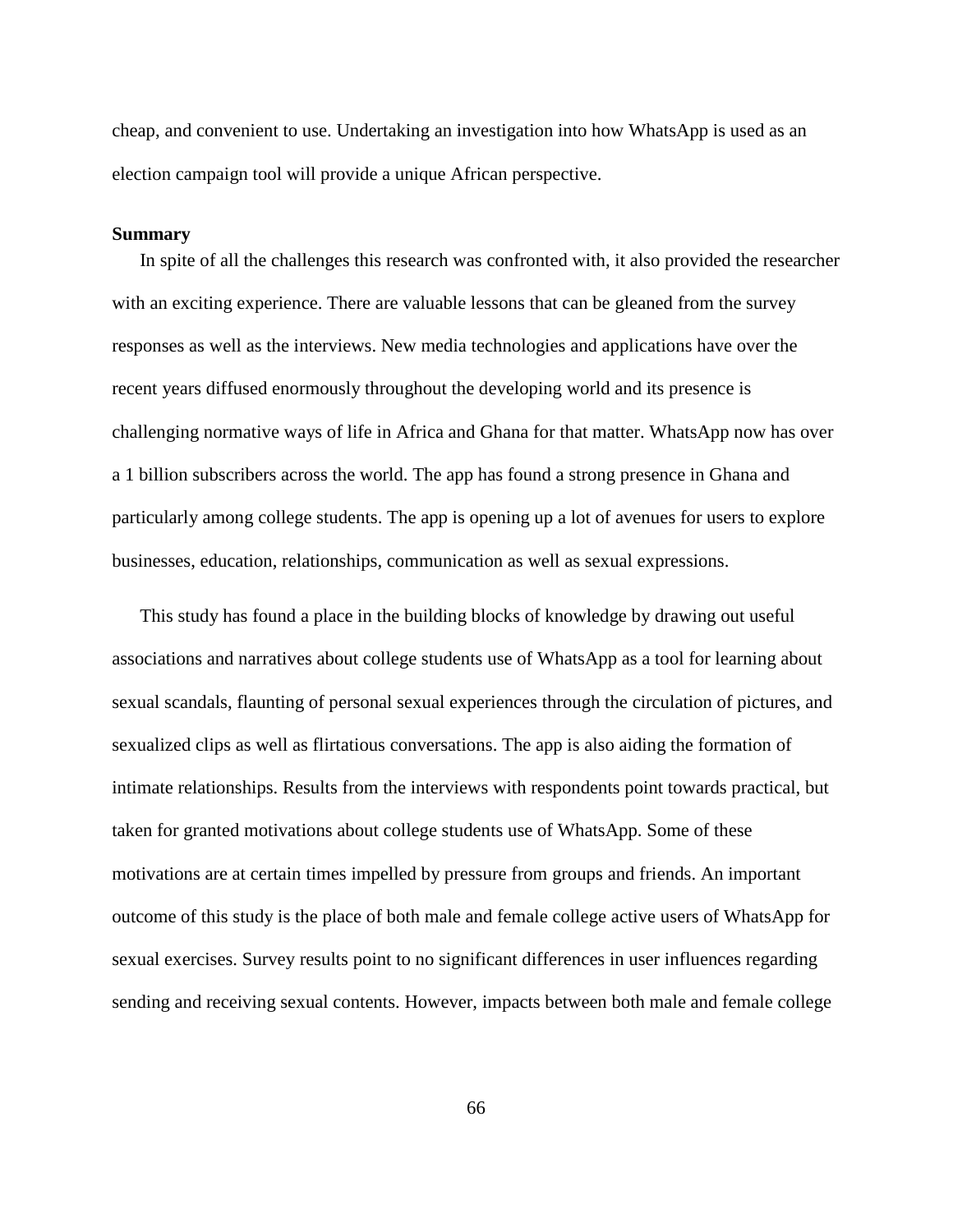cheap, and convenient to use. Undertaking an investigation into how WhatsApp is used as an election campaign tool will provide a unique African perspective.

**Summary**

In spite of all the challenges this research was confronted with, it also provided the researcher with an exciting experience. There are valuable lessons that can be gleaned from the survey responses as well as the interviews. New media technologies and applications have over the recent years diffused enormously throughout the developing world and its presence is challenging normative ways of life in Africa and Ghana for that matter. WhatsApp now has over a 1 billion subscribers across the world. The app has found a strong presence in Ghana and particularly among college students. The app is opening up a lot of avenues for users to explore businesses, education, relationships, communication as well as sexual expressions.

This study has found a place in the building blocks of knowledge by drawing out useful associations and narratives about college students use of WhatsApp as a tool for learning about sexual scandals, flaunting of personal sexual experiences through the circulation of pictures, and sexualized clips as well as flirtatious conversations. The app is also aiding the formation of intimate relationships. Results from the interviews with respondents point towards practical, but taken for granted motivations about college students use of WhatsApp. Some of these motivations are at certain times impelled by pressure from groups and friends. An important outcome of this study is the place of both male and female college active users of WhatsApp for sexual exercises. Survey results point to no significant differences in user influences regarding sending and receiving sexual contents. However, impacts between both male and female college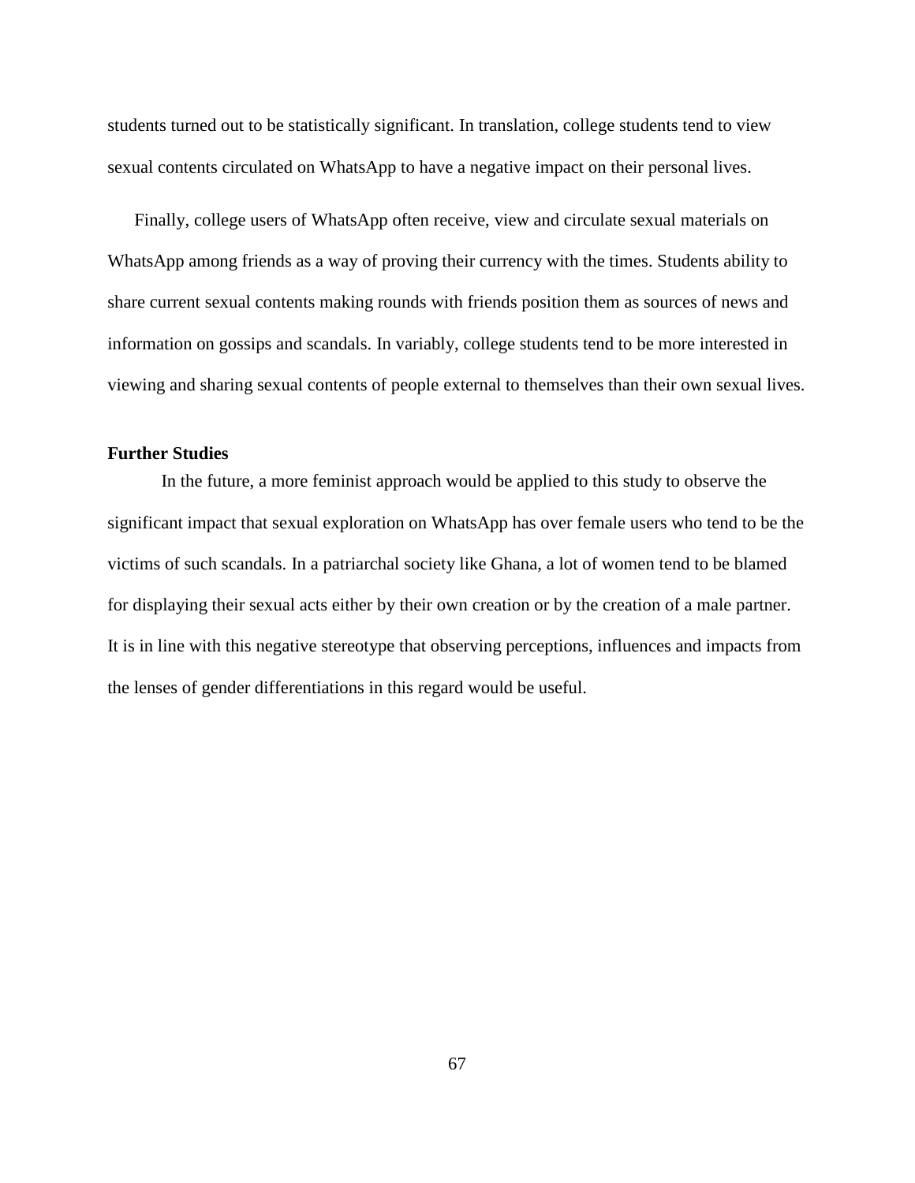students turned out to be statistically significant. In translation, college students tend to view sexual contents circulated on WhatsApp to have a negative impact on their personal lives.

Finally, college users of WhatsApp often receive, view and circulate sexual materials on WhatsApp among friends as a way of proving their currency with the times. Students ability to share current sexual contents making rounds with friends position them as sources of news and information on gossips and scandals. In variably, college students tend to be more interested in viewing and sharing sexual contents of people external to themselves than their own sexual lives.

**Further Studies**

In the future, a more feminist approach would be applied to this study to observe the significant impact that sexual exploration on WhatsApp has over female users who tend to be the victims of such scandals. In a patriarchal society like Ghana, a lot of women tend to be blamed for displaying their sexual acts either by their own creation or by the creation of a male partner. It is in line with this negative stereotype that observing perceptions, influences and impacts from the lenses of gender differentiations in this regard would be useful.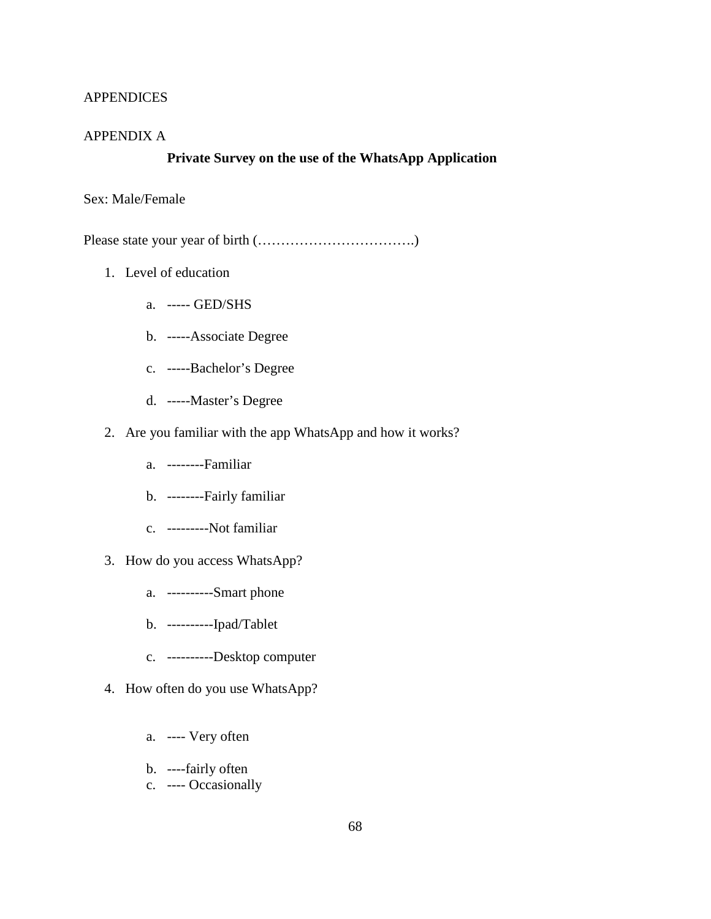APPENDICES

APPENDIX A

**Private Survey on the use of the WhatsApp Application**

Sex: Male/Female

Please state your year of birth (…………………………….)

1. Level of education

    a. ----- GED/SHS

    b. -----Associate Degree

    c. -----Bachelor's Degree

    d. -----Master's Degree

2. Are you familiar with the app WhatsApp and how it works?

    a. --------Familiar

    b. --------Fairly familiar

    c. ---------Not familiar

3. How do you access WhatsApp?

    a. ----------Smart phone

    b. ----------Ipad/Tablet

    c. ----------Desktop computer

4. How often do you use WhatsApp?

    a. ---- Very often

    b. ----fairly often
    c. ---- Occasionally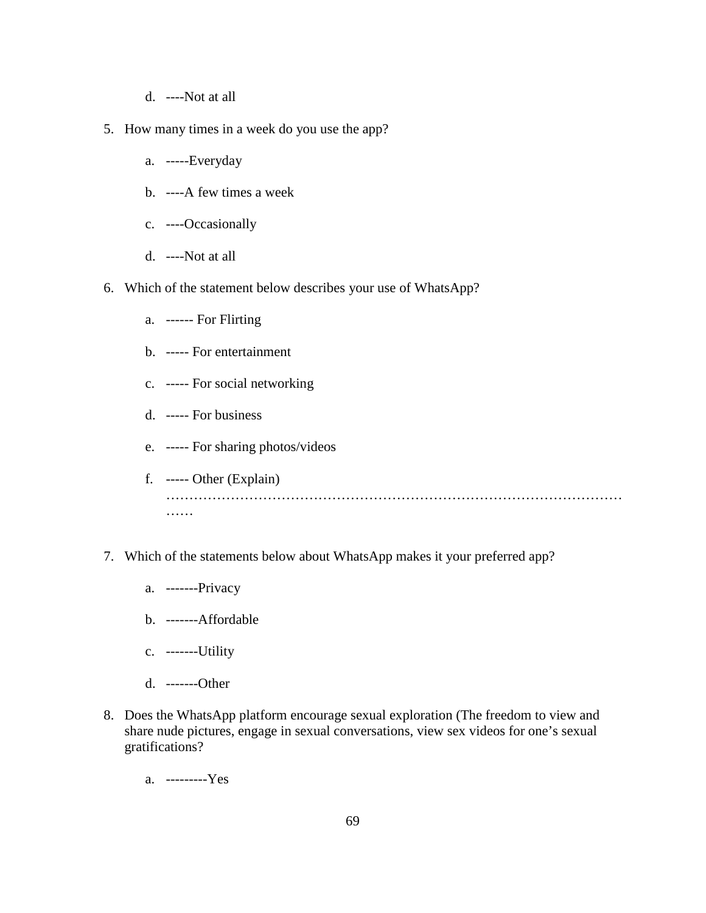d. ----Not at all

5. How many times in a week do you use the app?

    a. -----Everyday

    b. ----A few times a week

    c. ----Occasionally

    d. ----Not at all

6. Which of the statement below describes your use of WhatsApp?

    a. ------ For Flirting

    b. ----- For entertainment

    c. ----- For social networking

    d. ----- For business

    e. ----- For sharing photos/videos

    f. ----- Other (Explain) ……………………………………………………………………………………………

7. Which of the statements below about WhatsApp makes it your preferred app?

    a. -------Privacy

    b. -------Affordable

    c. -------Utility

    d. -------Other

8. Does the WhatsApp platform encourage sexual exploration (The freedom to view and share nude pictures, engage in sexual conversations, view sex videos for one's sexual gratifications?

    a. ---------Yes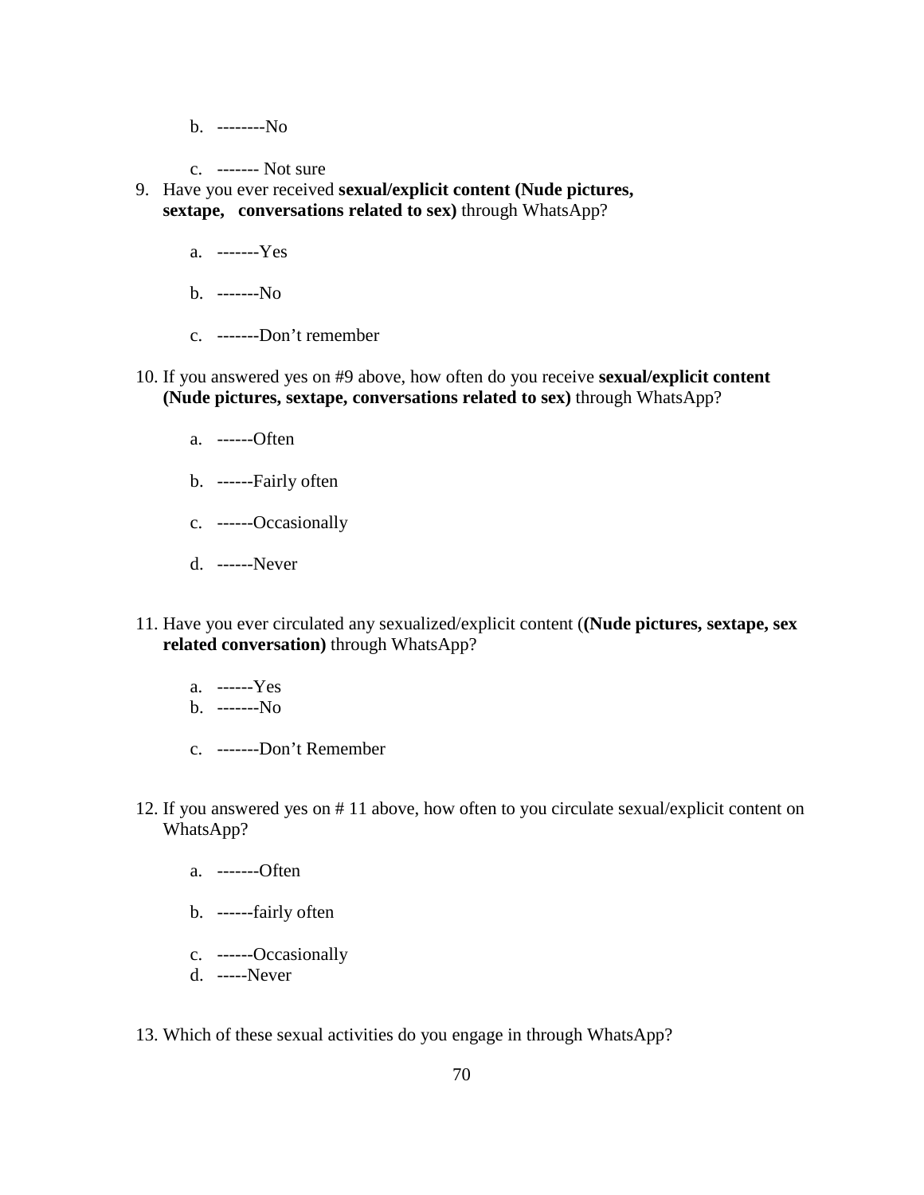b. --------No

c. ------- Not sure

9. Have you ever received **sexual/explicit content (Nude pictures, sextape, conversations related to sex)** through WhatsApp?

    a. -------Yes

    b. -------No

    c. -------Don't remember

10. If you answered yes on #9 above, how often do you receive **sexual/explicit content (Nude pictures, sextape, conversations related to sex)** through WhatsApp?

    a. ------Often

    b. ------Fairly often

    c. ------Occasionally

    d. ------Never

11. Have you ever circulated any sexualized/explicit content (**(Nude pictures, sextape, sex related conversation)** through WhatsApp?

    a. ------Yes
    b. -------No

    c. -------Don't Remember

12. If you answered yes on # 11 above, how often to you circulate sexual/explicit content on WhatsApp?

    a. -------Often

    b. ------fairly often

    c. ------Occasionally
    d. -----Never

13. Which of these sexual activities do you engage in through WhatsApp?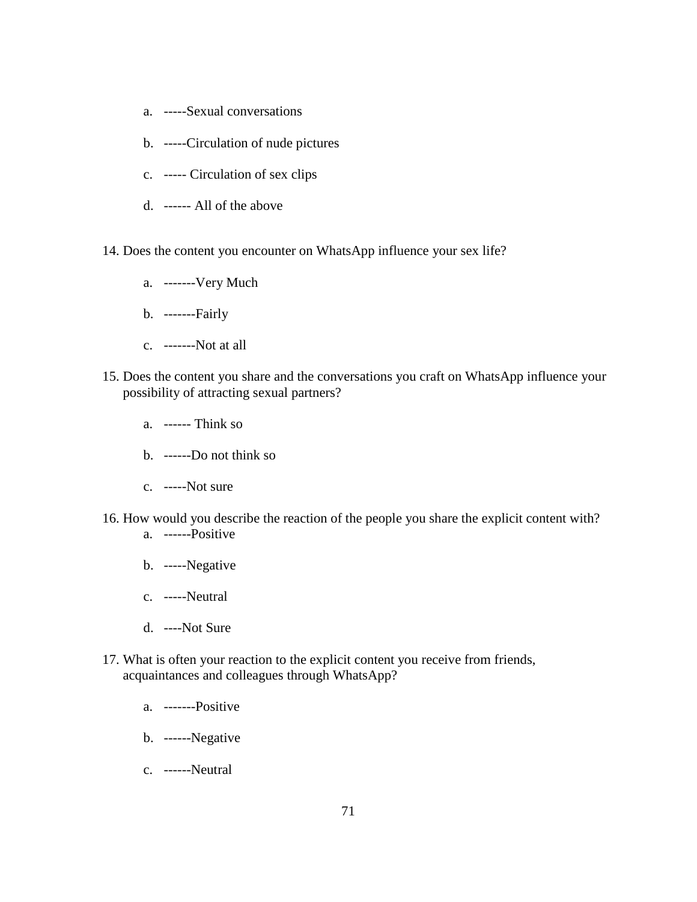a. -----Sexual conversations

b. -----Circulation of nude pictures

c. ----- Circulation of sex clips

d. ------ All of the above

14. Does the content you encounter on WhatsApp influence your sex life?

 a. -------Very Much

 b. -------Fairly

 c. -------Not at all

15. Does the content you share and the conversations you craft on WhatsApp influence your possibility of attracting sexual partners?

 a. ------ Think so

 b. ------Do not think so

 c. -----Not sure

16. How would you describe the reaction of the people you share the explicit content with?

 a. ------Positive

 b. -----Negative

 c. -----Neutral

 d. ----Not Sure

17. What is often your reaction to the explicit content you receive from friends, acquaintances and colleagues through WhatsApp?

 a. -------Positive

 b. ------Negative

 c. ------Neutral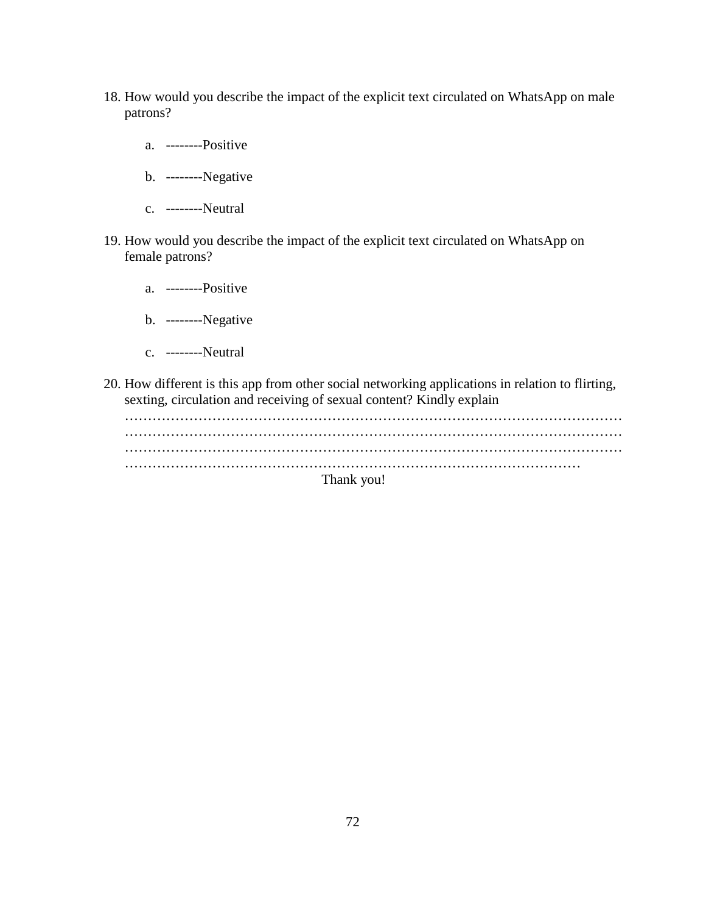18. How would you describe the impact of the explicit text circulated on WhatsApp on male patrons?

    a. --------Positive

    b. --------Negative

    c. --------Neutral

19. How would you describe the impact of the explicit text circulated on WhatsApp on female patrons?

    a. --------Positive

    b. --------Negative

    c. --------Neutral

20. How different is this app from other social networking applications in relation to flirting, sexting, circulation and receiving of sexual content? Kindly explain
    ……………………………………………………………………………………………
    ……………………………………………………………………………………………
    ……………………………………………………………………………………………
    ………………………………………………………………………………………

Thank you!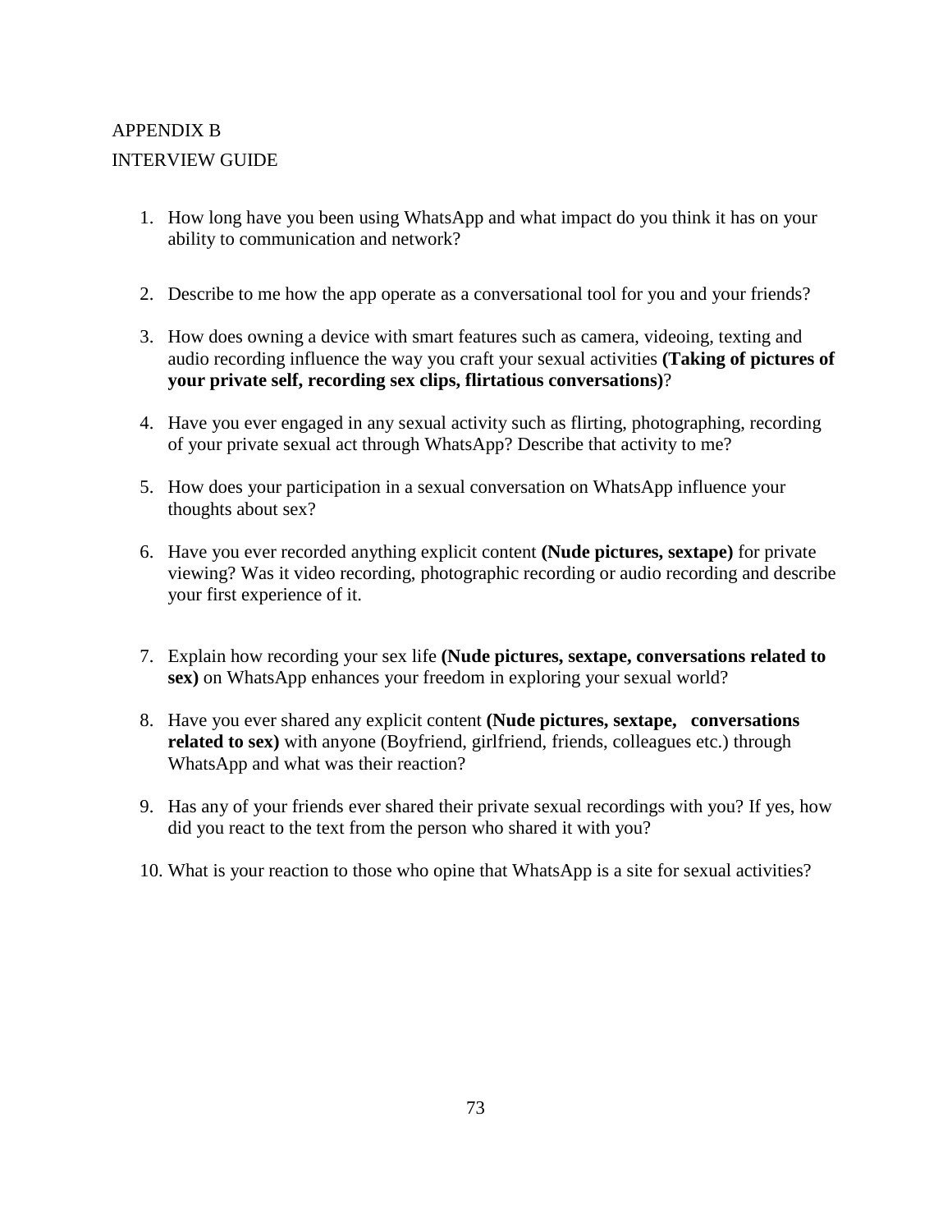APPENDIX B

INTERVIEW GUIDE

1. How long have you been using WhatsApp and what impact do you think it has on your ability to communication and network?

2. Describe to me how the app operate as a conversational tool for you and your friends?

3. How does owning a device with smart features such as camera, videoing, texting and audio recording influence the way you craft your sexual activities **(Taking of pictures of your private self, recording sex clips, flirtatious conversations)**?

4. Have you ever engaged in any sexual activity such as flirting, photographing, recording of your private sexual act through WhatsApp? Describe that activity to me?

5. How does your participation in a sexual conversation on WhatsApp influence your thoughts about sex?

6. Have you ever recorded anything explicit content **(Nude pictures, sextape)** for private viewing? Was it video recording, photographic recording or audio recording and describe your first experience of it.

7. Explain how recording your sex life **(Nude pictures, sextape, conversations related to sex)** on WhatsApp enhances your freedom in exploring your sexual world?

8. Have you ever shared any explicit content **(Nude pictures, sextape, conversations related to sex)** with anyone (Boyfriend, girlfriend, friends, colleagues etc.) through WhatsApp and what was their reaction?

9. Has any of your friends ever shared their private sexual recordings with you? If yes, how did you react to the text from the person who shared it with you?

10. What is your reaction to those who opine that WhatsApp is a site for sexual activities?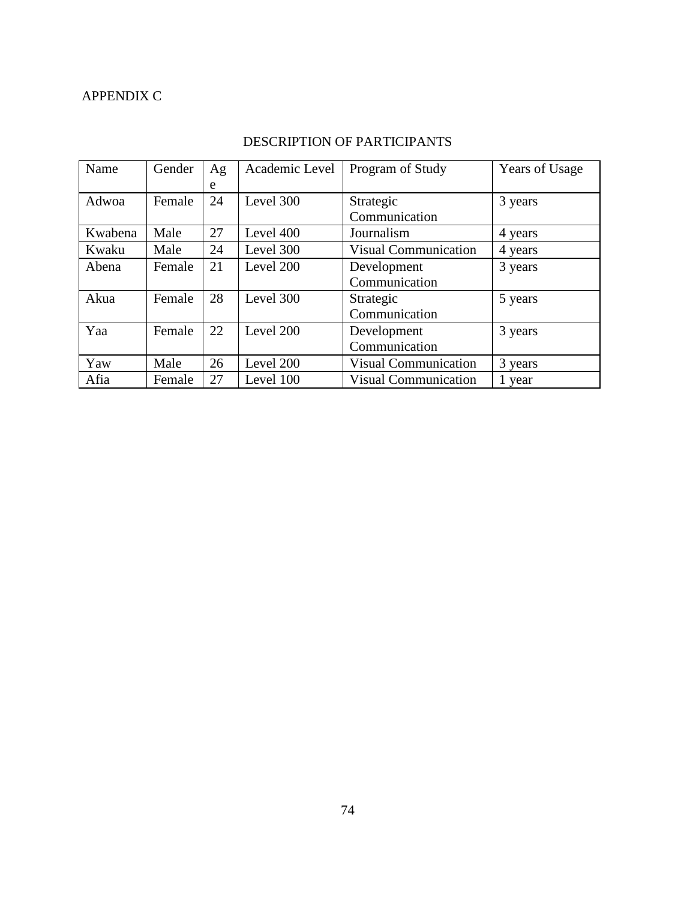APPENDIX C

DESCRIPTION OF PARTICIPANTS

| Name | Gender | Age | Academic Level | Program of Study | Years of Usage |
|---|---|---|---|---|---|
| Adwoa | Female | 24 | Level 300 | Strategic Communication | 3 years |
| Kwabena | Male | 27 | Level 400 | Journalism | 4 years |
| Kwaku | Male | 24 | Level 300 | Visual Communication | 4 years |
| Abena | Female | 21 | Level 200 | Development Communication | 3 years |
| Akua | Female | 28 | Level 300 | Strategic Communication | 5 years |
| Yaa | Female | 22 | Level 200 | Development Communication | 3 years |
| Yaw | Male | 26 | Level 200 | Visual Communication | 3 years |
| Afia | Female | 27 | Level 100 | Visual Communication | 1 year |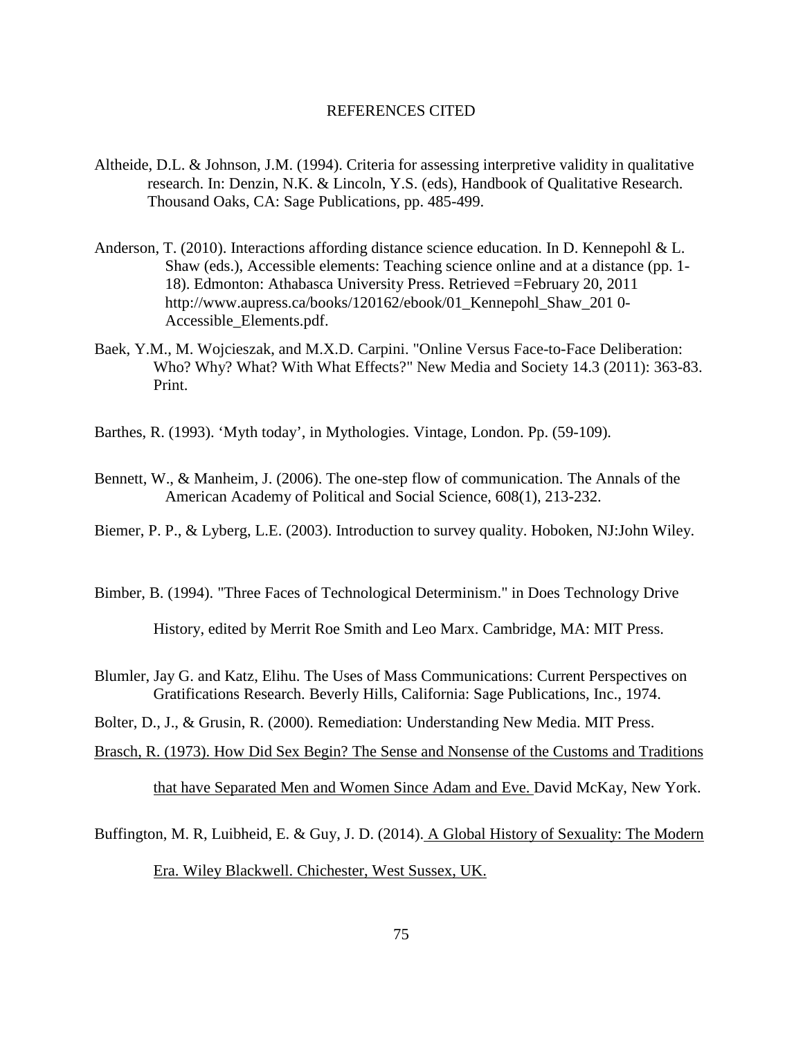# REFERENCES CITED

Altheide, D.L. & Johnson, J.M. (1994). Criteria for assessing interpretive validity in qualitative research. In: Denzin, N.K. & Lincoln, Y.S. (eds), Handbook of Qualitative Research. Thousand Oaks, CA: Sage Publications, pp. 485-499.

Anderson, T. (2010). Interactions affording distance science education. In D. Kennepohl & L. Shaw (eds.), Accessible elements: Teaching science online and at a distance (pp. 1-18). Edmonton: Athabasca University Press. Retrieved =February 20, 2011 http://www.aupress.ca/books/120162/ebook/01_Kennepohl_Shaw_201 0-Accessible_Elements.pdf.

Baek, Y.M., M. Wojcieszak, and M.X.D. Carpini. "Online Versus Face-to-Face Deliberation: Who? Why? What? With What Effects?" New Media and Society 14.3 (2011): 363-83. Print.

Barthes, R. (1993). 'Myth today', in Mythologies. Vintage, London. Pp. (59-109).

Bennett, W., & Manheim, J. (2006). The one-step flow of communication. The Annals of the American Academy of Political and Social Science, 608(1), 213-232.

Biemer, P. P., & Lyberg, L.E. (2003). Introduction to survey quality. Hoboken, NJ:John Wiley.

Bimber, B. (1994). "Three Faces of Technological Determinism." in Does Technology Drive History, edited by Merrit Roe Smith and Leo Marx. Cambridge, MA: MIT Press.

Blumler, Jay G. and Katz, Elihu. The Uses of Mass Communications: Current Perspectives on Gratifications Research. Beverly Hills, California: Sage Publications, Inc., 1974.

Bolter, D., J., & Grusin, R. (2000). Remediation: Understanding New Media. MIT Press.

Brasch, R. (1973). How Did Sex Begin? The Sense and Nonsense of the Customs and Traditions that have Separated Men and Women Since Adam and Eve. David McKay, New York.

Buffington, M. R, Luibheid, E. & Guy, J. D. (2014). A Global History of Sexuality: The Modern Era. Wiley Blackwell. Chichester, West Sussex, UK.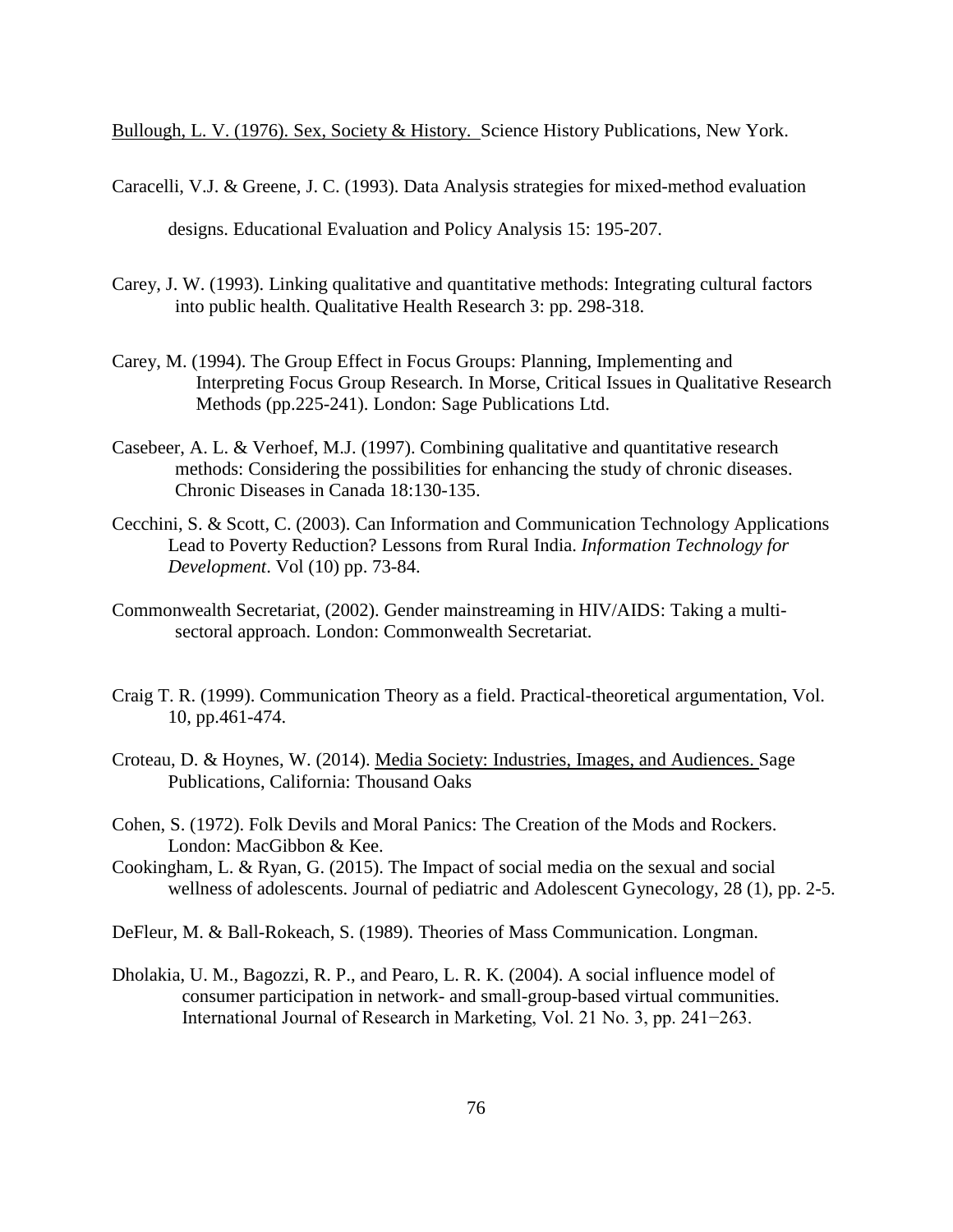Bullough, L. V. (1976). Sex, Society & History. Science History Publications, New York.

Caracelli, V.J. & Greene, J. C. (1993). Data Analysis strategies for mixed-method evaluation designs. Educational Evaluation and Policy Analysis 15: 195-207.

Carey, J. W. (1993). Linking qualitative and quantitative methods: Integrating cultural factors into public health. Qualitative Health Research 3: pp. 298-318.

Carey, M. (1994). The Group Effect in Focus Groups: Planning, Implementing and Interpreting Focus Group Research. In Morse, Critical Issues in Qualitative Research Methods (pp.225-241). London: Sage Publications Ltd.

Casebeer, A. L. & Verhoef, M.J. (1997). Combining qualitative and quantitative research methods: Considering the possibilities for enhancing the study of chronic diseases. Chronic Diseases in Canada 18:130-135.

Cecchini, S. & Scott, C. (2003). Can Information and Communication Technology Applications Lead to Poverty Reduction? Lessons from Rural India. *Information Technology for Development*. Vol (10) pp. 73-84.

Commonwealth Secretariat, (2002). Gender mainstreaming in HIV/AIDS: Taking a multi-sectoral approach. London: Commonwealth Secretariat.

Craig T. R. (1999). Communication Theory as a field. Practical-theoretical argumentation, Vol. 10, pp.461-474.

Croteau, D. & Hoynes, W. (2014). Media Society: Industries, Images, and Audiences. Sage Publications, California: Thousand Oaks

Cohen, S. (1972). Folk Devils and Moral Panics: The Creation of the Mods and Rockers. London: MacGibbon & Kee.

Cookingham, L. & Ryan, G. (2015). The Impact of social media on the sexual and social wellness of adolescents. Journal of pediatric and Adolescent Gynecology, 28 (1), pp. 2-5.

DeFleur, M. & Ball-Rokeach, S. (1989). Theories of Mass Communication. Longman.

Dholakia, U. M., Bagozzi, R. P., and Pearo, L. R. K. (2004). A social influence model of consumer participation in network- and small-group-based virtual communities. International Journal of Research in Marketing, Vol. 21 No. 3, pp. 241−263.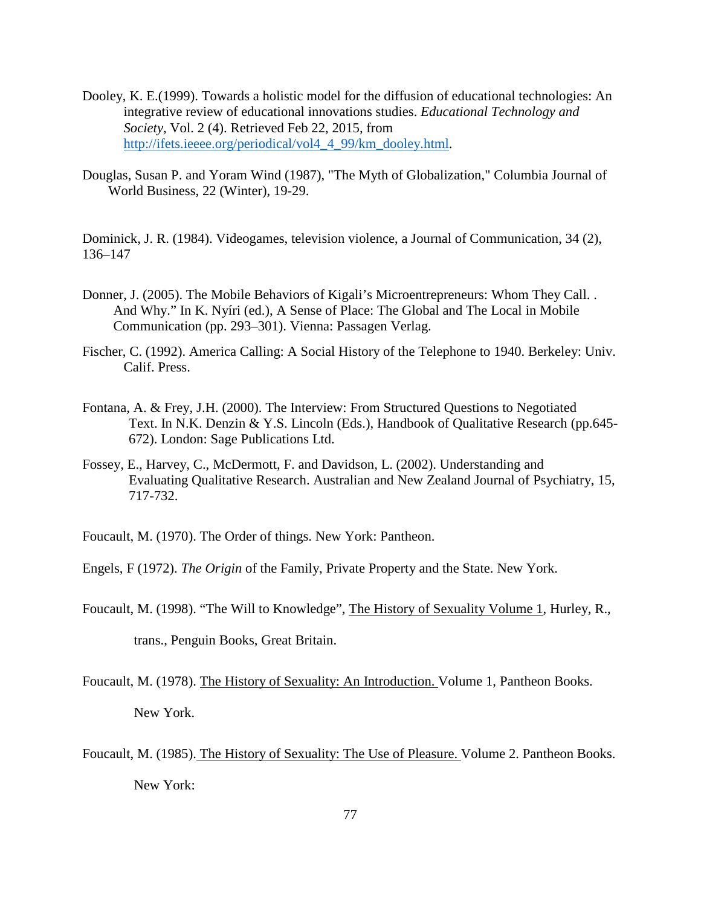Dooley, K. E.(1999). Towards a holistic model for the diffusion of educational technologies: An integrative review of educational innovations studies. *Educational Technology and Society*, Vol. 2 (4). Retrieved Feb 22, 2015, from http://ifets.ieeee.org/periodical/vol4_4_99/km_dooley.html.

Douglas, Susan P. and Yoram Wind (1987), "The Myth of Globalization," Columbia Journal of World Business, 22 (Winter), 19-29.

Dominick, J. R. (1984). Videogames, television violence, a Journal of Communication, 34 (2), 136–147

Donner, J. (2005). The Mobile Behaviors of Kigali's Microentrepreneurs: Whom They Call. . And Why." In K. Nyíri (ed.), A Sense of Place: The Global and The Local in Mobile Communication (pp. 293–301). Vienna: Passagen Verlag.

Fischer, C. (1992). America Calling: A Social History of the Telephone to 1940. Berkeley: Univ. Calif. Press.

Fontana, A. & Frey, J.H. (2000). The Interview: From Structured Questions to Negotiated Text. In N.K. Denzin & Y.S. Lincoln (Eds.), Handbook of Qualitative Research (pp.645-672). London: Sage Publications Ltd.

Fossey, E., Harvey, C., McDermott, F. and Davidson, L. (2002). Understanding and Evaluating Qualitative Research. Australian and New Zealand Journal of Psychiatry, 15, 717-732.

Foucault, M. (1970). The Order of things. New York: Pantheon.

Engels, F (1972). *The Origin* of the Family, Private Property and the State. New York.

Foucault, M. (1998). "The Will to Knowledge", The History of Sexuality Volume 1, Hurley, R., trans., Penguin Books, Great Britain.

Foucault, M. (1978). The History of Sexuality: An Introduction. Volume 1, Pantheon Books. New York.

Foucault, M. (1985). The History of Sexuality: The Use of Pleasure. Volume 2. Pantheon Books. New York: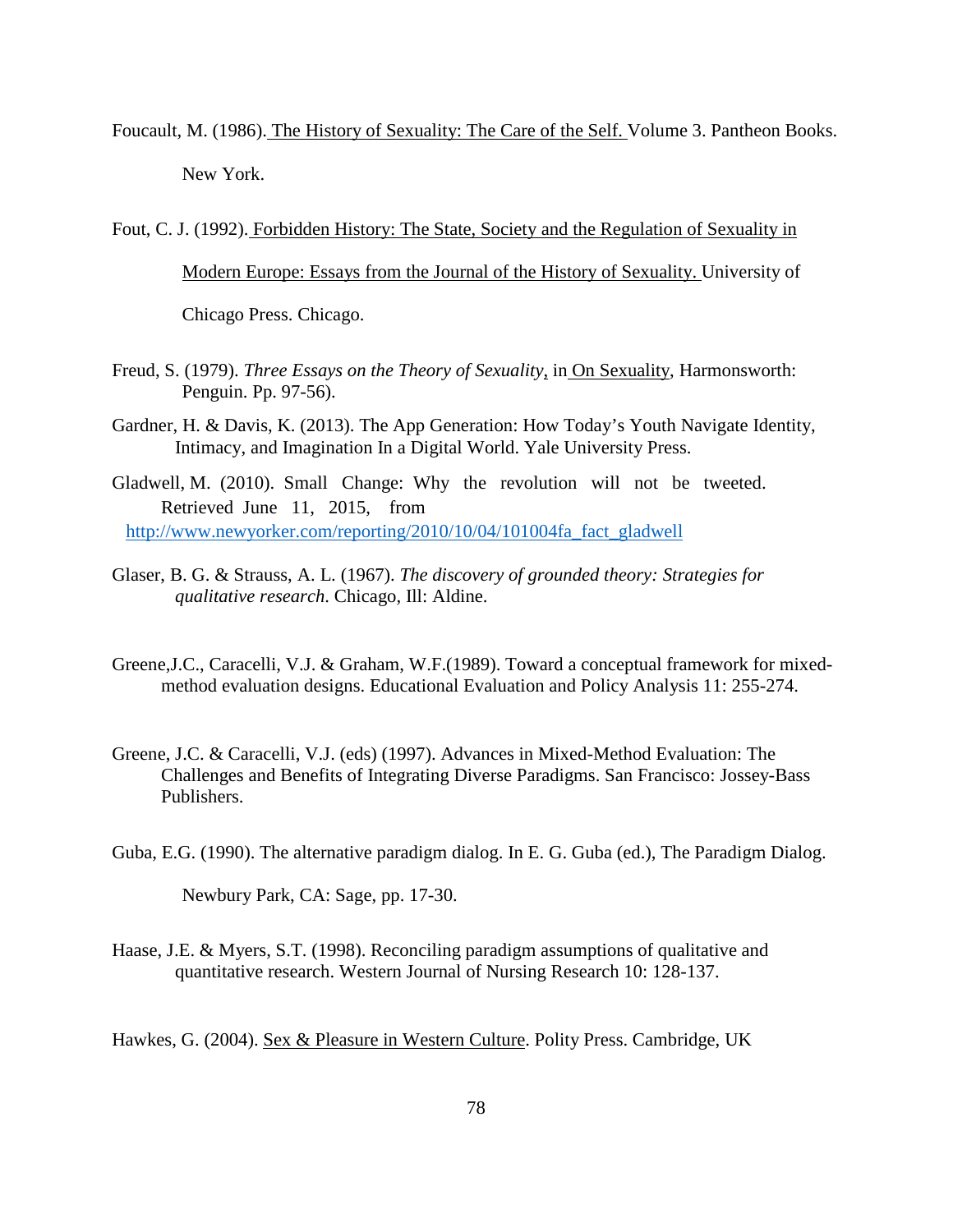Foucault, M. (1986). <u>The History of Sexuality: The Care of the Self.</u> Volume 3. Pantheon Books. New York.

Fout, C. J. (1992). <u>Forbidden History: The State, Society and the Regulation of Sexuality in Modern Europe: Essays from the Journal of the History of Sexuality.</u> University of Chicago Press. Chicago.

Freud, S. (1979). *Three Essays on the Theory of Sexuality*, in <u>On Sexuality</u>, Harmonsworth: Penguin. Pp. 97-56).

Gardner, H. & Davis, K. (2013). The App Generation: How Today's Youth Navigate Identity, Intimacy, and Imagination In a Digital World. Yale University Press.

Gladwell, M. (2010). Small Change: Why the revolution will not be tweeted. Retrieved June 11, 2015, from http://www.newyorker.com/reporting/2010/10/04/101004fa_fact_gladwell

Glaser, B. G. & Strauss, A. L. (1967). *The discovery of grounded theory: Strategies for qualitative research.* Chicago, Ill: Aldine.

Greene,J.C., Caracelli, V.J. & Graham, W.F.(1989). Toward a conceptual framework for mixed-method evaluation designs. Educational Evaluation and Policy Analysis 11: 255-274.

Greene, J.C. & Caracelli, V.J. (eds) (1997). Advances in Mixed-Method Evaluation: The Challenges and Benefits of Integrating Diverse Paradigms. San Francisco: Jossey-Bass Publishers.

Guba, E.G. (1990). The alternative paradigm dialog. In E. G. Guba (ed.), The Paradigm Dialog. Newbury Park, CA: Sage, pp. 17-30.

Haase, J.E. & Myers, S.T. (1998). Reconciling paradigm assumptions of qualitative and quantitative research. Western Journal of Nursing Research 10: 128-137.

Hawkes, G. (2004). <u>Sex & Pleasure in Western Culture</u>. Polity Press. Cambridge, UK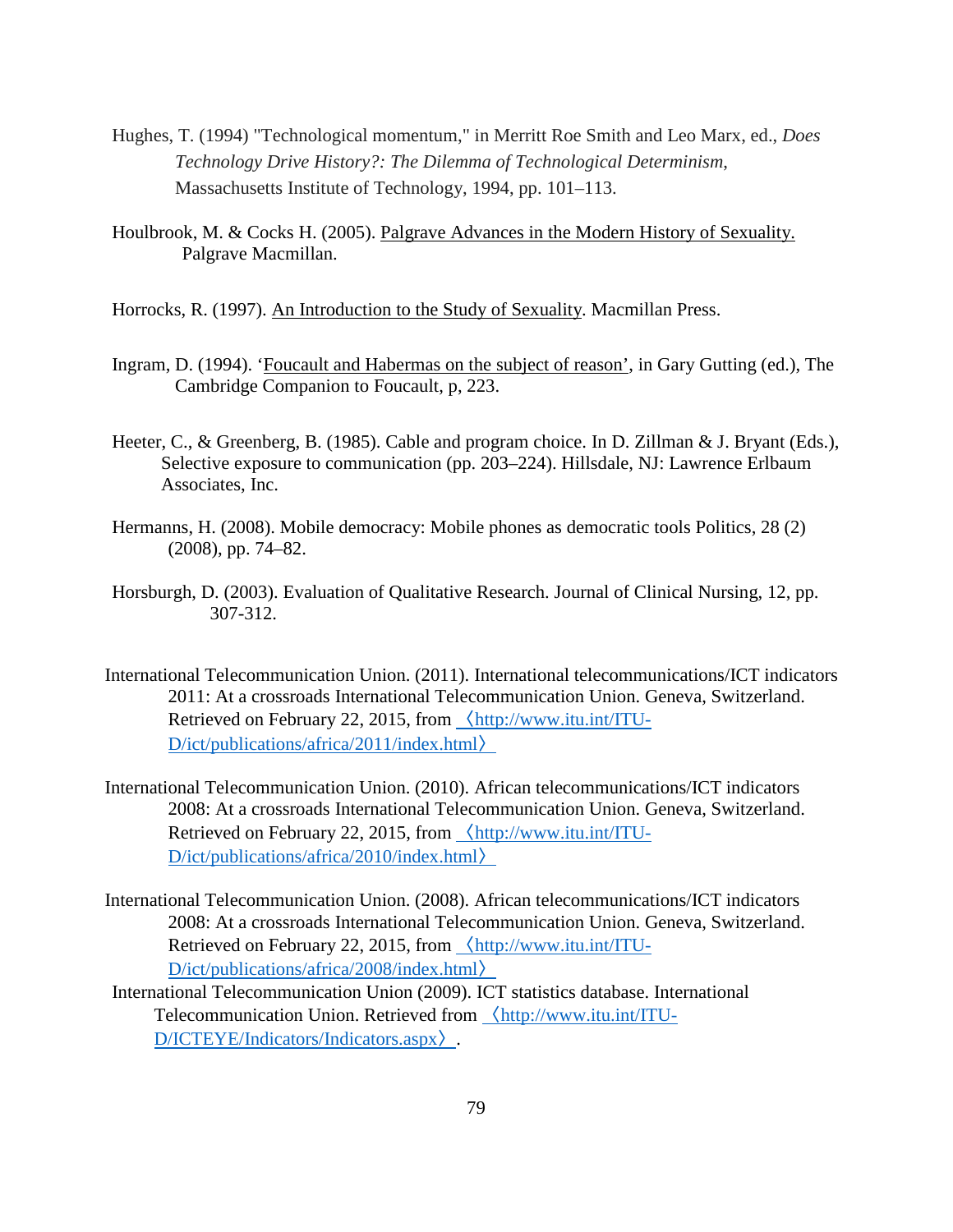Hughes, T. (1994) "Technological momentum," in Merritt Roe Smith and Leo Marx, ed., *Does Technology Drive History?: The Dilemma of Technological Determinism*, Massachusetts Institute of Technology, 1994, pp. 101–113.

Houlbrook, M. & Cocks H. (2005). Palgrave Advances in the Modern History of Sexuality. Palgrave Macmillan.

Horrocks, R. (1997). An Introduction to the Study of Sexuality. Macmillan Press.

Ingram, D. (1994). 'Foucault and Habermas on the subject of reason', in Gary Gutting (ed.), The Cambridge Companion to Foucault, p, 223.

Heeter, C., & Greenberg, B. (1985). Cable and program choice. In D. Zillman & J. Bryant (Eds.), Selective exposure to communication (pp. 203–224). Hillsdale, NJ: Lawrence Erlbaum Associates, Inc.

Hermanns, H. (2008). Mobile democracy: Mobile phones as democratic tools Politics, 28 (2) (2008), pp. 74–82.

Horsburgh, D. (2003). Evaluation of Qualitative Research. Journal of Clinical Nursing, 12, pp. 307-312.

International Telecommunication Union. (2011). International telecommunications/ICT indicators 2011: At a crossroads International Telecommunication Union. Geneva, Switzerland. Retrieved on February 22, 2015, from 〈http://www.itu.int/ITU-D/ict/publications/africa/2011/index.html〉

International Telecommunication Union. (2010). African telecommunications/ICT indicators 2008: At a crossroads International Telecommunication Union. Geneva, Switzerland. Retrieved on February 22, 2015, from 〈http://www.itu.int/ITU-D/ict/publications/africa/2010/index.html〉

International Telecommunication Union. (2008). African telecommunications/ICT indicators 2008: At a crossroads International Telecommunication Union. Geneva, Switzerland. Retrieved on February 22, 2015, from 〈http://www.itu.int/ITU-D/ict/publications/africa/2008/index.html〉

International Telecommunication Union (2009). ICT statistics database. International Telecommunication Union. Retrieved from 〈http://www.itu.int/ITU-D/ICTEYE/Indicators/Indicators.aspx〉.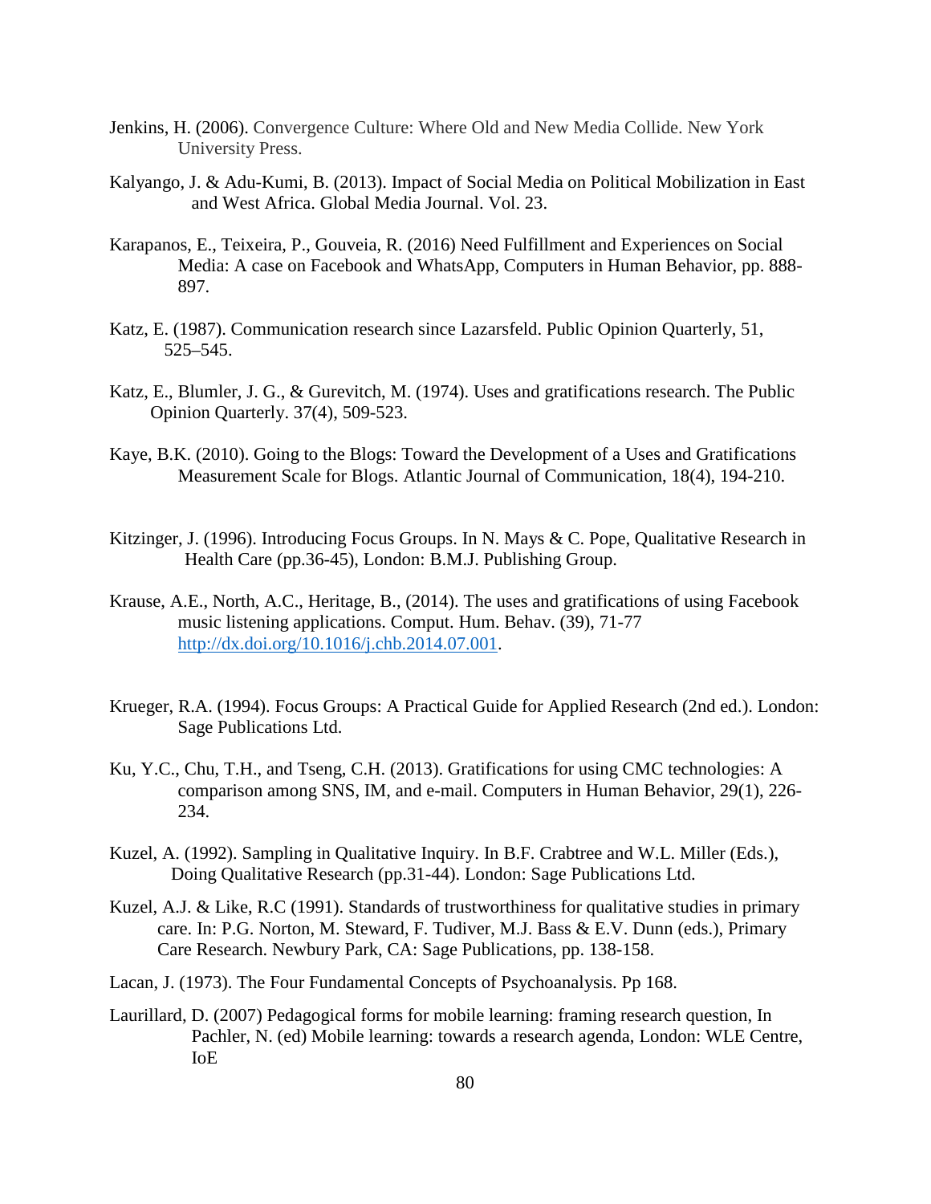Jenkins, H. (2006). Convergence Culture: Where Old and New Media Collide. New York University Press.

Kalyango, J. & Adu-Kumi, B. (2013). Impact of Social Media on Political Mobilization in East and West Africa. Global Media Journal. Vol. 23.

Karapanos, E., Teixeira, P., Gouveia, R. (2016) Need Fulfillment and Experiences on Social Media: A case on Facebook and WhatsApp, Computers in Human Behavior, pp. 888-897.

Katz, E. (1987). Communication research since Lazarsfeld. Public Opinion Quarterly, 51, 525–545.

Katz, E., Blumler, J. G., & Gurevitch, M. (1974). Uses and gratifications research. The Public Opinion Quarterly. 37(4), 509-523.

Kaye, B.K. (2010). Going to the Blogs: Toward the Development of a Uses and Gratifications Measurement Scale for Blogs. Atlantic Journal of Communication, 18(4), 194-210.

Kitzinger, J. (1996). Introducing Focus Groups. In N. Mays & C. Pope, Qualitative Research in Health Care (pp.36-45), London: B.M.J. Publishing Group.

Krause, A.E., North, A.C., Heritage, B., (2014). The uses and gratifications of using Facebook music listening applications. Comput. Hum. Behav. (39), 71-77 http://dx.doi.org/10.1016/j.chb.2014.07.001.

Krueger, R.A. (1994). Focus Groups: A Practical Guide for Applied Research (2nd ed.). London: Sage Publications Ltd.

Ku, Y.C., Chu, T.H., and Tseng, C.H. (2013). Gratifications for using CMC technologies: A comparison among SNS, IM, and e-mail. Computers in Human Behavior, 29(1), 226-234.

Kuzel, A. (1992). Sampling in Qualitative Inquiry. In B.F. Crabtree and W.L. Miller (Eds.), Doing Qualitative Research (pp.31-44). London: Sage Publications Ltd.

Kuzel, A.J. & Like, R.C (1991). Standards of trustworthiness for qualitative studies in primary care. In: P.G. Norton, M. Steward, F. Tudiver, M.J. Bass & E.V. Dunn (eds.), Primary Care Research. Newbury Park, CA: Sage Publications, pp. 138-158.

Lacan, J. (1973). The Four Fundamental Concepts of Psychoanalysis. Pp 168.

Laurillard, D. (2007) Pedagogical forms for mobile learning: framing research question, In Pachler, N. (ed) Mobile learning: towards a research agenda, London: WLE Centre, IoE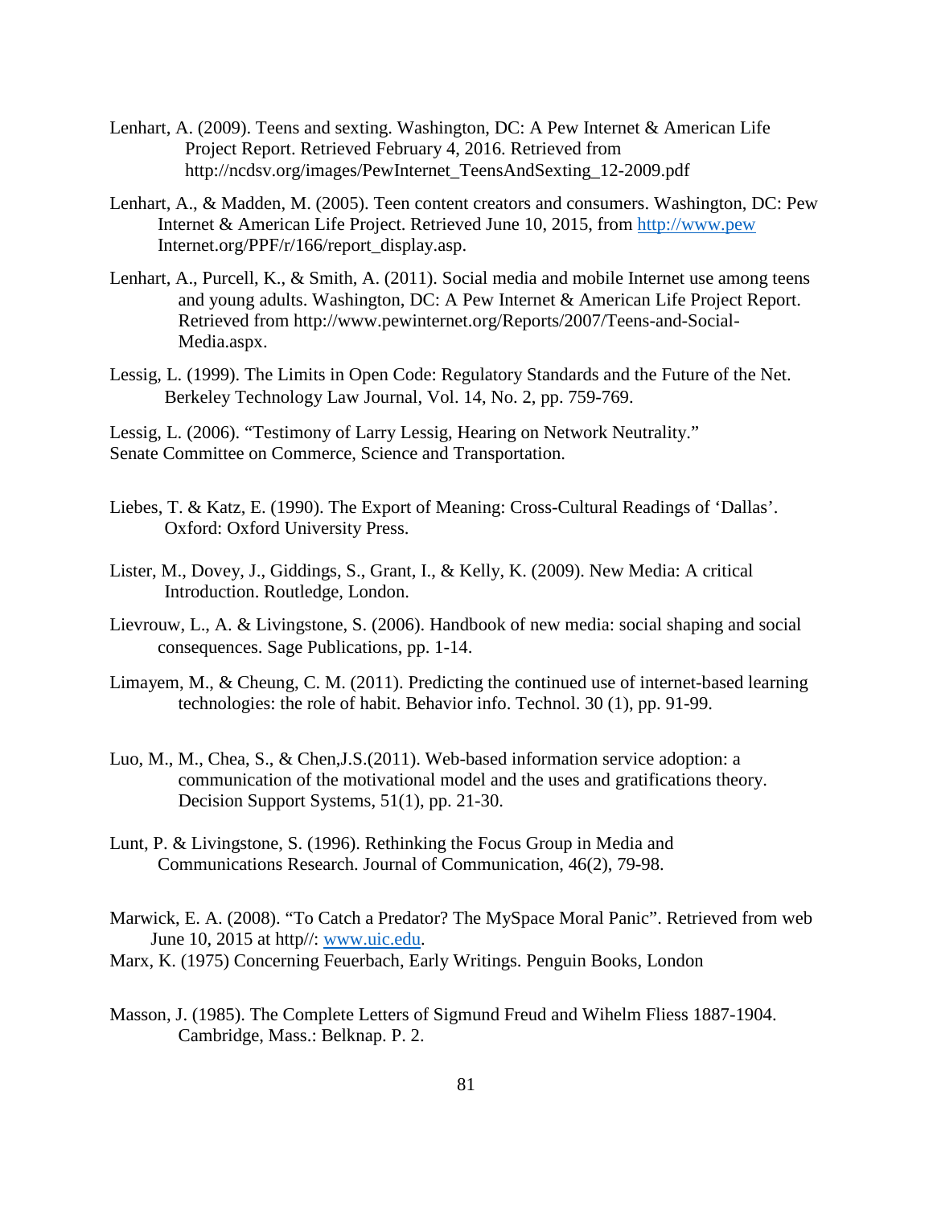Lenhart, A. (2009). Teens and sexting. Washington, DC: A Pew Internet & American Life Project Report. Retrieved February 4, 2016. Retrieved from http://ncdsv.org/images/PewInternet_TeensAndSexting_12-2009.pdf

Lenhart, A., & Madden, M. (2005). Teen content creators and consumers. Washington, DC: Pew Internet & American Life Project. Retrieved June 10, 2015, from http://www.pew Internet.org/PPF/r/166/report_display.asp.

Lenhart, A., Purcell, K., & Smith, A. (2011). Social media and mobile Internet use among teens and young adults. Washington, DC: A Pew Internet & American Life Project Report. Retrieved from http://www.pewinternet.org/Reports/2007/Teens-and-Social-Media.aspx.

Lessig, L. (1999). The Limits in Open Code: Regulatory Standards and the Future of the Net. Berkeley Technology Law Journal, Vol. 14, No. 2, pp. 759-769.

Lessig, L. (2006). "Testimony of Larry Lessig, Hearing on Network Neutrality." Senate Committee on Commerce, Science and Transportation.

Liebes, T. & Katz, E. (1990). The Export of Meaning: Cross-Cultural Readings of 'Dallas'. Oxford: Oxford University Press.

Lister, M., Dovey, J., Giddings, S., Grant, I., & Kelly, K. (2009). New Media: A critical Introduction. Routledge, London.

Lievrouw, L., A. & Livingstone, S. (2006). Handbook of new media: social shaping and social consequences. Sage Publications, pp. 1-14.

Limayem, M., & Cheung, C. M. (2011). Predicting the continued use of internet-based learning technologies: the role of habit. Behavior info. Technol. 30 (1), pp. 91-99.

Luo, M., M., Chea, S., & Chen,J.S.(2011). Web-based information service adoption: a communication of the motivational model and the uses and gratifications theory. Decision Support Systems, 51(1), pp. 21-30.

Lunt, P. & Livingstone, S. (1996). Rethinking the Focus Group in Media and Communications Research. Journal of Communication, 46(2), 79-98.

Marwick, E. A. (2008). "To Catch a Predator? The MySpace Moral Panic". Retrieved from web June 10, 2015 at http//: www.uic.edu.

Marx, K. (1975) Concerning Feuerbach, Early Writings. Penguin Books, London

Masson, J. (1985). The Complete Letters of Sigmund Freud and Wihelm Fliess 1887-1904. Cambridge, Mass.: Belknap. P. 2.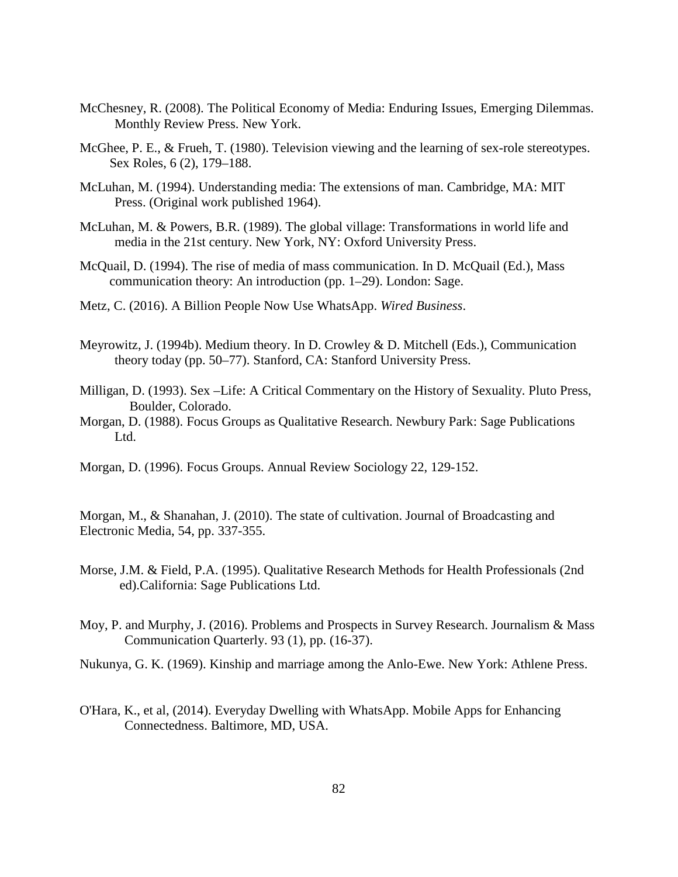McChesney, R. (2008). The Political Economy of Media: Enduring Issues, Emerging Dilemmas. Monthly Review Press. New York.

McGhee, P. E., & Frueh, T. (1980). Television viewing and the learning of sex-role stereotypes. Sex Roles, 6 (2), 179–188.

McLuhan, M. (1994). Understanding media: The extensions of man. Cambridge, MA: MIT Press. (Original work published 1964).

McLuhan, M. & Powers, B.R. (1989). The global village: Transformations in world life and media in the 21st century. New York, NY: Oxford University Press.

McQuail, D. (1994). The rise of media of mass communication. In D. McQuail (Ed.), Mass communication theory: An introduction (pp. 1–29). London: Sage.

Metz, C. (2016). A Billion People Now Use WhatsApp. *Wired Business*.

Meyrowitz, J. (1994b). Medium theory. In D. Crowley & D. Mitchell (Eds.), Communication theory today (pp. 50–77). Stanford, CA: Stanford University Press.

Milligan, D. (1993). Sex –Life: A Critical Commentary on the History of Sexuality. Pluto Press, Boulder, Colorado.

Morgan, D. (1988). Focus Groups as Qualitative Research. Newbury Park: Sage Publications Ltd.

Morgan, D. (1996). Focus Groups. Annual Review Sociology 22, 129-152.

Morgan, M., & Shanahan, J. (2010). The state of cultivation. Journal of Broadcasting and Electronic Media, 54, pp. 337-355.

Morse, J.M. & Field, P.A. (1995). Qualitative Research Methods for Health Professionals (2nd ed).California: Sage Publications Ltd.

Moy, P. and Murphy, J. (2016). Problems and Prospects in Survey Research. Journalism & Mass Communication Quarterly. 93 (1), pp. (16-37).

Nukunya, G. K. (1969). Kinship and marriage among the Anlo-Ewe. New York: Athlene Press.

O'Hara, K., et al, (2014). Everyday Dwelling with WhatsApp. Mobile Apps for Enhancing Connectedness. Baltimore, MD, USA.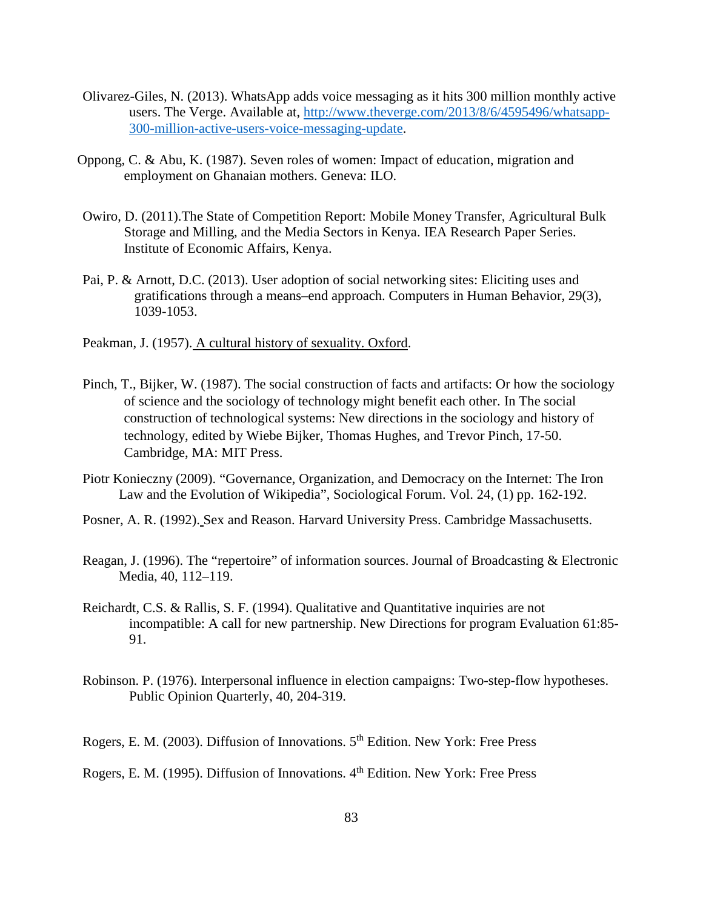Olivarez-Giles, N. (2013). WhatsApp adds voice messaging as it hits 300 million monthly active users. The Verge. Available at, http://www.theverge.com/2013/8/6/4595496/whatsapp-300-million-active-users-voice-messaging-update.

Oppong, C. & Abu, K. (1987). Seven roles of women: Impact of education, migration and employment on Ghanaian mothers. Geneva: ILO.

Owiro, D. (2011).The State of Competition Report: Mobile Money Transfer, Agricultural Bulk Storage and Milling, and the Media Sectors in Kenya. IEA Research Paper Series. Institute of Economic Affairs, Kenya.

Pai, P. & Arnott, D.C. (2013). User adoption of social networking sites: Eliciting uses and gratifications through a means–end approach. Computers in Human Behavior, 29(3), 1039-1053.

Peakman, J. (1957). A cultural history of sexuality. Oxford.

Pinch, T., Bijker, W. (1987). The social construction of facts and artifacts: Or how the sociology of science and the sociology of technology might benefit each other. In The social construction of technological systems: New directions in the sociology and history of technology, edited by Wiebe Bijker, Thomas Hughes, and Trevor Pinch, 17-50. Cambridge, MA: MIT Press.

Piotr Konieczny (2009). "Governance, Organization, and Democracy on the Internet: The Iron Law and the Evolution of Wikipedia", Sociological Forum. Vol. 24, (1) pp. 162-192.

Posner, A. R. (1992). Sex and Reason. Harvard University Press. Cambridge Massachusetts.

Reagan, J. (1996). The "repertoire" of information sources. Journal of Broadcasting & Electronic Media, 40, 112–119.

Reichardt, C.S. & Rallis, S. F. (1994). Qualitative and Quantitative inquiries are not incompatible: A call for new partnership. New Directions for program Evaluation 61:85-91.

Robinson. P. (1976). Interpersonal influence in election campaigns: Two-step-flow hypotheses. Public Opinion Quarterly, 40, 204-319.

Rogers, E. M. (2003). Diffusion of Innovations. 5th Edition. New York: Free Press

Rogers, E. M. (1995). Diffusion of Innovations. 4th Edition. New York: Free Press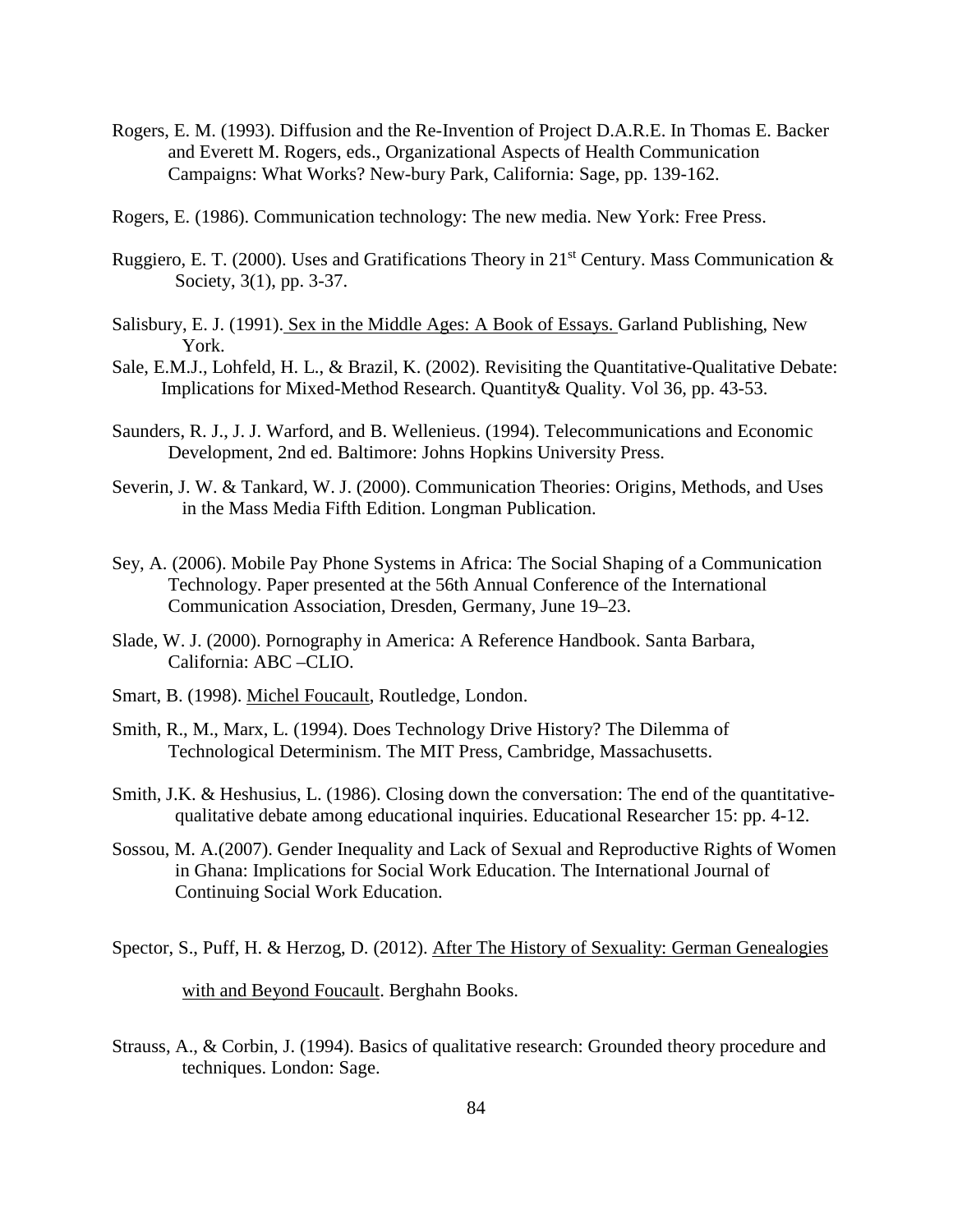Rogers, E. M. (1993). Diffusion and the Re-Invention of Project D.A.R.E. In Thomas E. Backer and Everett M. Rogers, eds., Organizational Aspects of Health Communication Campaigns: What Works? New-bury Park, California: Sage, pp. 139-162.

Rogers, E. (1986). Communication technology: The new media. New York: Free Press.

Ruggiero, E. T. (2000). Uses and Gratifications Theory in 21st Century. Mass Communication & Society, 3(1), pp. 3-37.

Salisbury, E. J. (1991). Sex in the Middle Ages: A Book of Essays. Garland Publishing, New York.

Sale, E.M.J., Lohfeld, H. L., & Brazil, K. (2002). Revisiting the Quantitative-Qualitative Debate: Implications for Mixed-Method Research. Quantity& Quality. Vol 36, pp. 43-53.

Saunders, R. J., J. J. Warford, and B. Wellenieus. (1994). Telecommunications and Economic Development, 2nd ed. Baltimore: Johns Hopkins University Press.

Severin, J. W. & Tankard, W. J. (2000). Communication Theories: Origins, Methods, and Uses in the Mass Media Fifth Edition. Longman Publication.

Sey, A. (2006). Mobile Pay Phone Systems in Africa: The Social Shaping of a Communication Technology. Paper presented at the 56th Annual Conference of the International Communication Association, Dresden, Germany, June 19–23.

Slade, W. J. (2000). Pornography in America: A Reference Handbook. Santa Barbara, California: ABC –CLIO.

Smart, B. (1998). Michel Foucault, Routledge, London.

Smith, R., M., Marx, L. (1994). Does Technology Drive History? The Dilemma of Technological Determinism. The MIT Press, Cambridge, Massachusetts.

Smith, J.K. & Heshusius, L. (1986). Closing down the conversation: The end of the quantitative-qualitative debate among educational inquiries. Educational Researcher 15: pp. 4-12.

Sossou, M. A.(2007). Gender Inequality and Lack of Sexual and Reproductive Rights of Women in Ghana: Implications for Social Work Education. The International Journal of Continuing Social Work Education.

Spector, S., Puff, H. & Herzog, D. (2012). After The History of Sexuality: German Genealogies with and Beyond Foucault. Berghahn Books.

Strauss, A., & Corbin, J. (1994). Basics of qualitative research: Grounded theory procedure and techniques. London: Sage.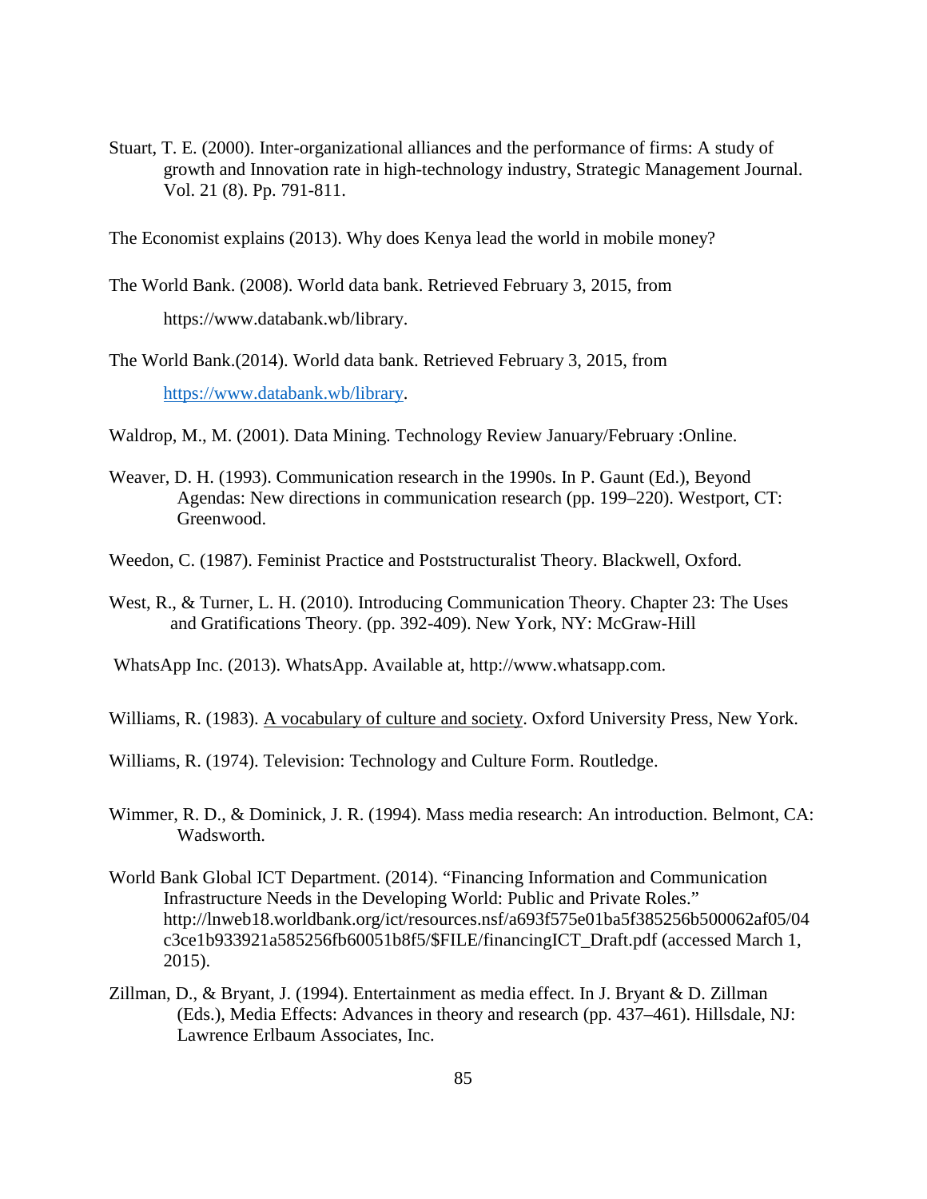Stuart, T. E. (2000). Inter-organizational alliances and the performance of firms: A study of growth and Innovation rate in high-technology industry, Strategic Management Journal. Vol. 21 (8). Pp. 791-811.

The Economist explains (2013). Why does Kenya lead the world in mobile money?

The World Bank. (2008). World data bank. Retrieved February 3, 2015, from https://www.databank.wb/library.

The World Bank.(2014). World data bank. Retrieved February 3, 2015, from https://www.databank.wb/library.

Waldrop, M., M. (2001). Data Mining. Technology Review January/February :Online.

Weaver, D. H. (1993). Communication research in the 1990s. In P. Gaunt (Ed.), Beyond Agendas: New directions in communication research (pp. 199–220). Westport, CT: Greenwood.

Weedon, C. (1987). Feminist Practice and Poststructuralist Theory. Blackwell, Oxford.

West, R., & Turner, L. H. (2010). Introducing Communication Theory. Chapter 23: The Uses and Gratifications Theory. (pp. 392-409). New York, NY: McGraw-Hill

WhatsApp Inc. (2013). WhatsApp. Available at, http://www.whatsapp.com.

Williams, R. (1983). A vocabulary of culture and society. Oxford University Press, New York.

Williams, R. (1974). Television: Technology and Culture Form. Routledge.

Wimmer, R. D., & Dominick, J. R. (1994). Mass media research: An introduction. Belmont, CA: Wadsworth.

World Bank Global ICT Department. (2014). "Financing Information and Communication Infrastructure Needs in the Developing World: Public and Private Roles." http://lnweb18.worldbank.org/ict/resources.nsf/a693f575e01ba5f385256b500062af05/04c3ce1b933921a585256fb60051b8f5/$FILE/financingICT_Draft.pdf (accessed March 1, 2015).

Zillman, D., & Bryant, J. (1994). Entertainment as media effect. In J. Bryant & D. Zillman (Eds.), Media Effects: Advances in theory and research (pp. 437–461). Hillsdale, NJ: Lawrence Erlbaum Associates, Inc.